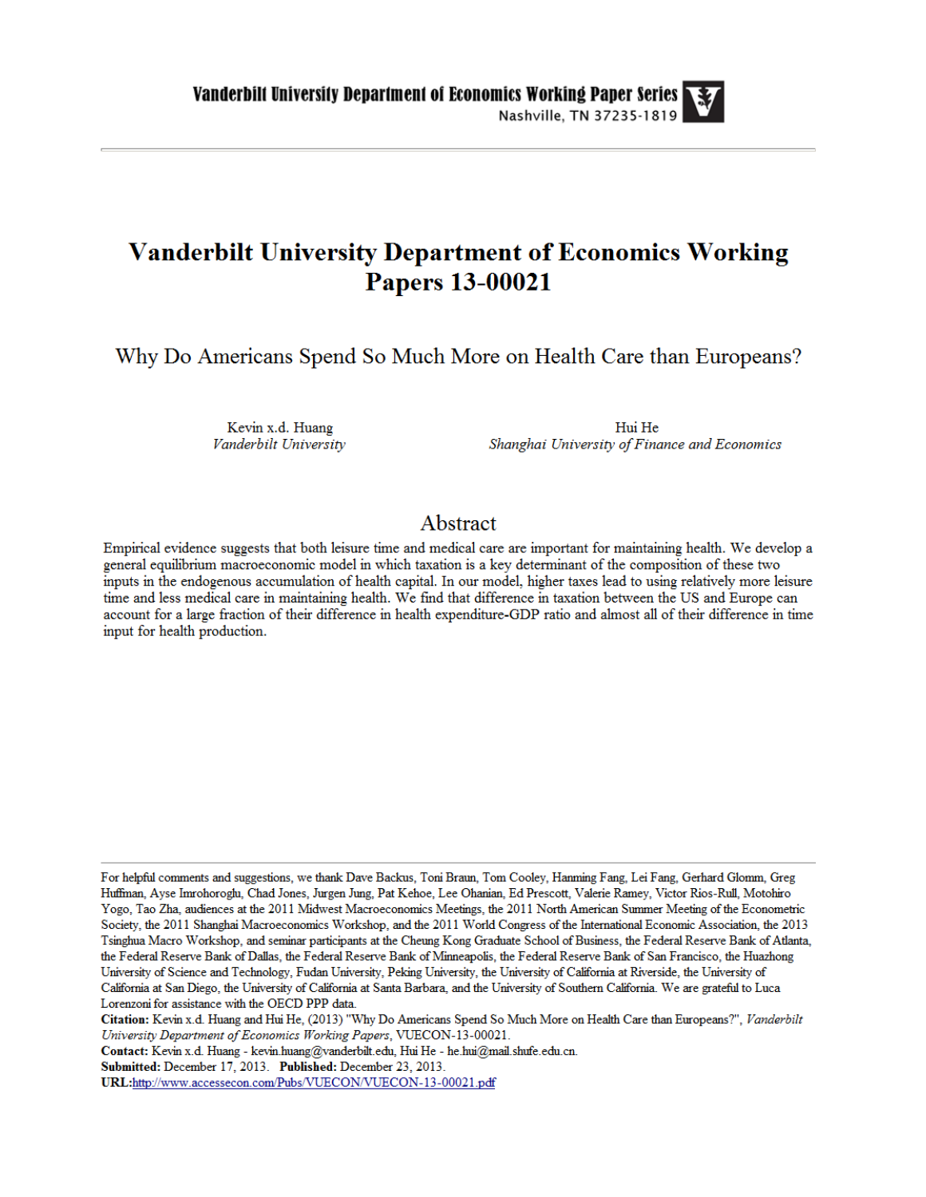Vanderbilt University Department of Economics Working Paper Series

Nashville, TN 37235-1819

# Vanderbilt University Department of Economics Working Papers 13-00021

## Why Do Americans Spend So Much More on Health Care than Europeans?

Kevin x.d. Huang
*Vanderbilt University*

Hui He
*Shanghai University of Finance and Economics*

## Abstract

Empirical evidence suggests that both leisure time and medical care are important for maintaining health. We develop a general equilibrium macroeconomic model in which taxation is a key determinant of the composition of these two inputs in the endogenous accumulation of health capital. In our model, higher taxes lead to using relatively more leisure time and less medical care in maintaining health. We find that difference in taxation between the US and Europe can account for a large fraction of their difference in health expenditure-GDP ratio and almost all of their difference in time input for health production.

---

For helpful comments and suggestions, we thank Dave Backus, Toni Braun, Tom Cooley, Hanming Fang, Lei Fang, Gerhard Glomm, Greg Huffman, Ayse Imrohoroglu, Chad Jones, Jurgen Jung, Pat Kehoe, Lee Ohanian, Ed Prescott, Valerie Ramey, Victor Rios-Rull, Motohiro Yogo, Tao Zha, audiences at the 2011 Midwest Macroeconomics Meetings, the 2011 North American Summer Meeting of the Econometric Society, the 2011 Shanghai Macroeconomics Workshop, and the 2011 World Congress of the International Economic Association, the 2013 Tsinghua Macro Workshop, and seminar participants at the Cheung Kong Graduate School of Business, the Federal Reserve Bank of Atlanta, the Federal Reserve Bank of Dallas, the Federal Reserve Bank of Minneapolis, the Federal Reserve Bank of San Francisco, the Huazhong University of Science and Technology, Fudan University, Peking University, the University of California at Riverside, the University of California at San Diego, the University of California at Santa Barbara, and the University of Southern California. We are grateful to Luca Lorenzoni for assistance with the OECD PPP data.

**Citation:** Kevin x.d. Huang and Hui He, (2013) "Why Do Americans Spend So Much More on Health Care than Europeans?", *Vanderbilt University Department of Economics Working Papers*, VUECON-13-00021.

**Contact:** Kevin x.d. Huang - kevin.huang@vanderbilt.edu, Hui He - he.hui@mail.shufe.edu.cn.

**Submitted:** December 17, 2013. **Published:** December 23, 2013.

**URL:** http://www.accessecon.com/Pubs/VUECON/VUECON-13-00021.pdf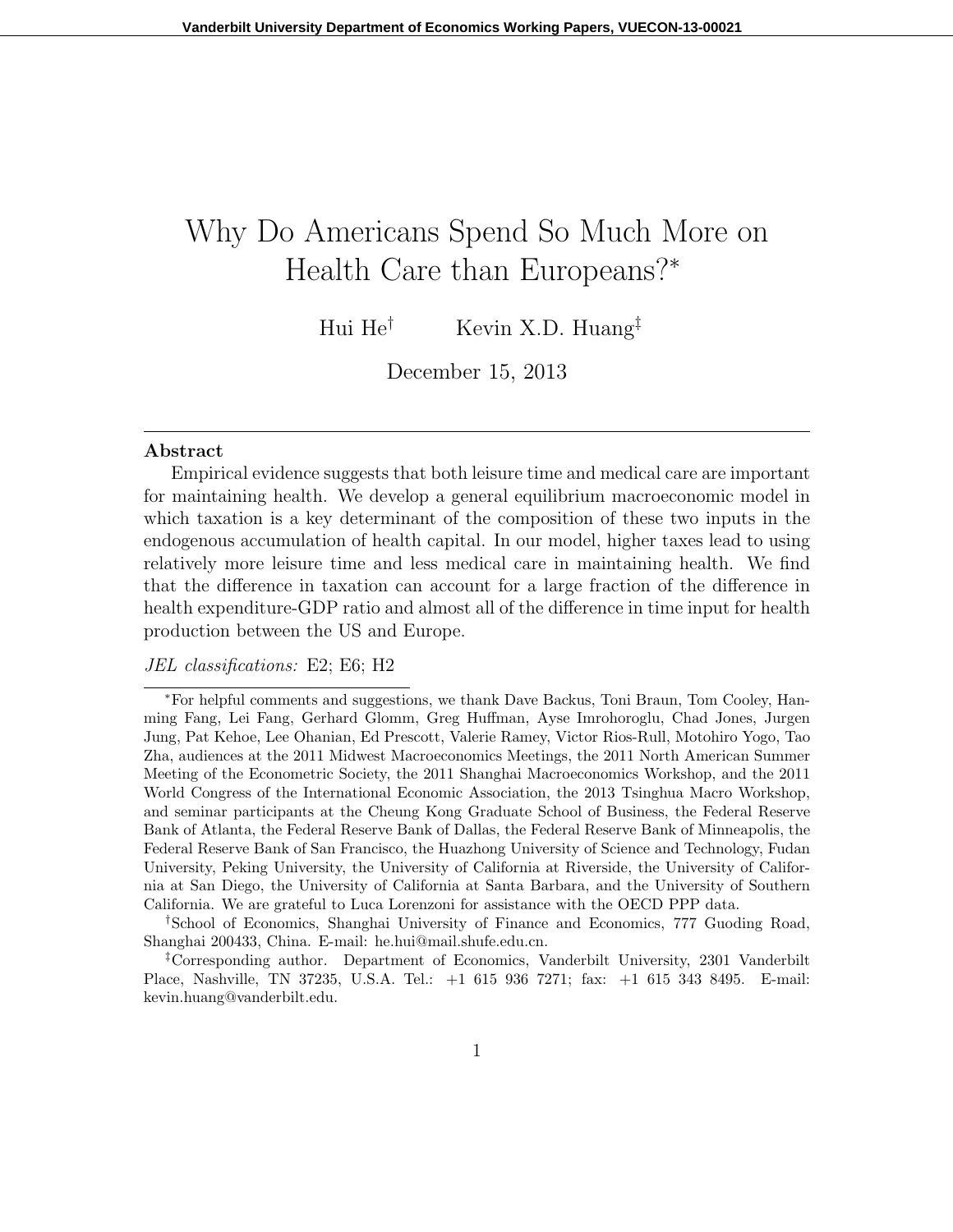# Why Do Americans Spend So Much More on Health Care than Europeans?*

Hui He[†] Kevin X.D. Huang[‡]

December 15, 2013

---

**Abstract**

Empirical evidence suggests that both leisure time and medical care are important for maintaining health. We develop a general equilibrium macroeconomic model in which taxation is a key determinant of the composition of these two inputs in the endogenous accumulation of health capital. In our model, higher taxes lead to using relatively more leisure time and less medical care in maintaining health. We find that the difference in taxation can account for a large fraction of the difference in health expenditure-GDP ratio and almost all of the difference in time input for health production between the US and Europe.

*JEL classifications:* E2; E6; H2

---

*For helpful comments and suggestions, we thank Dave Backus, Toni Braun, Tom Cooley, Hanming Fang, Lei Fang, Gerhard Glomm, Greg Huffman, Ayse Imrohoroglu, Chad Jones, Jurgen Jung, Pat Kehoe, Lee Ohanian, Ed Prescott, Valerie Ramey, Victor Rios-Rull, Motohiro Yogo, Tao Zha, audiences at the 2011 Midwest Macroeconomics Meetings, the 2011 North American Summer Meeting of the Econometric Society, the 2011 Shanghai Macroeconomics Workshop, and the 2011 World Congress of the International Economic Association, the 2013 Tsinghua Macro Workshop, and seminar participants at the Cheung Kong Graduate School of Business, the Federal Reserve Bank of Atlanta, the Federal Reserve Bank of Dallas, the Federal Reserve Bank of Minneapolis, the Federal Reserve Bank of San Francisco, the Huazhong University of Science and Technology, Fudan University, Peking University, the University of California at Riverside, the University of California at San Diego, the University of California at Santa Barbara, and the University of Southern California. We are grateful to Luca Lorenzoni for assistance with the OECD PPP data.

†School of Economics, Shanghai University of Finance and Economics, 777 Guoding Road, Shanghai 200433, China. E-mail: he.hui@mail.shufe.edu.cn.

‡Corresponding author. Department of Economics, Vanderbilt University, 2301 Vanderbilt Place, Nashville, TN 37235, U.S.A. Tel.: +1 615 936 7271; fax: +1 615 343 8495. E-mail: kevin.huang@vanderbilt.edu.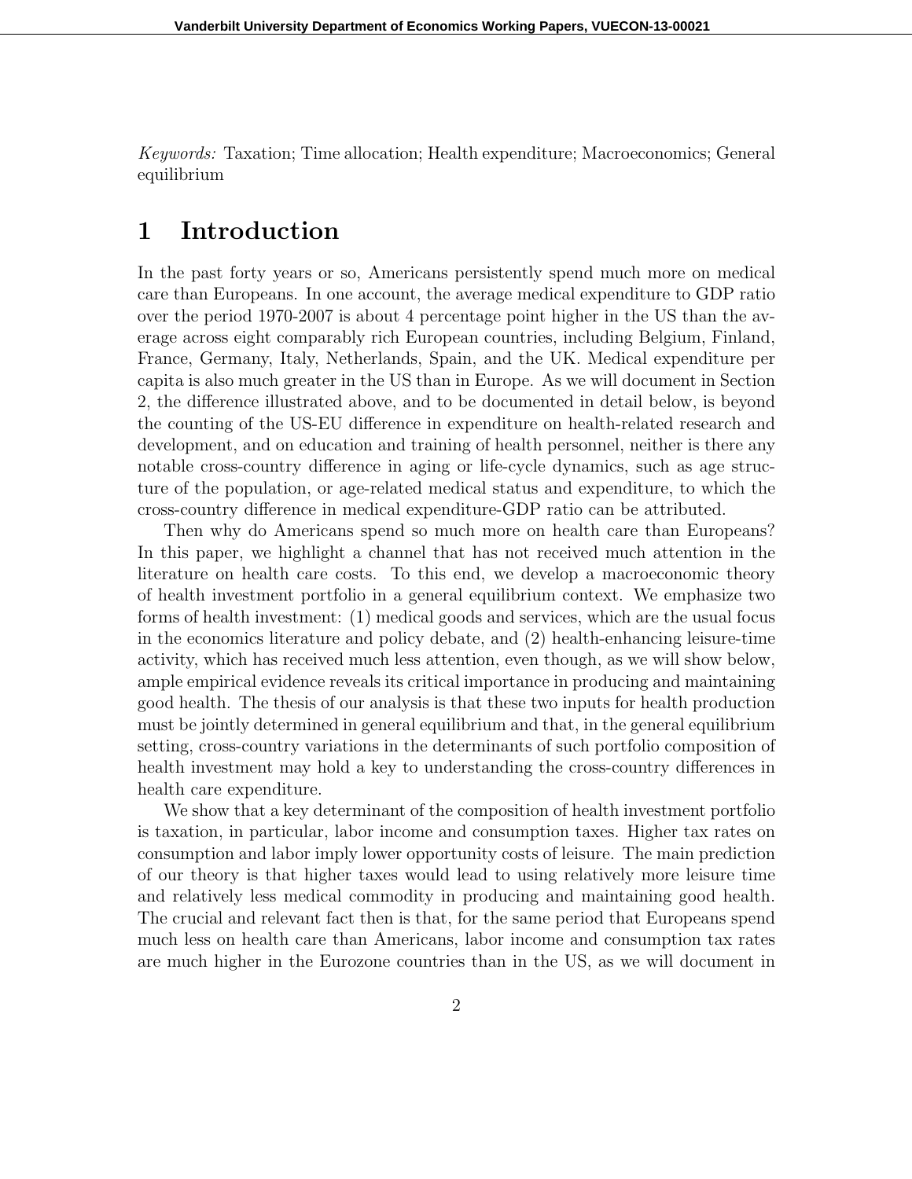*Keywords:* Taxation; Time allocation; Health expenditure; Macroeconomics; General equilibrium

# 1 Introduction

In the past forty years or so, Americans persistently spend much more on medical care than Europeans. In one account, the average medical expenditure to GDP ratio over the period 1970-2007 is about 4 percentage point higher in the US than the average across eight comparably rich European countries, including Belgium, Finland, France, Germany, Italy, Netherlands, Spain, and the UK. Medical expenditure per capita is also much greater in the US than in Europe. As we will document in Section 2, the difference illustrated above, and to be documented in detail below, is beyond the counting of the US-EU difference in expenditure on health-related research and development, and on education and training of health personnel, neither is there any notable cross-country difference in aging or life-cycle dynamics, such as age structure of the population, or age-related medical status and expenditure, to which the cross-country difference in medical expenditure-GDP ratio can be attributed.

Then why do Americans spend so much more on health care than Europeans? In this paper, we highlight a channel that has not received much attention in the literature on health care costs. To this end, we develop a macroeconomic theory of health investment portfolio in a general equilibrium context. We emphasize two forms of health investment: (1) medical goods and services, which are the usual focus in the economics literature and policy debate, and (2) health-enhancing leisure-time activity, which has received much less attention, even though, as we will show below, ample empirical evidence reveals its critical importance in producing and maintaining good health. The thesis of our analysis is that these two inputs for health production must be jointly determined in general equilibrium and that, in the general equilibrium setting, cross-country variations in the determinants of such portfolio composition of health investment may hold a key to understanding the cross-country differences in health care expenditure.

We show that a key determinant of the composition of health investment portfolio is taxation, in particular, labor income and consumption taxes. Higher tax rates on consumption and labor imply lower opportunity costs of leisure. The main prediction of our theory is that higher taxes would lead to using relatively more leisure time and relatively less medical commodity in producing and maintaining good health. The crucial and relevant fact then is that, for the same period that Europeans spend much less on health care than Americans, labor income and consumption tax rates are much higher in the Eurozone countries than in the US, as we will document in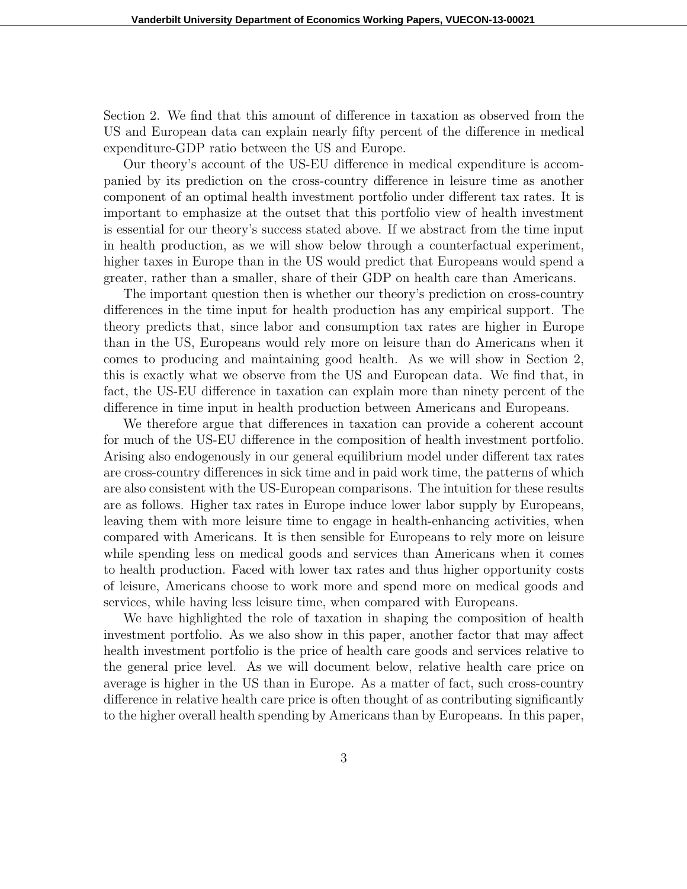Section 2. We find that this amount of difference in taxation as observed from the US and European data can explain nearly fifty percent of the difference in medical expenditure-GDP ratio between the US and Europe.

Our theory's account of the US-EU difference in medical expenditure is accompanied by its prediction on the cross-country difference in leisure time as another component of an optimal health investment portfolio under different tax rates. It is important to emphasize at the outset that this portfolio view of health investment is essential for our theory's success stated above. If we abstract from the time input in health production, as we will show below through a counterfactual experiment, higher taxes in Europe than in the US would predict that Europeans would spend a greater, rather than a smaller, share of their GDP on health care than Americans.

The important question then is whether our theory's prediction on cross-country differences in the time input for health production has any empirical support. The theory predicts that, since labor and consumption tax rates are higher in Europe than in the US, Europeans would rely more on leisure than do Americans when it comes to producing and maintaining good health. As we will show in Section 2, this is exactly what we observe from the US and European data. We find that, in fact, the US-EU difference in taxation can explain more than ninety percent of the difference in time input in health production between Americans and Europeans.

We therefore argue that differences in taxation can provide a coherent account for much of the US-EU difference in the composition of health investment portfolio. Arising also endogenously in our general equilibrium model under different tax rates are cross-country differences in sick time and in paid work time, the patterns of which are also consistent with the US-European comparisons. The intuition for these results are as follows. Higher tax rates in Europe induce lower labor supply by Europeans, leaving them with more leisure time to engage in health-enhancing activities, when compared with Americans. It is then sensible for Europeans to rely more on leisure while spending less on medical goods and services than Americans when it comes to health production. Faced with lower tax rates and thus higher opportunity costs of leisure, Americans choose to work more and spend more on medical goods and services, while having less leisure time, when compared with Europeans.

We have highlighted the role of taxation in shaping the composition of health investment portfolio. As we also show in this paper, another factor that may affect health investment portfolio is the price of health care goods and services relative to the general price level. As we will document below, relative health care price on average is higher in the US than in Europe. As a matter of fact, such cross-country difference in relative health care price is often thought of as contributing significantly to the higher overall health spending by Americans than by Europeans. In this paper,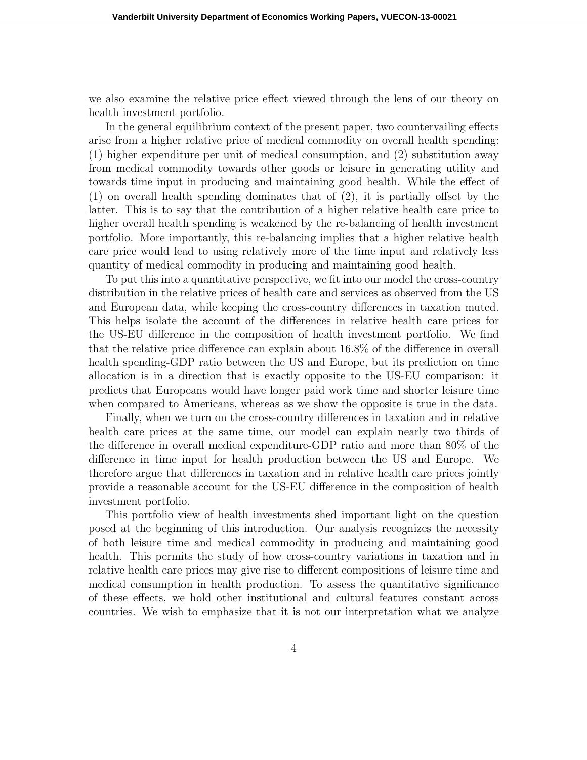we also examine the relative price effect viewed through the lens of our theory on health investment portfolio.

In the general equilibrium context of the present paper, two countervailing effects arise from a higher relative price of medical commodity on overall health spending: (1) higher expenditure per unit of medical consumption, and (2) substitution away from medical commodity towards other goods or leisure in generating utility and towards time input in producing and maintaining good health. While the effect of (1) on overall health spending dominates that of (2), it is partially offset by the latter. This is to say that the contribution of a higher relative health care price to higher overall health spending is weakened by the re-balancing of health investment portfolio. More importantly, this re-balancing implies that a higher relative health care price would lead to using relatively more of the time input and relatively less quantity of medical commodity in producing and maintaining good health.

To put this into a quantitative perspective, we fit into our model the cross-country distribution in the relative prices of health care and services as observed from the US and European data, while keeping the cross-country differences in taxation muted. This helps isolate the account of the differences in relative health care prices for the US-EU difference in the composition of health investment portfolio. We find that the relative price difference can explain about 16.8% of the difference in overall health spending-GDP ratio between the US and Europe, but its prediction on time allocation is in a direction that is exactly opposite to the US-EU comparison: it predicts that Europeans would have longer paid work time and shorter leisure time when compared to Americans, whereas as we show the opposite is true in the data.

Finally, when we turn on the cross-country differences in taxation and in relative health care prices at the same time, our model can explain nearly two thirds of the difference in overall medical expenditure-GDP ratio and more than 80% of the difference in time input for health production between the US and Europe. We therefore argue that differences in taxation and in relative health care prices jointly provide a reasonable account for the US-EU difference in the composition of health investment portfolio.

This portfolio view of health investments shed important light on the question posed at the beginning of this introduction. Our analysis recognizes the necessity of both leisure time and medical commodity in producing and maintaining good health. This permits the study of how cross-country variations in taxation and in relative health care prices may give rise to different compositions of leisure time and medical consumption in health production. To assess the quantitative significance of these effects, we hold other institutional and cultural features constant across countries. We wish to emphasize that it is not our interpretation what we analyze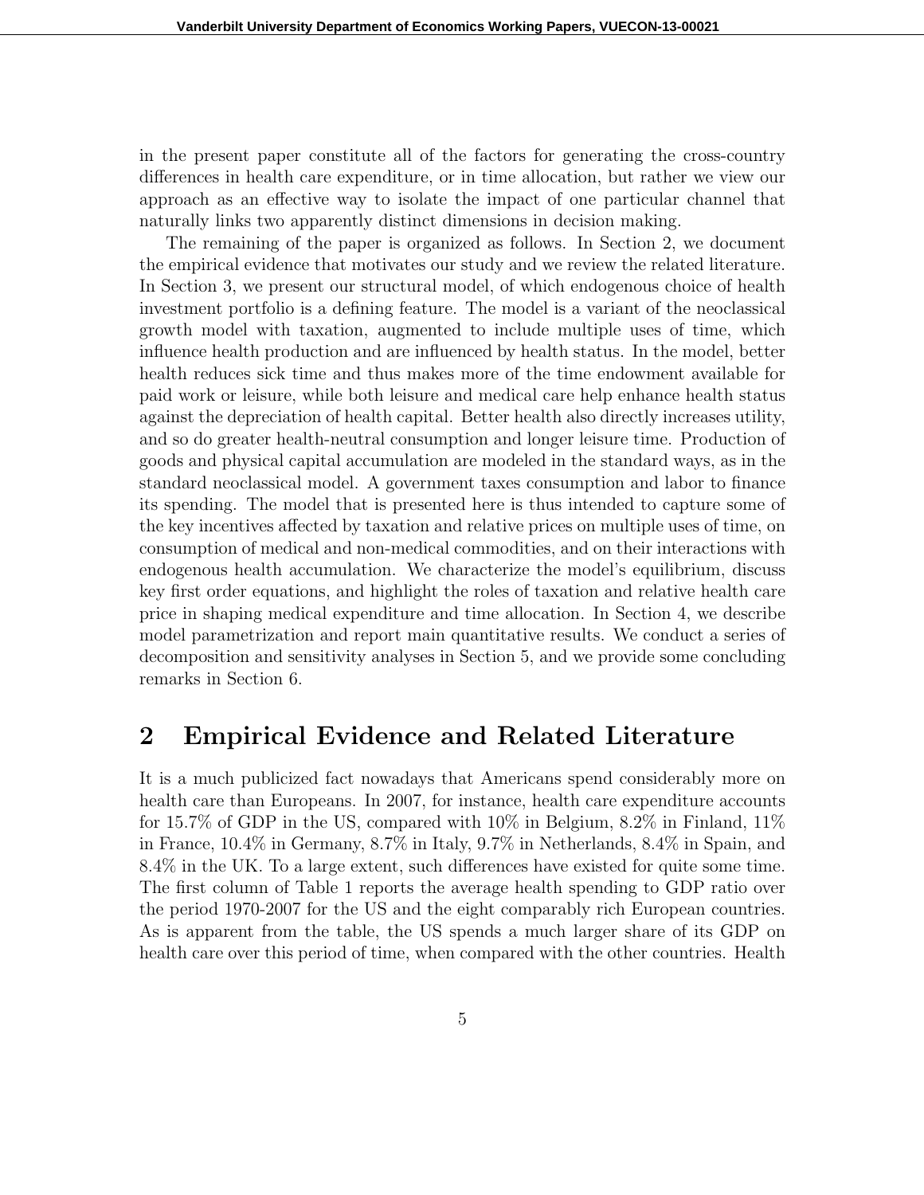in the present paper constitute all of the factors for generating the cross-country differences in health care expenditure, or in time allocation, but rather we view our approach as an effective way to isolate the impact of one particular channel that naturally links two apparently distinct dimensions in decision making.

The remaining of the paper is organized as follows. In Section 2, we document the empirical evidence that motivates our study and we review the related literature. In Section 3, we present our structural model, of which endogenous choice of health investment portfolio is a defining feature. The model is a variant of the neoclassical growth model with taxation, augmented to include multiple uses of time, which influence health production and are influenced by health status. In the model, better health reduces sick time and thus makes more of the time endowment available for paid work or leisure, while both leisure and medical care help enhance health status against the depreciation of health capital. Better health also directly increases utility, and so do greater health-neutral consumption and longer leisure time. Production of goods and physical capital accumulation are modeled in the standard ways, as in the standard neoclassical model. A government taxes consumption and labor to finance its spending. The model that is presented here is thus intended to capture some of the key incentives affected by taxation and relative prices on multiple uses of time, on consumption of medical and non-medical commodities, and on their interactions with endogenous health accumulation. We characterize the model's equilibrium, discuss key first order equations, and highlight the roles of taxation and relative health care price in shaping medical expenditure and time allocation. In Section 4, we describe model parametrization and report main quantitative results. We conduct a series of decomposition and sensitivity analyses in Section 5, and we provide some concluding remarks in Section 6.

# 2 Empirical Evidence and Related Literature

It is a much publicized fact nowadays that Americans spend considerably more on health care than Europeans. In 2007, for instance, health care expenditure accounts for 15.7% of GDP in the US, compared with 10% in Belgium, 8.2% in Finland, 11% in France, 10.4% in Germany, 8.7% in Italy, 9.7% in Netherlands, 8.4% in Spain, and 8.4% in the UK. To a large extent, such differences have existed for quite some time. The first column of Table 1 reports the average health spending to GDP ratio over the period 1970-2007 for the US and the eight comparably rich European countries. As is apparent from the table, the US spends a much larger share of its GDP on health care over this period of time, when compared with the other countries. Health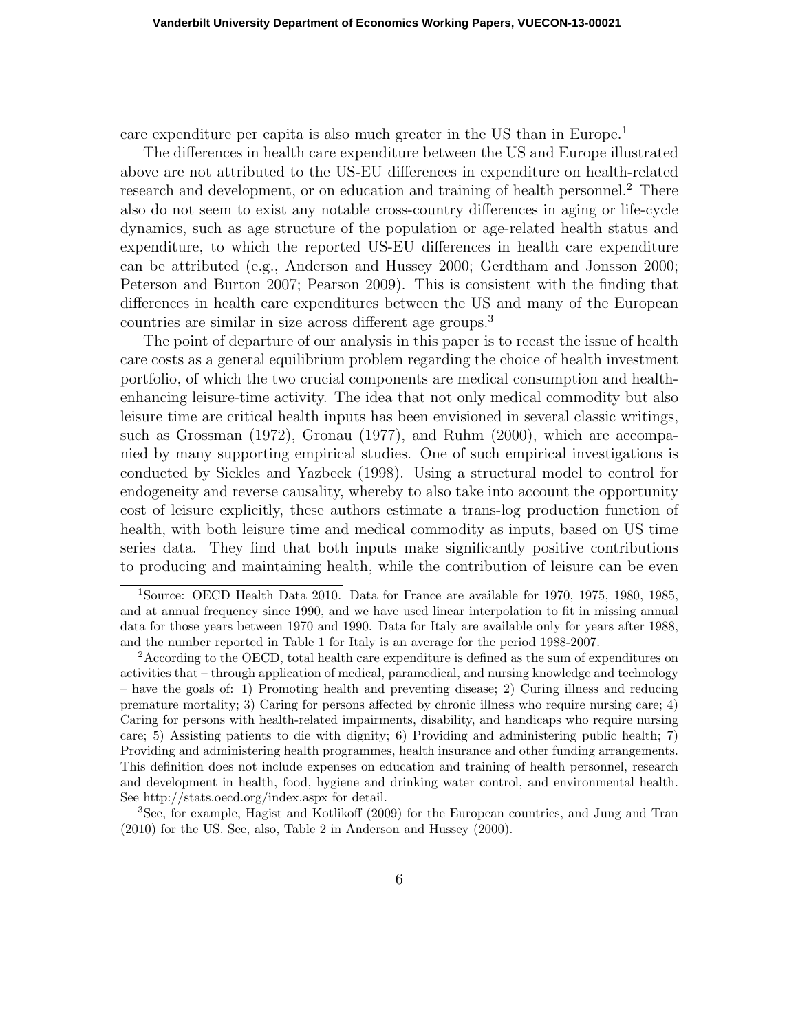care expenditure per capita is also much greater in the US than in Europe.[1]

The differences in health care expenditure between the US and Europe illustrated above are not attributed to the US-EU differences in expenditure on health-related research and development, or on education and training of health personnel.[2] There also do not seem to exist any notable cross-country differences in aging or life-cycle dynamics, such as age structure of the population or age-related health status and expenditure, to which the reported US-EU differences in health care expenditure can be attributed (e.g., Anderson and Hussey 2000; Gerdtham and Jonsson 2000; Peterson and Burton 2007; Pearson 2009). This is consistent with the finding that differences in health care expenditures between the US and many of the European countries are similar in size across different age groups.[3]

The point of departure of our analysis in this paper is to recast the issue of health care costs as a general equilibrium problem regarding the choice of health investment portfolio, of which the two crucial components are medical consumption and health-enhancing leisure-time activity. The idea that not only medical commodity but also leisure time are critical health inputs has been envisioned in several classic writings, such as Grossman (1972), Gronau (1977), and Ruhm (2000), which are accompanied by many supporting empirical studies. One of such empirical investigations is conducted by Sickles and Yazbeck (1998). Using a structural model to control for endogeneity and reverse causality, whereby to also take into account the opportunity cost of leisure explicitly, these authors estimate a trans-log production function of health, with both leisure time and medical commodity as inputs, based on US time series data. They find that both inputs make significantly positive contributions to producing and maintaining health, while the contribution of leisure can be even

---

[1] Source: OECD Health Data 2010. Data for France are available for 1970, 1975, 1980, 1985, and at annual frequency since 1990, and we have used linear interpolation to fit in missing annual data for those years between 1970 and 1990. Data for Italy are available only for years after 1988, and the number reported in Table 1 for Italy is an average for the period 1988-2007.

[2] According to the OECD, total health care expenditure is defined as the sum of expenditures on activities that – through application of medical, paramedical, and nursing knowledge and technology – have the goals of: 1) Promoting health and preventing disease; 2) Curing illness and reducing premature mortality; 3) Caring for persons affected by chronic illness who require nursing care; 4) Caring for persons with health-related impairments, disability, and handicaps who require nursing care; 5) Assisting patients to die with dignity; 6) Providing and administering public health; 7) Providing and administering health programmes, health insurance and other funding arrangements. This definition does not include expenses on education and training of health personnel, research and development in health, food, hygiene and drinking water control, and environmental health. See http://stats.oecd.org/index.aspx for detail.

[3] See, for example, Hagist and Kotlikoff (2009) for the European countries, and Jung and Tran (2010) for the US. See, also, Table 2 in Anderson and Hussey (2000).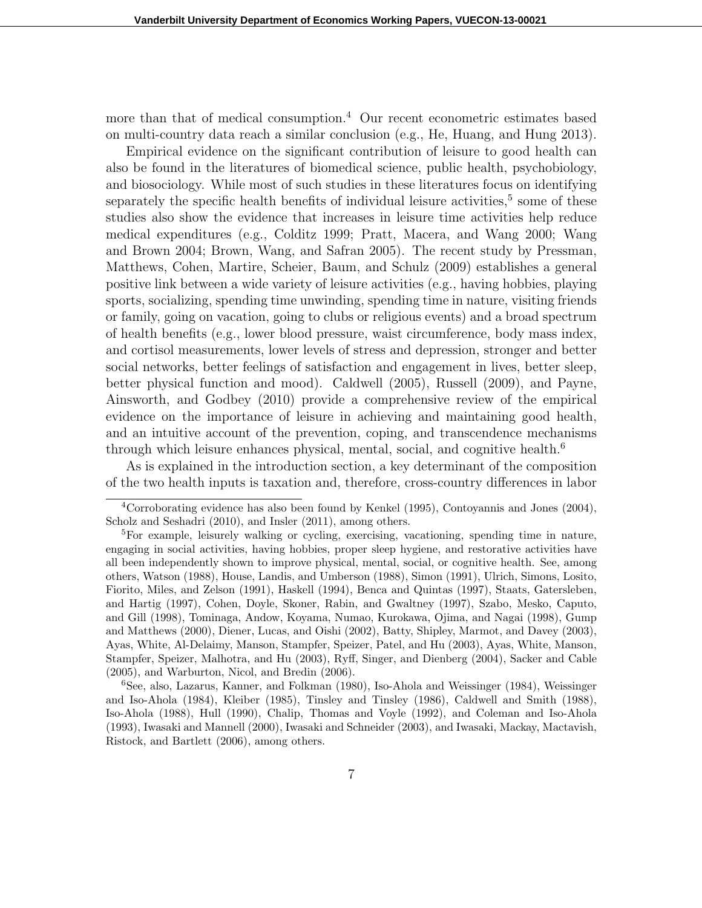more than that of medical consumption.[4] Our recent econometric estimates based on multi-country data reach a similar conclusion (e.g., He, Huang, and Hung 2013).

Empirical evidence on the significant contribution of leisure to good health can also be found in the literatures of biomedical science, public health, psychobiology, and biosociology. While most of such studies in these literatures focus on identifying separately the specific health benefits of individual leisure activities,[5] some of these studies also show the evidence that increases in leisure time activities help reduce medical expenditures (e.g., Colditz 1999; Pratt, Macera, and Wang 2000; Wang and Brown 2004; Brown, Wang, and Safran 2005). The recent study by Pressman, Matthews, Cohen, Martire, Scheier, Baum, and Schulz (2009) establishes a general positive link between a wide variety of leisure activities (e.g., having hobbies, playing sports, socializing, spending time unwinding, spending time in nature, visiting friends or family, going on vacation, going to clubs or religious events) and a broad spectrum of health benefits (e.g., lower blood pressure, waist circumference, body mass index, and cortisol measurements, lower levels of stress and depression, stronger and better social networks, better feelings of satisfaction and engagement in lives, better sleep, better physical function and mood). Caldwell (2005), Russell (2009), and Payne, Ainsworth, and Godbey (2010) provide a comprehensive review of the empirical evidence on the importance of leisure in achieving and maintaining good health, and an intuitive account of the prevention, coping, and transcendence mechanisms through which leisure enhances physical, mental, social, and cognitive health.[6]

As is explained in the introduction section, a key determinant of the composition of the two health inputs is taxation and, therefore, cross-country differences in labor

[4] Corroborating evidence has also been found by Kenkel (1995), Contoyannis and Jones (2004), Scholz and Seshadri (2010), and Insler (2011), among others.

[5] For example, leisurely walking or cycling, exercising, vacationing, spending time in nature, engaging in social activities, having hobbies, proper sleep hygiene, and restorative activities have all been independently shown to improve physical, mental, social, or cognitive health. See, among others, Watson (1988), House, Landis, and Umberson (1988), Simon (1991), Ulrich, Simons, Losito, Fiorito, Miles, and Zelson (1991), Haskell (1994), Benca and Quintas (1997), Staats, Gatersleben, and Hartig (1997), Cohen, Doyle, Skoner, Rabin, and Gwaltney (1997), Szabo, Mesko, Caputo, and Gill (1998), Tominaga, Andow, Koyama, Numao, Kurokawa, Ojima, and Nagai (1998), Gump and Matthews (2000), Diener, Lucas, and Oishi (2002), Batty, Shipley, Marmot, and Davey (2003), Ayas, White, Al-Delaimy, Manson, Stampfer, Speizer, Patel, and Hu (2003), Ayas, White, Manson, Stampfer, Speizer, Malhotra, and Hu (2003), Ryff, Singer, and Dienberg (2004), Sacker and Cable (2005), and Warburton, Nicol, and Bredin (2006).

[6] See, also, Lazarus, Kanner, and Folkman (1980), Iso-Ahola and Weissinger (1984), Weissinger and Iso-Ahola (1984), Kleiber (1985), Tinsley and Tinsley (1986), Caldwell and Smith (1988), Iso-Ahola (1988), Hull (1990), Chalip, Thomas and Voyle (1992), and Coleman and Iso-Ahola (1993), Iwasaki and Mannell (2000), Iwasaki and Schneider (2003), and Iwasaki, Mackay, Mactavish, Ristock, and Bartlett (2006), among others.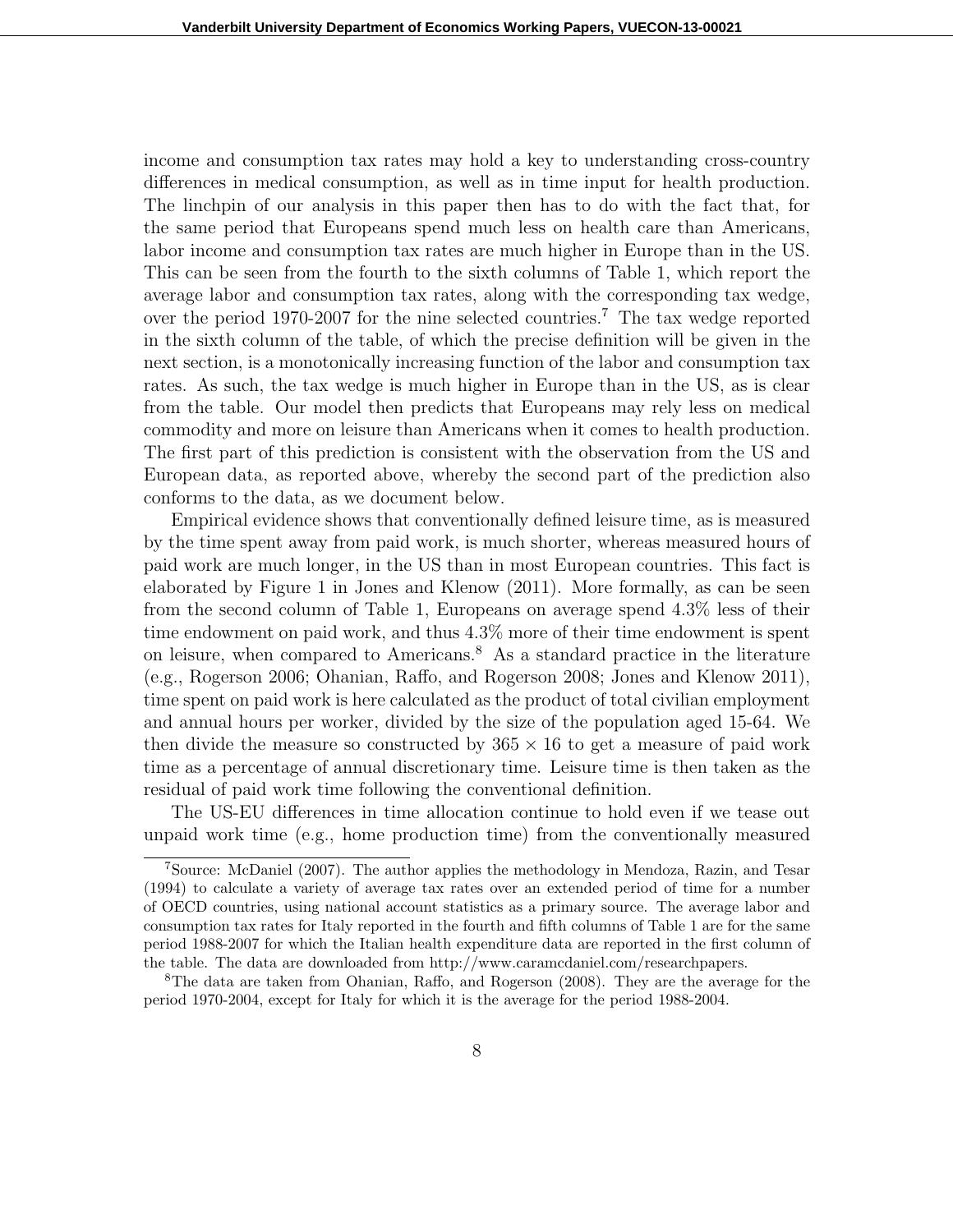income and consumption tax rates may hold a key to understanding cross-country differences in medical consumption, as well as in time input for health production. The linchpin of our analysis in this paper then has to do with the fact that, for the same period that Europeans spend much less on health care than Americans, labor income and consumption tax rates are much higher in Europe than in the US. This can be seen from the fourth to the sixth columns of Table 1, which report the average labor and consumption tax rates, along with the corresponding tax wedge, over the period 1970-2007 for the nine selected countries.[7] The tax wedge reported in the sixth column of the table, of which the precise definition will be given in the next section, is a monotonically increasing function of the labor and consumption tax rates. As such, the tax wedge is much higher in Europe than in the US, as is clear from the table. Our model then predicts that Europeans may rely less on medical commodity and more on leisure than Americans when it comes to health production. The first part of this prediction is consistent with the observation from the US and European data, as reported above, whereby the second part of the prediction also conforms to the data, as we document below.

Empirical evidence shows that conventionally defined leisure time, as is measured by the time spent away from paid work, is much shorter, whereas measured hours of paid work are much longer, in the US than in most European countries. This fact is elaborated by Figure 1 in Jones and Klenow (2011). More formally, as can be seen from the second column of Table 1, Europeans on average spend 4.3% less of their time endowment on paid work, and thus 4.3% more of their time endowment is spent on leisure, when compared to Americans.[8] As a standard practice in the literature (e.g., Rogerson 2006; Ohanian, Raffo, and Rogerson 2008; Jones and Klenow 2011), time spent on paid work is here calculated as the product of total civilian employment and annual hours per worker, divided by the size of the population aged 15-64. We then divide the measure so constructed by $365 \times 16$ to get a measure of paid work time as a percentage of annual discretionary time. Leisure time is then taken as the residual of paid work time following the conventional definition.

The US-EU differences in time allocation continue to hold even if we tease out unpaid work time (e.g., home production time) from the conventionally measured

[7] Source: McDaniel (2007). The author applies the methodology in Mendoza, Razin, and Tesar (1994) to calculate a variety of average tax rates over an extended period of time for a number of OECD countries, using national account statistics as a primary source. The average labor and consumption tax rates for Italy reported in the fourth and fifth columns of Table 1 are for the same period 1988-2007 for which the Italian health expenditure data are reported in the first column of the table. The data are downloaded from http://www.caramcdaniel.com/researchpapers.

[8] The data are taken from Ohanian, Raffo, and Rogerson (2008). They are the average for the period 1970-2004, except for Italy for which it is the average for the period 1988-2004.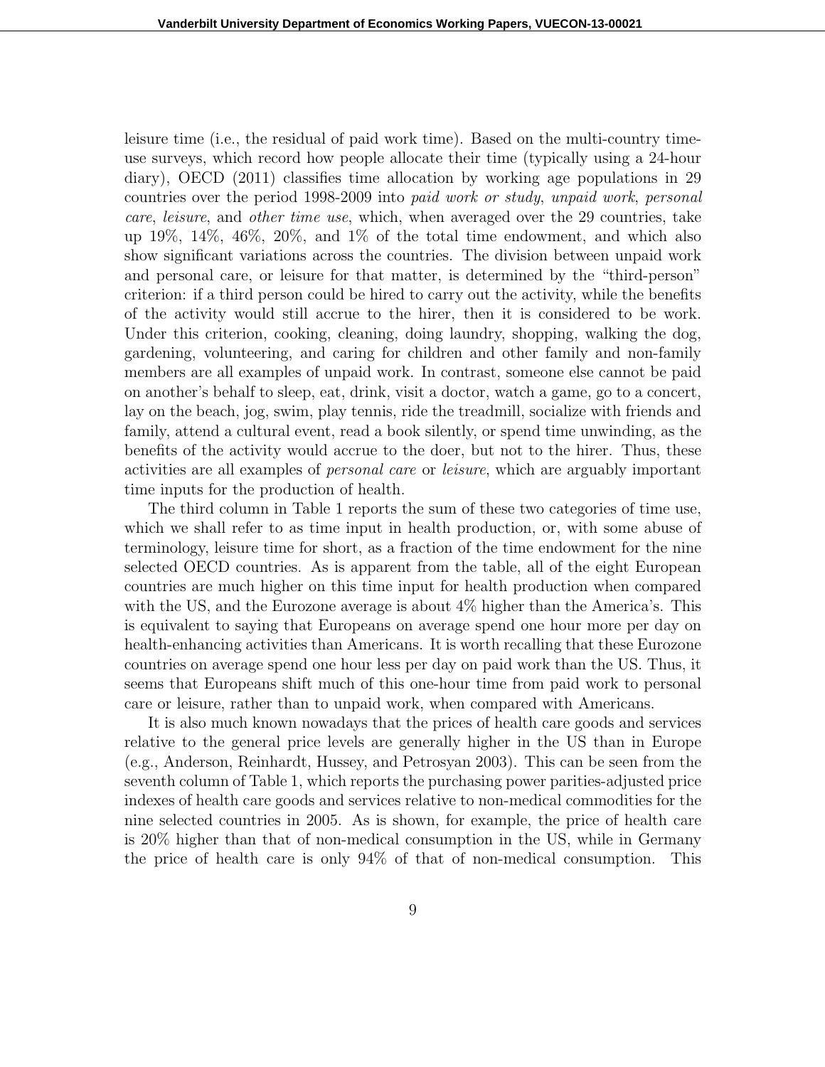leisure time (i.e., the residual of paid work time). Based on the multi-country time-use surveys, which record how people allocate their time (typically using a 24-hour diary), OECD (2011) classifies time allocation by working age populations in 29 countries over the period 1998-2009 into *paid work or study*, *unpaid work*, *personal care*, *leisure*, and *other time use*, which, when averaged over the 29 countries, take up 19%, 14%, 46%, 20%, and 1% of the total time endowment, and which also show significant variations across the countries. The division between unpaid work and personal care, or leisure for that matter, is determined by the "third-person" criterion: if a third person could be hired to carry out the activity, while the benefits of the activity would still accrue to the hirer, then it is considered to be work. Under this criterion, cooking, cleaning, doing laundry, shopping, walking the dog, gardening, volunteering, and caring for children and other family and non-family members are all examples of unpaid work. In contrast, someone else cannot be paid on another's behalf to sleep, eat, drink, visit a doctor, watch a game, go to a concert, lay on the beach, jog, swim, play tennis, ride the treadmill, socialize with friends and family, attend a cultural event, read a book silently, or spend time unwinding, as the benefits of the activity would accrue to the doer, but not to the hirer. Thus, these activities are all examples of *personal care* or *leisure*, which are arguably important time inputs for the production of health.

The third column in Table 1 reports the sum of these two categories of time use, which we shall refer to as time input in health production, or, with some abuse of terminology, leisure time for short, as a fraction of the time endowment for the nine selected OECD countries. As is apparent from the table, all of the eight European countries are much higher on this time input for health production when compared with the US, and the Eurozone average is about 4% higher than the America's. This is equivalent to saying that Europeans on average spend one hour more per day on health-enhancing activities than Americans. It is worth recalling that these Eurozone countries on average spend one hour less per day on paid work than the US. Thus, it seems that Europeans shift much of this one-hour time from paid work to personal care or leisure, rather than to unpaid work, when compared with Americans.

It is also much known nowadays that the prices of health care goods and services relative to the general price levels are generally higher in the US than in Europe (e.g., Anderson, Reinhardt, Hussey, and Petrosyan 2003). This can be seen from the seventh column of Table 1, which reports the purchasing power parities-adjusted price indexes of health care goods and services relative to non-medical commodities for the nine selected countries in 2005. As is shown, for example, the price of health care is 20% higher than that of non-medical consumption in the US, while in Germany the price of health care is only 94% of that of non-medical consumption. This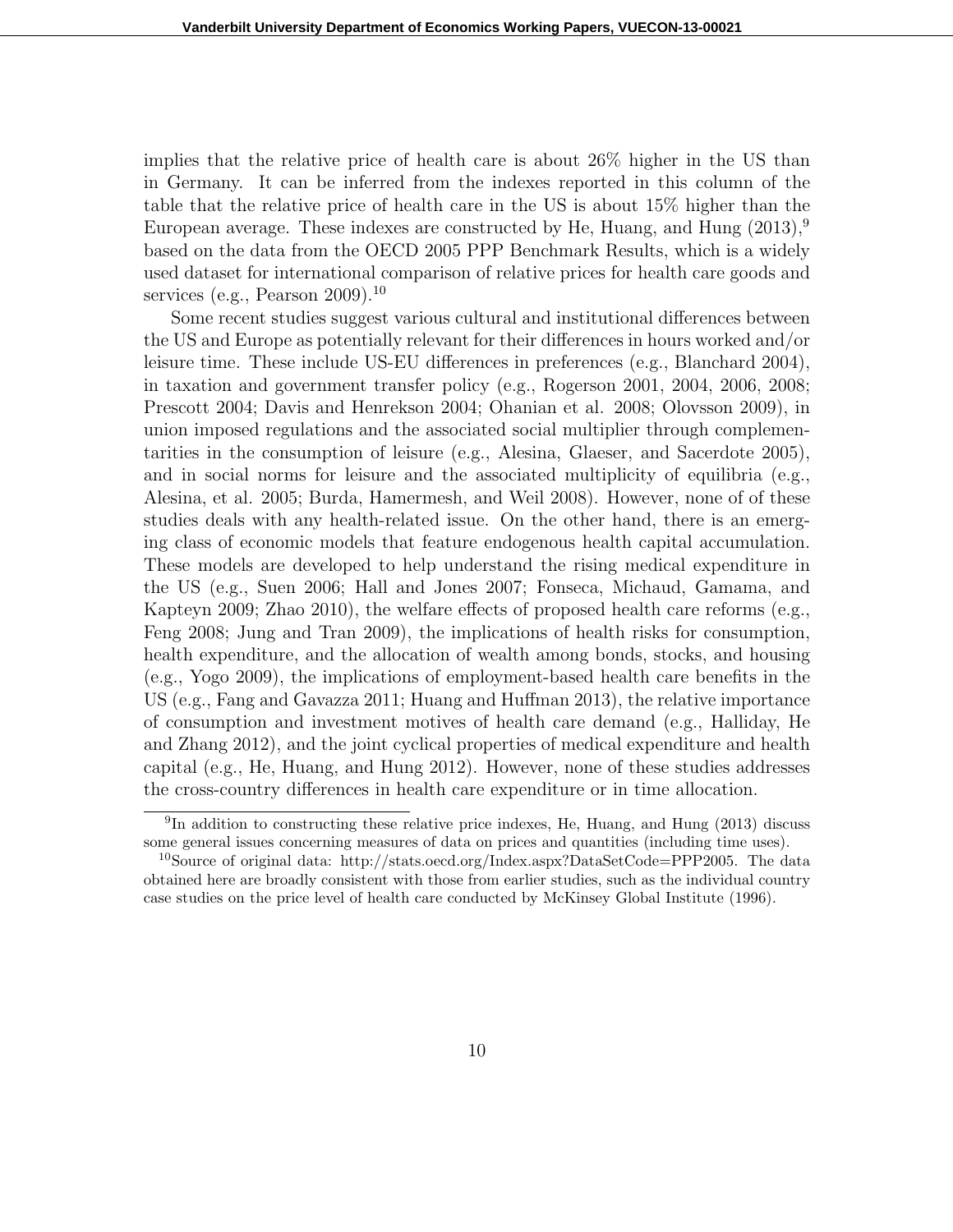implies that the relative price of health care is about 26% higher in the US than in Germany. It can be inferred from the indexes reported in this column of the table that the relative price of health care in the US is about 15% higher than the European average. These indexes are constructed by He, Huang, and Hung (2013),[9] based on the data from the OECD 2005 PPP Benchmark Results, which is a widely used dataset for international comparison of relative prices for health care goods and services (e.g., Pearson 2009).[10]

Some recent studies suggest various cultural and institutional differences between the US and Europe as potentially relevant for their differences in hours worked and/or leisure time. These include US-EU differences in preferences (e.g., Blanchard 2004), in taxation and government transfer policy (e.g., Rogerson 2001, 2004, 2006, 2008; Prescott 2004; Davis and Henrekson 2004; Ohanian et al. 2008; Olovsson 2009), in union imposed regulations and the associated social multiplier through complementarities in the consumption of leisure (e.g., Alesina, Glaeser, and Sacerdote 2005), and in social norms for leisure and the associated multiplicity of equilibria (e.g., Alesina, et al. 2005; Burda, Hamermesh, and Weil 2008). However, none of of these studies deals with any health-related issue. On the other hand, there is an emerging class of economic models that feature endogenous health capital accumulation. These models are developed to help understand the rising medical expenditure in the US (e.g., Suen 2006; Hall and Jones 2007; Fonseca, Michaud, Gamama, and Kapteyn 2009; Zhao 2010), the welfare effects of proposed health care reforms (e.g., Feng 2008; Jung and Tran 2009), the implications of health risks for consumption, health expenditure, and the allocation of wealth among bonds, stocks, and housing (e.g., Yogo 2009), the implications of employment-based health care benefits in the US (e.g., Fang and Gavazza 2011; Huang and Huffman 2013), the relative importance of consumption and investment motives of health care demand (e.g., Halliday, He and Zhang 2012), and the joint cyclical properties of medical expenditure and health capital (e.g., He, Huang, and Hung 2012). However, none of these studies addresses the cross-country differences in health care expenditure or in time allocation.

[9] In addition to constructing these relative price indexes, He, Huang, and Hung (2013) discuss some general issues concerning measures of data on prices and quantities (including time uses).

[10] Source of original data: http://stats.oecd.org/Index.aspx?DataSetCode=PPP2005. The data obtained here are broadly consistent with those from earlier studies, such as the individual country case studies on the price level of health care conducted by McKinsey Global Institute (1996).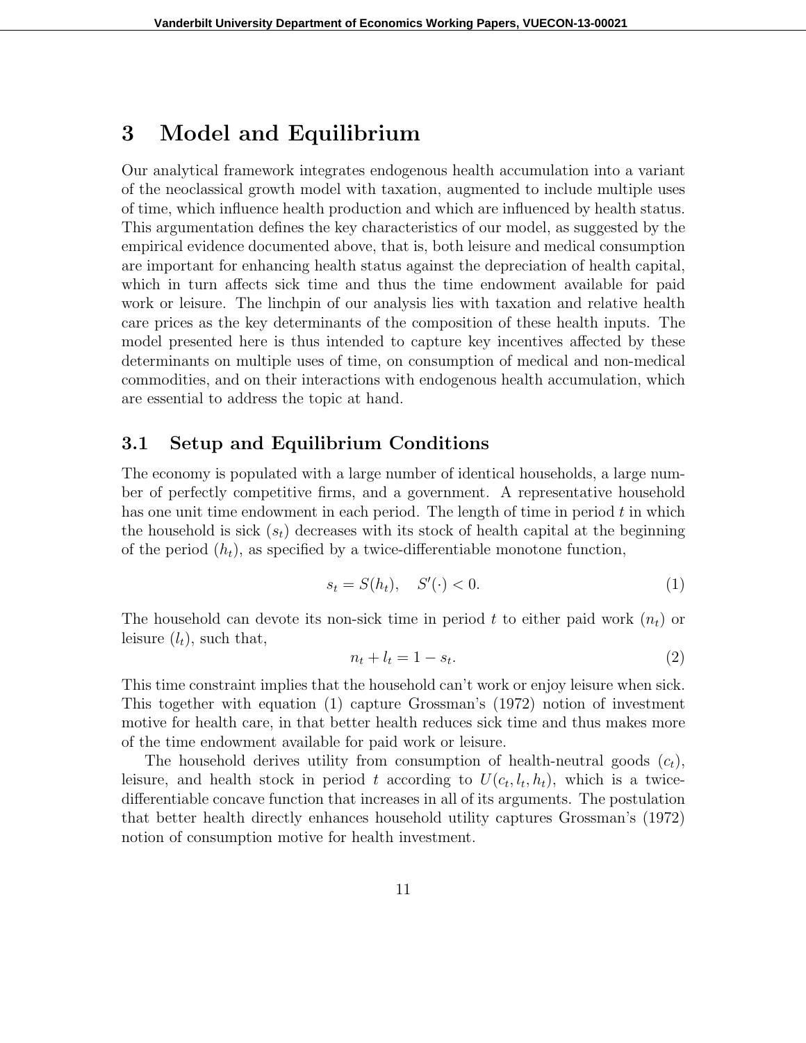# 3 Model and Equilibrium

Our analytical framework integrates endogenous health accumulation into a variant of the neoclassical growth model with taxation, augmented to include multiple uses of time, which influence health production and which are influenced by health status. This argumentation defines the key characteristics of our model, as suggested by the empirical evidence documented above, that is, both leisure and medical consumption are important for enhancing health status against the depreciation of health capital, which in turn affects sick time and thus the time endowment available for paid work or leisure. The linchpin of our analysis lies with taxation and relative health care prices as the key determinants of the composition of these health inputs. The model presented here is thus intended to capture key incentives affected by these determinants on multiple uses of time, on consumption of medical and non-medical commodities, and on their interactions with endogenous health accumulation, which are essential to address the topic at hand.

## 3.1 Setup and Equilibrium Conditions

The economy is populated with a large number of identical households, a large number of perfectly competitive firms, and a government. A representative household has one unit time endowment in each period. The length of time in period $t$ in which the household is sick ($s_t$) decreases with its stock of health capital at the beginning of the period ($h_t$), as specified by a twice-differentiable monotone function,

$$s_t = S(h_t), \quad S'(\cdot) < 0. \tag{1}$$

The household can devote its non-sick time in period $t$ to either paid work ($n_t$) or leisure ($l_t$), such that,

$$n_t + l_t = 1 - s_t. \tag{2}$$

This time constraint implies that the household can't work or enjoy leisure when sick. This together with equation (1) capture Grossman's (1972) notion of investment motive for health care, in that better health reduces sick time and thus makes more of the time endowment available for paid work or leisure.

The household derives utility from consumption of health-neutral goods ($c_t$), leisure, and health stock in period $t$ according to $U(c_t, l_t, h_t)$, which is a twice-differentiable concave function that increases in all of its arguments. The postulation that better health directly enhances household utility captures Grossman's (1972) notion of consumption motive for health investment.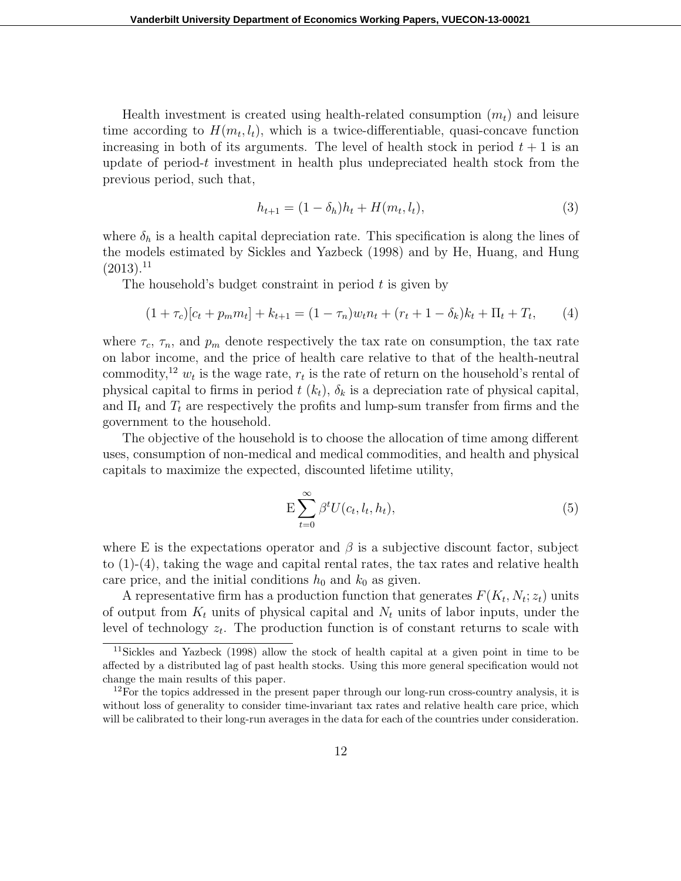Health investment is created using health-related consumption ($m_t$) and leisure time according to $H(m_t, l_t)$, which is a twice-differentiable, quasi-concave function increasing in both of its arguments. The level of health stock in period $t+1$ is an update of period-$t$ investment in health plus undepreciated health stock from the previous period, such that,

$$h_{t+1} = (1 - \delta_h)h_t + H(m_t, l_t), \tag{3}$$

where $\delta_h$ is a health capital depreciation rate. This specification is along the lines of the models estimated by Sickles and Yazbeck (1998) and by He, Huang, and Hung (2013).[11]

The household's budget constraint in period $t$ is given by

$$(1 + \tau_c)[c_t + p_m m_t] + k_{t+1} = (1 - \tau_n)w_t n_t + (r_t + 1 - \delta_k)k_t + \Pi_t + T_t, \tag{4}$$

where $\tau_c$, $\tau_n$, and $p_m$ denote respectively the tax rate on consumption, the tax rate on labor income, and the price of health care relative to that of the health-neutral commodity,[12] $w_t$ is the wage rate, $r_t$ is the rate of return on the household's rental of physical capital to firms in period $t$ ($k_t$), $\delta_k$ is a depreciation rate of physical capital, and $\Pi_t$ and $T_t$ are respectively the profits and lump-sum transfer from firms and the government to the household.

The objective of the household is to choose the allocation of time among different uses, consumption of non-medical and medical commodities, and health and physical capitals to maximize the expected, discounted lifetime utility,

$$\mathrm{E}\sum_{t=0}^{\infty} \beta^t U(c_t, l_t, h_t), \tag{5}$$

where E is the expectations operator and $\beta$ is a subjective discount factor, subject to (1)-(4), taking the wage and capital rental rates, the tax rates and relative health care price, and the initial conditions $h_0$ and $k_0$ as given.

A representative firm has a production function that generates $F(K_t, N_t; z_t)$ units of output from $K_t$ units of physical capital and $N_t$ units of labor inputs, under the level of technology $z_t$. The production function is of constant returns to scale with

[11] Sickles and Yazbeck (1998) allow the stock of health capital at a given point in time to be affected by a distributed lag of past health stocks. Using this more general specification would not change the main results of this paper.

[12] For the topics addressed in the present paper through our long-run cross-country analysis, it is without loss of generality to consider time-invariant tax rates and relative health care price, which will be calibrated to their long-run averages in the data for each of the countries under consideration.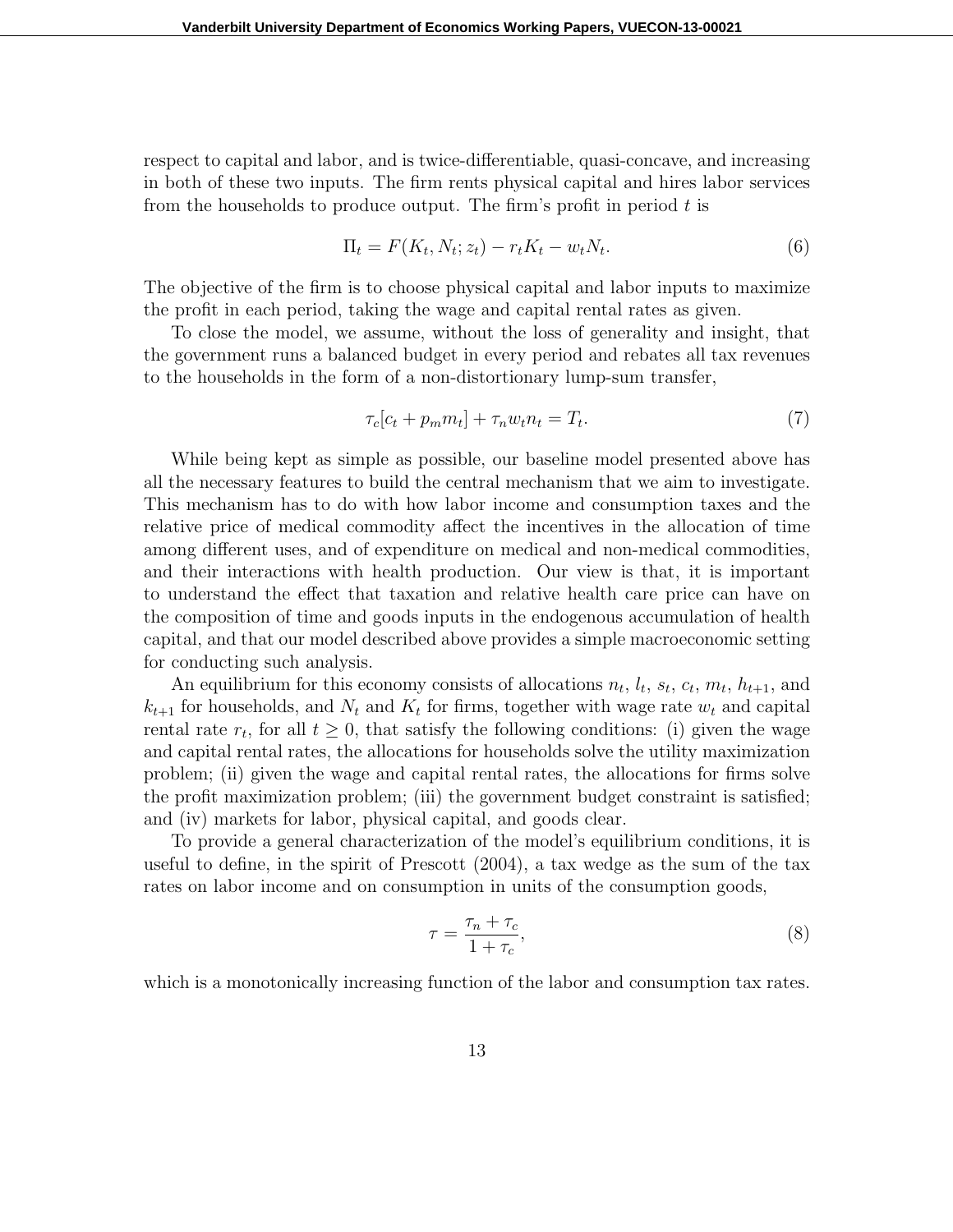respect to capital and labor, and is twice-differentiable, quasi-concave, and increasing in both of these two inputs. The firm rents physical capital and hires labor services from the households to produce output. The firm's profit in period $t$ is

$$\Pi_t = F(K_t, N_t; z_t) - r_t K_t - w_t N_t. \tag{6}$$

The objective of the firm is to choose physical capital and labor inputs to maximize the profit in each period, taking the wage and capital rental rates as given.

To close the model, we assume, without the loss of generality and insight, that the government runs a balanced budget in every period and rebates all tax revenues to the households in the form of a non-distortionary lump-sum transfer,

$$\tau_c[c_t + p_m m_t] + \tau_n w_t n_t = T_t. \tag{7}$$

While being kept as simple as possible, our baseline model presented above has all the necessary features to build the central mechanism that we aim to investigate. This mechanism has to do with how labor income and consumption taxes and the relative price of medical commodity affect the incentives in the allocation of time among different uses, and of expenditure on medical and non-medical commodities, and their interactions with health production. Our view is that, it is important to understand the effect that taxation and relative health care price can have on the composition of time and goods inputs in the endogenous accumulation of health capital, and that our model described above provides a simple macroeconomic setting for conducting such analysis.

An equilibrium for this economy consists of allocations $n_t$, $l_t$, $s_t$, $c_t$, $m_t$, $h_{t+1}$, and $k_{t+1}$ for households, and $N_t$ and $K_t$ for firms, together with wage rate $w_t$ and capital rental rate $r_t$, for all $t \geq 0$, that satisfy the following conditions: (i) given the wage and capital rental rates, the allocations for households solve the utility maximization problem; (ii) given the wage and capital rental rates, the allocations for firms solve the profit maximization problem; (iii) the government budget constraint is satisfied; and (iv) markets for labor, physical capital, and goods clear.

To provide a general characterization of the model's equilibrium conditions, it is useful to define, in the spirit of Prescott (2004), a tax wedge as the sum of the tax rates on labor income and on consumption in units of the consumption goods,

$$\tau = \frac{\tau_n + \tau_c}{1 + \tau_c}, \tag{8}$$

which is a monotonically increasing function of the labor and consumption tax rates.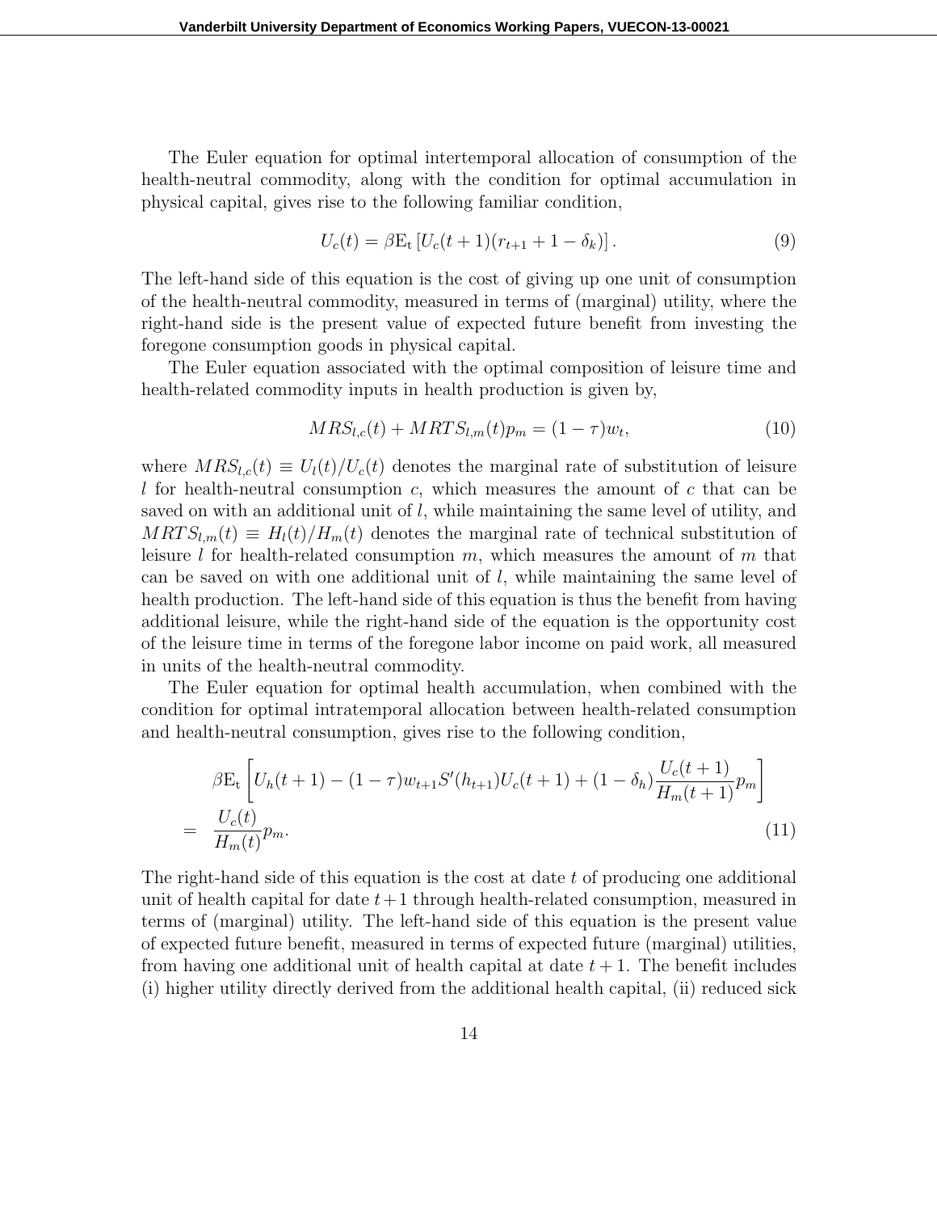The Euler equation for optimal intertemporal allocation of consumption of the health-neutral commodity, along with the condition for optimal accumulation in physical capital, gives rise to the following familiar condition,

$$U_c(t) = \beta \mathrm{E_t} \left[ U_c(t+1)(r_{t+1} + 1 - \delta_k) \right]. \tag{9}$$

The left-hand side of this equation is the cost of giving up one unit of consumption of the health-neutral commodity, measured in terms of (marginal) utility, where the right-hand side is the present value of expected future benefit from investing the foregone consumption goods in physical capital.

The Euler equation associated with the optimal composition of leisure time and health-related commodity inputs in health production is given by,

$$MRS_{l,c}(t) + MRTS_{l,m}(t) p_m = (1 - \tau) w_t, \tag{10}$$

where $MRS_{l,c}(t) \equiv U_l(t)/U_c(t)$ denotes the marginal rate of substitution of leisure $l$ for health-neutral consumption $c$, which measures the amount of $c$ that can be saved on with an additional unit of $l$, while maintaining the same level of utility, and $MRTS_{l,m}(t) \equiv H_l(t)/H_m(t)$ denotes the marginal rate of technical substitution of leisure $l$ for health-related consumption $m$, which measures the amount of $m$ that can be saved on with one additional unit of $l$, while maintaining the same level of health production. The left-hand side of this equation is thus the benefit from having additional leisure, while the right-hand side of the equation is the opportunity cost of the leisure time in terms of the foregone labor income on paid work, all measured in units of the health-neutral commodity.

The Euler equation for optimal health accumulation, when combined with the condition for optimal intratemporal allocation between health-related consumption and health-neutral consumption, gives rise to the following condition,

$$\begin{aligned} &\beta \mathrm{E_t} \left[ U_h(t+1) - (1-\tau) w_{t+1} S'(h_{t+1}) U_c(t+1) + (1 - \delta_h) \frac{U_c(t+1)}{H_m(t+1)} p_m \right] \\ = \; & \frac{U_c(t)}{H_m(t)} p_m. \end{aligned} \tag{11}$$

The right-hand side of this equation is the cost at date $t$ of producing one additional unit of health capital for date $t+1$ through health-related consumption, measured in terms of (marginal) utility. The left-hand side of this equation is the present value of expected future benefit, measured in terms of expected future (marginal) utilities, from having one additional unit of health capital at date $t+1$. The benefit includes (i) higher utility directly derived from the additional health capital, (ii) reduced sick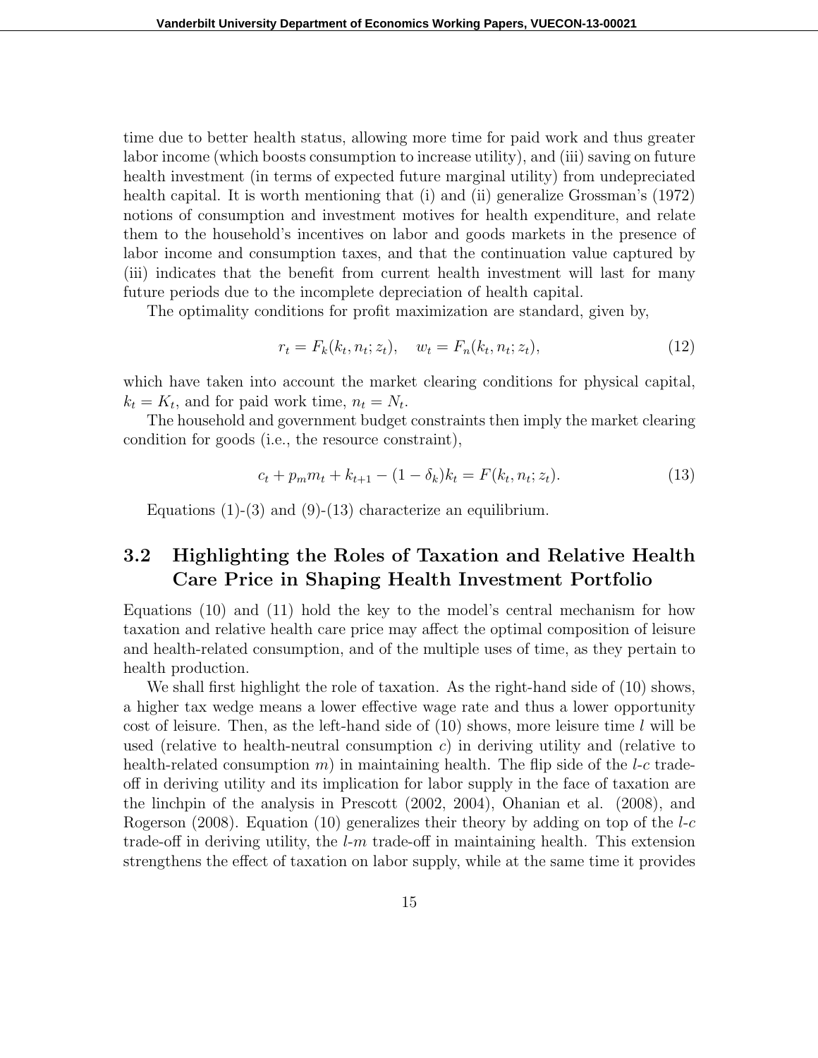time due to better health status, allowing more time for paid work and thus greater labor income (which boosts consumption to increase utility), and (iii) saving on future health investment (in terms of expected future marginal utility) from undepreciated health capital. It is worth mentioning that (i) and (ii) generalize Grossman's (1972) notions of consumption and investment motives for health expenditure, and relate them to the household's incentives on labor and goods markets in the presence of labor income and consumption taxes, and that the continuation value captured by (iii) indicates that the benefit from current health investment will last for many future periods due to the incomplete depreciation of health capital.

The optimality conditions for profit maximization are standard, given by,

$$r_t = F_k(k_t, n_t; z_t), \quad w_t = F_n(k_t, n_t; z_t), \tag{12}$$

which have taken into account the market clearing conditions for physical capital, $k_t = K_t$, and for paid work time, $n_t = N_t$.

The household and government budget constraints then imply the market clearing condition for goods (i.e., the resource constraint),

$$c_t + p_m m_t + k_{t+1} - (1 - \delta_k)k_t = F(k_t, n_t; z_t). \tag{13}$$

Equations (1)-(3) and (9)-(13) characterize an equilibrium.

## 3.2 Highlighting the Roles of Taxation and Relative Health Care Price in Shaping Health Investment Portfolio

Equations (10) and (11) hold the key to the model's central mechanism for how taxation and relative health care price may affect the optimal composition of leisure and health-related consumption, and of the multiple uses of time, as they pertain to health production.

We shall first highlight the role of taxation. As the right-hand side of (10) shows, a higher tax wedge means a lower effective wage rate and thus a lower opportunity cost of leisure. Then, as the left-hand side of (10) shows, more leisure time $l$ will be used (relative to health-neutral consumption $c$) in deriving utility and (relative to health-related consumption $m$) in maintaining health. The flip side of the $l$-$c$ trade-off in deriving utility and its implication for labor supply in the face of taxation are the linchpin of the analysis in Prescott (2002, 2004), Ohanian et al. (2008), and Rogerson (2008). Equation (10) generalizes their theory by adding on top of the $l$-$c$ trade-off in deriving utility, the $l$-$m$ trade-off in maintaining health. This extension strengthens the effect of taxation on labor supply, while at the same time it provides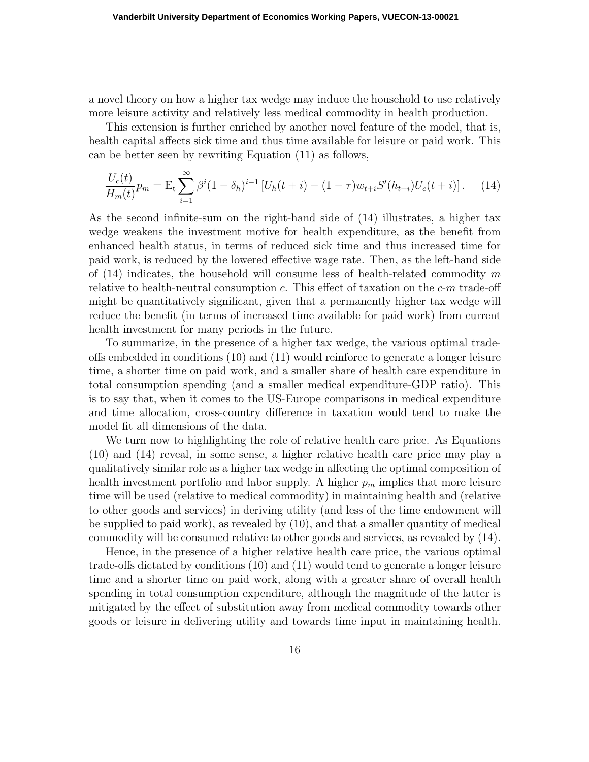a novel theory on how a higher tax wedge may induce the household to use relatively more leisure activity and relatively less medical commodity in health production.

This extension is further enriched by another novel feature of the model, that is, health capital affects sick time and thus time available for leisure or paid work. This can be better seen by rewriting Equation (11) as follows,

$$\frac{U_c(t)}{H_m(t)} p_m = \mathrm{E_t} \sum_{i=1}^{\infty} \beta^i (1-\delta_h)^{i-1} \left[ U_h(t+i) - (1-\tau) w_{t+i} S'(h_{t+i}) U_c(t+i) \right]. \tag{14}$$

As the second infinite-sum on the right-hand side of (14) illustrates, a higher tax wedge weakens the investment motive for health expenditure, as the benefit from enhanced health status, in terms of reduced sick time and thus increased time for paid work, is reduced by the lowered effective wage rate. Then, as the left-hand side of (14) indicates, the household will consume less of health-related commodity $m$ relative to health-neutral consumption $c$. This effect of taxation on the $c$-$m$ trade-off might be quantitatively significant, given that a permanently higher tax wedge will reduce the benefit (in terms of increased time available for paid work) from current health investment for many periods in the future.

To summarize, in the presence of a higher tax wedge, the various optimal trade-offs embedded in conditions (10) and (11) would reinforce to generate a longer leisure time, a shorter time on paid work, and a smaller share of health care expenditure in total consumption spending (and a smaller medical expenditure-GDP ratio). This is to say that, when it comes to the US-Europe comparisons in medical expenditure and time allocation, cross-country difference in taxation would tend to make the model fit all dimensions of the data.

We turn now to highlighting the role of relative health care price. As Equations (10) and (14) reveal, in some sense, a higher relative health care price may play a qualitatively similar role as a higher tax wedge in affecting the optimal composition of health investment portfolio and labor supply. A higher $p_m$ implies that more leisure time will be used (relative to medical commodity) in maintaining health and (relative to other goods and services) in deriving utility (and less of the time endowment will be supplied to paid work), as revealed by (10), and that a smaller quantity of medical commodity will be consumed relative to other goods and services, as revealed by (14).

Hence, in the presence of a higher relative health care price, the various optimal trade-offs dictated by conditions (10) and (11) would tend to generate a longer leisure time and a shorter time on paid work, along with a greater share of overall health spending in total consumption expenditure, although the magnitude of the latter is mitigated by the effect of substitution away from medical commodity towards other goods or leisure in delivering utility and towards time input in maintaining health.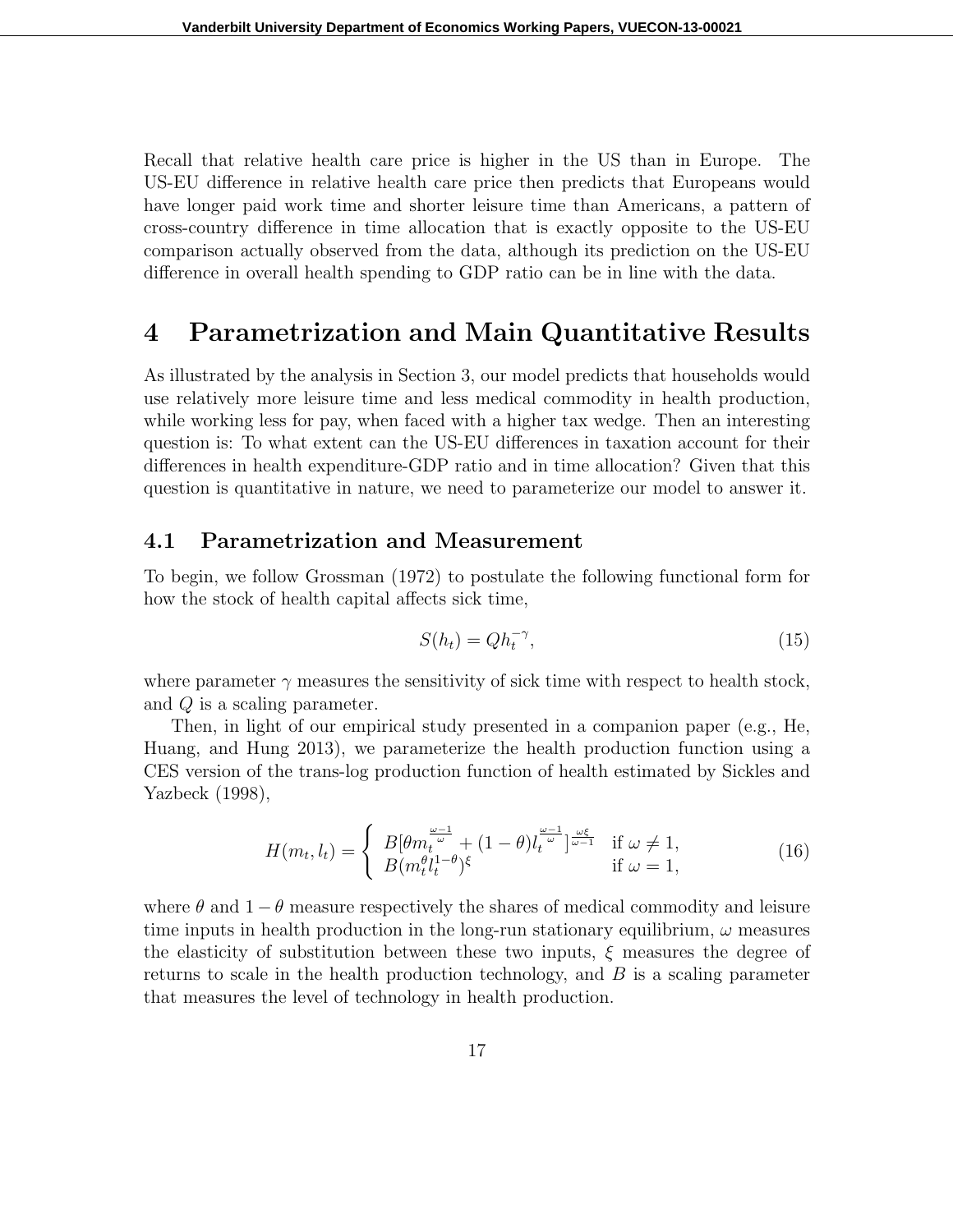Recall that relative health care price is higher in the US than in Europe. The US-EU difference in relative health care price then predicts that Europeans would have longer paid work time and shorter leisure time than Americans, a pattern of cross-country difference in time allocation that is exactly opposite to the US-EU comparison actually observed from the data, although its prediction on the US-EU difference in overall health spending to GDP ratio can be in line with the data.

# 4 Parametrization and Main Quantitative Results

As illustrated by the analysis in Section 3, our model predicts that households would use relatively more leisure time and less medical commodity in health production, while working less for pay, when faced with a higher tax wedge. Then an interesting question is: To what extent can the US-EU differences in taxation account for their differences in health expenditure-GDP ratio and in time allocation? Given that this question is quantitative in nature, we need to parameterize our model to answer it.

## 4.1 Parametrization and Measurement

To begin, we follow Grossman (1972) to postulate the following functional form for how the stock of health capital affects sick time,

$$S(h_t) = Qh_t^{-\gamma}, \tag{15}$$

where parameter $\gamma$ measures the sensitivity of sick time with respect to health stock, and $Q$ is a scaling parameter.

Then, in light of our empirical study presented in a companion paper (e.g., He, Huang, and Hung 2013), we parameterize the health production function using a CES version of the trans-log production function of health estimated by Sickles and Yazbeck (1998),

$$H(m_t, l_t) = \begin{cases} B[\theta m_t^{\frac{\omega-1}{\omega}} + (1-\theta) l_t^{\frac{\omega-1}{\omega}}]^{\frac{\omega\xi}{\omega-1}} & \text{if } \omega \neq 1, \\ B(m_t^{\theta} l_t^{1-\theta})^{\xi} & \text{if } \omega = 1, \end{cases} \tag{16}$$

where $\theta$ and $1-\theta$ measure respectively the shares of medical commodity and leisure time inputs in health production in the long-run stationary equilibrium, $\omega$ measures the elasticity of substitution between these two inputs, $\xi$ measures the degree of returns to scale in the health production technology, and $B$ is a scaling parameter that measures the level of technology in health production.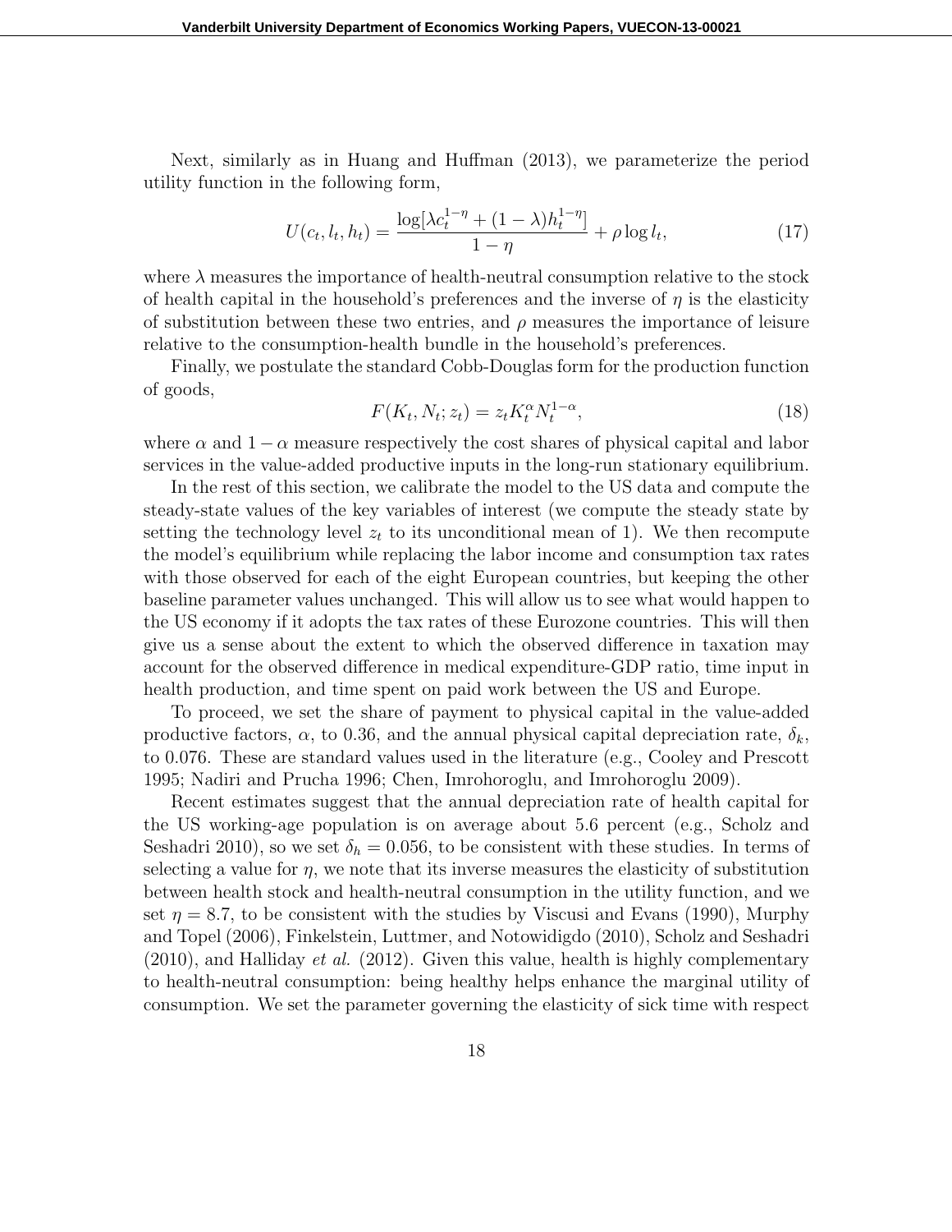Next, similarly as in Huang and Huffman (2013), we parameterize the period utility function in the following form,

$$U(c_t, l_t, h_t) = \frac{\log[\lambda c_t^{1-\eta} + (1-\lambda)h_t^{1-\eta}]}{1-\eta} + \rho \log l_t, \tag{17}$$

where $\lambda$ measures the importance of health-neutral consumption relative to the stock of health capital in the household's preferences and the inverse of $\eta$ is the elasticity of substitution between these two entries, and $\rho$ measures the importance of leisure relative to the consumption-health bundle in the household's preferences.

Finally, we postulate the standard Cobb-Douglas form for the production function of goods,

$$F(K_t, N_t; z_t) = z_t K_t^{\alpha} N_t^{1-\alpha}, \tag{18}$$

where $\alpha$ and $1-\alpha$ measure respectively the cost shares of physical capital and labor services in the value-added productive inputs in the long-run stationary equilibrium.

In the rest of this section, we calibrate the model to the US data and compute the steady-state values of the key variables of interest (we compute the steady state by setting the technology level $z_t$ to its unconditional mean of 1). We then recompute the model's equilibrium while replacing the labor income and consumption tax rates with those observed for each of the eight European countries, but keeping the other baseline parameter values unchanged. This will allow us to see what would happen to the US economy if it adopts the tax rates of these Eurozone countries. This will then give us a sense about the extent to which the observed difference in taxation may account for the observed difference in medical expenditure-GDP ratio, time input in health production, and time spent on paid work between the US and Europe.

To proceed, we set the share of payment to physical capital in the value-added productive factors, $\alpha$, to 0.36, and the annual physical capital depreciation rate, $\delta_k$, to 0.076. These are standard values used in the literature (e.g., Cooley and Prescott 1995; Nadiri and Prucha 1996; Chen, Imrohoroglu, and Imrohoroglu 2009).

Recent estimates suggest that the annual depreciation rate of health capital for the US working-age population is on average about 5.6 percent (e.g., Scholz and Seshadri 2010), so we set $\delta_h = 0.056$, to be consistent with these studies. In terms of selecting a value for $\eta$, we note that its inverse measures the elasticity of substitution between health stock and health-neutral consumption in the utility function, and we set $\eta = 8.7$, to be consistent with the studies by Viscusi and Evans (1990), Murphy and Topel (2006), Finkelstein, Luttmer, and Notowidigdo (2010), Scholz and Seshadri (2010), and Halliday *et al.* (2012). Given this value, health is highly complementary to health-neutral consumption: being healthy helps enhance the marginal utility of consumption. We set the parameter governing the elasticity of sick time with respect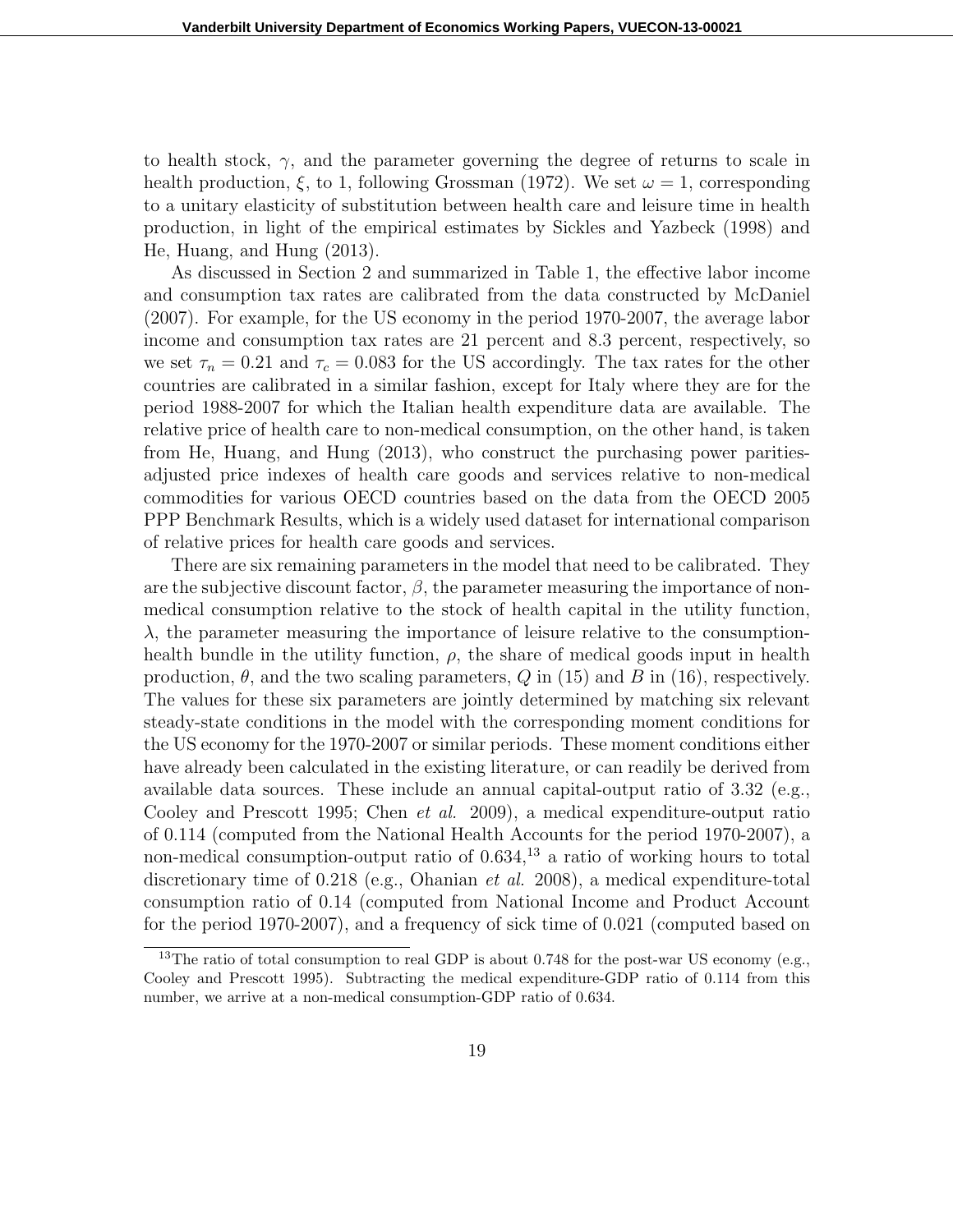to health stock, $\gamma$, and the parameter governing the degree of returns to scale in health production, $\xi$, to 1, following Grossman (1972). We set $\omega = 1$, corresponding to a unitary elasticity of substitution between health care and leisure time in health production, in light of the empirical estimates by Sickles and Yazbeck (1998) and He, Huang, and Hung (2013).

As discussed in Section 2 and summarized in Table 1, the effective labor income and consumption tax rates are calibrated from the data constructed by McDaniel (2007). For example, for the US economy in the period 1970-2007, the average labor income and consumption tax rates are 21 percent and 8.3 percent, respectively, so we set $\tau_n = 0.21$ and $\tau_c = 0.083$ for the US accordingly. The tax rates for the other countries are calibrated in a similar fashion, except for Italy where they are for the period 1988-2007 for which the Italian health expenditure data are available. The relative price of health care to non-medical consumption, on the other hand, is taken from He, Huang, and Hung (2013), who construct the purchasing power parities-adjusted price indexes of health care goods and services relative to non-medical commodities for various OECD countries based on the data from the OECD 2005 PPP Benchmark Results, which is a widely used dataset for international comparison of relative prices for health care goods and services.

There are six remaining parameters in the model that need to be calibrated. They are the subjective discount factor, $\beta$, the parameter measuring the importance of non-medical consumption relative to the stock of health capital in the utility function, $\lambda$, the parameter measuring the importance of leisure relative to the consumption-health bundle in the utility function, $\rho$, the share of medical goods input in health production, $\theta$, and the two scaling parameters, $Q$ in (15) and $B$ in (16), respectively. The values for these six parameters are jointly determined by matching six relevant steady-state conditions in the model with the corresponding moment conditions for the US economy for the 1970-2007 or similar periods. These moment conditions either have already been calculated in the existing literature, or can readily be derived from available data sources. These include an annual capital-output ratio of 3.32 (e.g., Cooley and Prescott 1995; Chen *et al.* 2009), a medical expenditure-output ratio of 0.114 (computed from the National Health Accounts for the period 1970-2007), a non-medical consumption-output ratio of 0.634,[13] a ratio of working hours to total discretionary time of 0.218 (e.g., Ohanian *et al.* 2008), a medical expenditure-total consumption ratio of 0.14 (computed from National Income and Product Account for the period 1970-2007), and a frequency of sick time of 0.021 (computed based on

[13] The ratio of total consumption to real GDP is about 0.748 for the post-war US economy (e.g., Cooley and Prescott 1995). Subtracting the medical expenditure-GDP ratio of 0.114 from this number, we arrive at a non-medical consumption-GDP ratio of 0.634.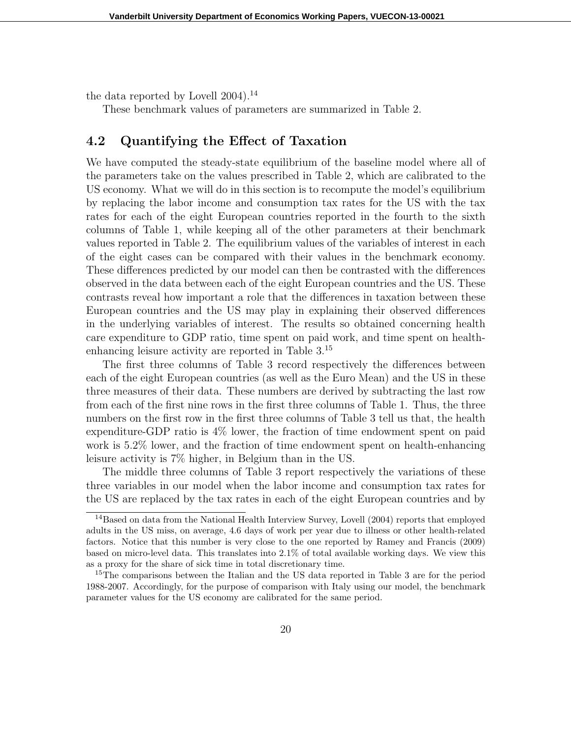the data reported by Lovell 2004).[14]

These benchmark values of parameters are summarized in Table 2.

## 4.2 Quantifying the Effect of Taxation

We have computed the steady-state equilibrium of the baseline model where all of the parameters take on the values prescribed in Table 2, which are calibrated to the US economy. What we will do in this section is to recompute the model's equilibrium by replacing the labor income and consumption tax rates for the US with the tax rates for each of the eight European countries reported in the fourth to the sixth columns of Table 1, while keeping all of the other parameters at their benchmark values reported in Table 2. The equilibrium values of the variables of interest in each of the eight cases can be compared with their values in the benchmark economy. These differences predicted by our model can then be contrasted with the differences observed in the data between each of the eight European countries and the US. These contrasts reveal how important a role that the differences in taxation between these European countries and the US may play in explaining their observed differences in the underlying variables of interest. The results so obtained concerning health care expenditure to GDP ratio, time spent on paid work, and time spent on health-enhancing leisure activity are reported in Table 3.[15]

The first three columns of Table 3 record respectively the differences between each of the eight European countries (as well as the Euro Mean) and the US in these three measures of their data. These numbers are derived by subtracting the last row from each of the first nine rows in the first three columns of Table 1. Thus, the three numbers on the first row in the first three columns of Table 3 tell us that, the health expenditure-GDP ratio is 4% lower, the fraction of time endowment spent on paid work is 5.2% lower, and the fraction of time endowment spent on health-enhancing leisure activity is 7% higher, in Belgium than in the US.

The middle three columns of Table 3 report respectively the variations of these three variables in our model when the labor income and consumption tax rates for the US are replaced by the tax rates in each of the eight European countries and by

---

[14] Based on data from the National Health Interview Survey, Lovell (2004) reports that employed adults in the US miss, on average, 4.6 days of work per year due to illness or other health-related factors. Notice that this number is very close to the one reported by Ramey and Francis (2009) based on micro-level data. This translates into 2.1% of total available working days. We view this as a proxy for the share of sick time in total discretionary time.

[15] The comparisons between the Italian and the US data reported in Table 3 are for the period 1988-2007. Accordingly, for the purpose of comparison with Italy using our model, the benchmark parameter values for the US economy are calibrated for the same period.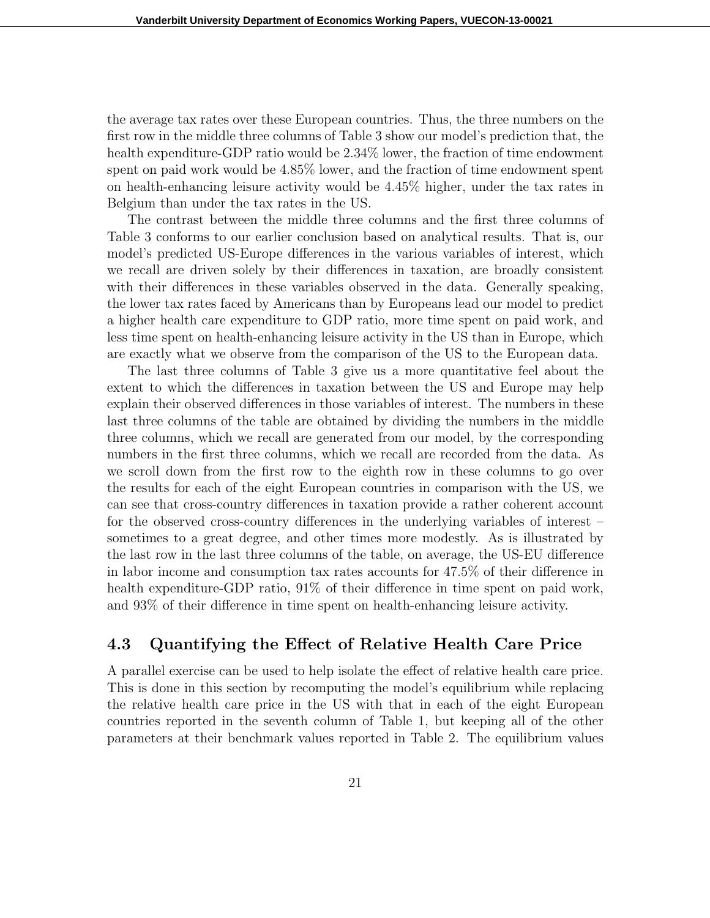the average tax rates over these European countries. Thus, the three numbers on the first row in the middle three columns of Table 3 show our model's prediction that, the health expenditure-GDP ratio would be 2.34% lower, the fraction of time endowment spent on paid work would be 4.85% lower, and the fraction of time endowment spent on health-enhancing leisure activity would be 4.45% higher, under the tax rates in Belgium than under the tax rates in the US.

The contrast between the middle three columns and the first three columns of Table 3 conforms to our earlier conclusion based on analytical results. That is, our model's predicted US-Europe differences in the various variables of interest, which we recall are driven solely by their differences in taxation, are broadly consistent with their differences in these variables observed in the data. Generally speaking, the lower tax rates faced by Americans than by Europeans lead our model to predict a higher health care expenditure to GDP ratio, more time spent on paid work, and less time spent on health-enhancing leisure activity in the US than in Europe, which are exactly what we observe from the comparison of the US to the European data.

The last three columns of Table 3 give us a more quantitative feel about the extent to which the differences in taxation between the US and Europe may help explain their observed differences in those variables of interest. The numbers in these last three columns of the table are obtained by dividing the numbers in the middle three columns, which we recall are generated from our model, by the corresponding numbers in the first three columns, which we recall are recorded from the data. As we scroll down from the first row to the eighth row in these columns to go over the results for each of the eight European countries in comparison with the US, we can see that cross-country differences in taxation provide a rather coherent account for the observed cross-country differences in the underlying variables of interest – sometimes to a great degree, and other times more modestly. As is illustrated by the last row in the last three columns of the table, on average, the US-EU difference in labor income and consumption tax rates accounts for 47.5% of their difference in health expenditure-GDP ratio, 91% of their difference in time spent on paid work, and 93% of their difference in time spent on health-enhancing leisure activity.

## 4.3 Quantifying the Effect of Relative Health Care Price

A parallel exercise can be used to help isolate the effect of relative health care price. This is done in this section by recomputing the model's equilibrium while replacing the relative health care price in the US with that in each of the eight European countries reported in the seventh column of Table 1, but keeping all of the other parameters at their benchmark values reported in Table 2. The equilibrium values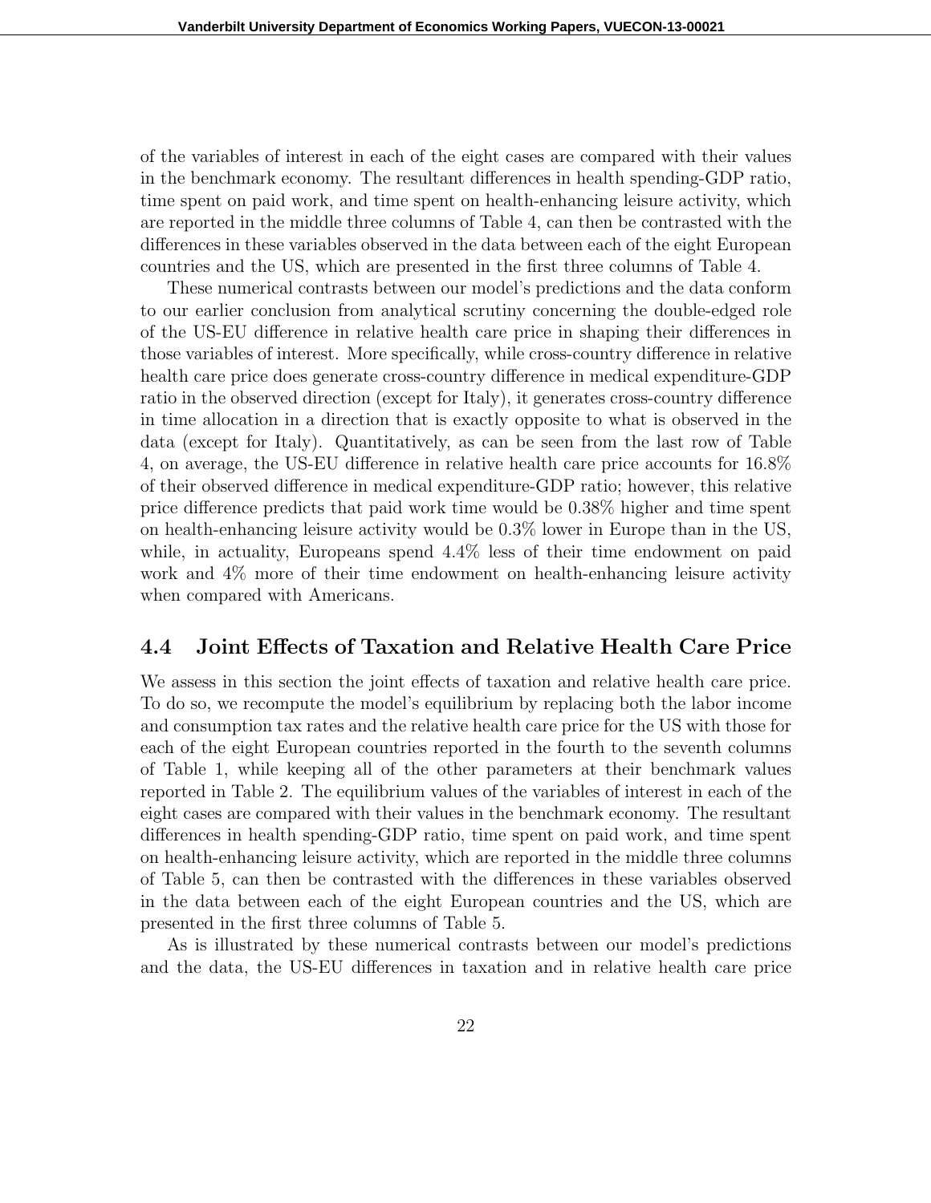of the variables of interest in each of the eight cases are compared with their values in the benchmark economy. The resultant differences in health spending-GDP ratio, time spent on paid work, and time spent on health-enhancing leisure activity, which are reported in the middle three columns of Table 4, can then be contrasted with the differences in these variables observed in the data between each of the eight European countries and the US, which are presented in the first three columns of Table 4.

These numerical contrasts between our model's predictions and the data conform to our earlier conclusion from analytical scrutiny concerning the double-edged role of the US-EU difference in relative health care price in shaping their differences in those variables of interest. More specifically, while cross-country difference in relative health care price does generate cross-country difference in medical expenditure-GDP ratio in the observed direction (except for Italy), it generates cross-country difference in time allocation in a direction that is exactly opposite to what is observed in the data (except for Italy). Quantitatively, as can be seen from the last row of Table 4, on average, the US-EU difference in relative health care price accounts for 16.8% of their observed difference in medical expenditure-GDP ratio; however, this relative price difference predicts that paid work time would be 0.38% higher and time spent on health-enhancing leisure activity would be 0.3% lower in Europe than in the US, while, in actuality, Europeans spend 4.4% less of their time endowment on paid work and 4% more of their time endowment on health-enhancing leisure activity when compared with Americans.

### 4.4 Joint Effects of Taxation and Relative Health Care Price

We assess in this section the joint effects of taxation and relative health care price. To do so, we recompute the model's equilibrium by replacing both the labor income and consumption tax rates and the relative health care price for the US with those for each of the eight European countries reported in the fourth to the seventh columns of Table 1, while keeping all of the other parameters at their benchmark values reported in Table 2. The equilibrium values of the variables of interest in each of the eight cases are compared with their values in the benchmark economy. The resultant differences in health spending-GDP ratio, time spent on paid work, and time spent on health-enhancing leisure activity, which are reported in the middle three columns of Table 5, can then be contrasted with the differences in these variables observed in the data between each of the eight European countries and the US, which are presented in the first three columns of Table 5.

As is illustrated by these numerical contrasts between our model's predictions and the data, the US-EU differences in taxation and in relative health care price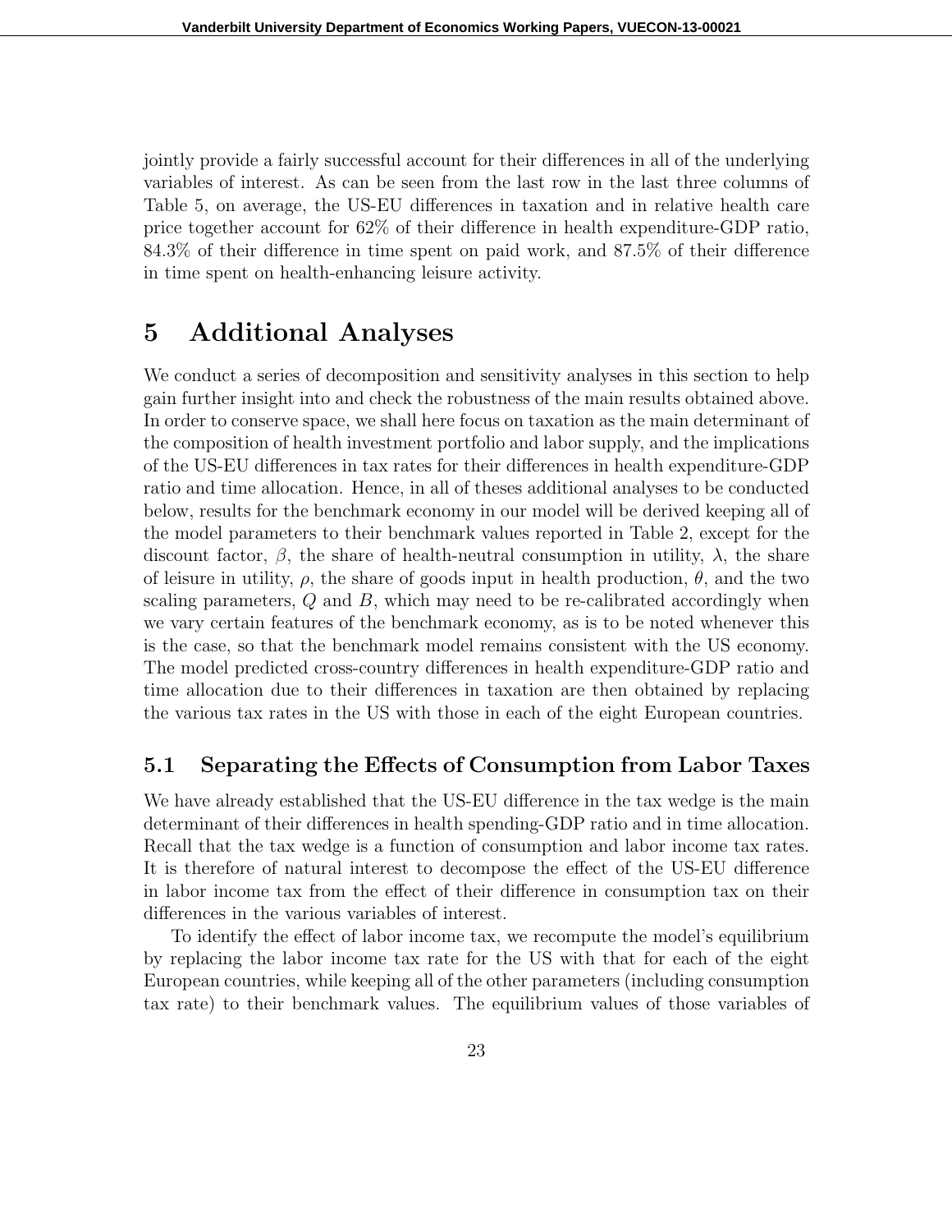jointly provide a fairly successful account for their differences in all of the underlying variables of interest. As can be seen from the last row in the last three columns of Table 5, on average, the US-EU differences in taxation and in relative health care price together account for 62% of their difference in health expenditure-GDP ratio, 84.3% of their difference in time spent on paid work, and 87.5% of their difference in time spent on health-enhancing leisure activity.

# 5 Additional Analyses

We conduct a series of decomposition and sensitivity analyses in this section to help gain further insight into and check the robustness of the main results obtained above. In order to conserve space, we shall here focus on taxation as the main determinant of the composition of health investment portfolio and labor supply, and the implications of the US-EU differences in tax rates for their differences in health expenditure-GDP ratio and time allocation. Hence, in all of theses additional analyses to be conducted below, results for the benchmark economy in our model will be derived keeping all of the model parameters to their benchmark values reported in Table 2, except for the discount factor, $\beta$, the share of health-neutral consumption in utility, $\lambda$, the share of leisure in utility, $\rho$, the share of goods input in health production, $\theta$, and the two scaling parameters, $Q$ and $B$, which may need to be re-calibrated accordingly when we vary certain features of the benchmark economy, as is to be noted whenever this is the case, so that the benchmark model remains consistent with the US economy. The model predicted cross-country differences in health expenditure-GDP ratio and time allocation due to their differences in taxation are then obtained by replacing the various tax rates in the US with those in each of the eight European countries.

## 5.1 Separating the Effects of Consumption from Labor Taxes

We have already established that the US-EU difference in the tax wedge is the main determinant of their differences in health spending-GDP ratio and in time allocation. Recall that the tax wedge is a function of consumption and labor income tax rates. It is therefore of natural interest to decompose the effect of the US-EU difference in labor income tax from the effect of their difference in consumption tax on their differences in the various variables of interest.

To identify the effect of labor income tax, we recompute the model's equilibrium by replacing the labor income tax rate for the US with that for each of the eight European countries, while keeping all of the other parameters (including consumption tax rate) to their benchmark values. The equilibrium values of those variables of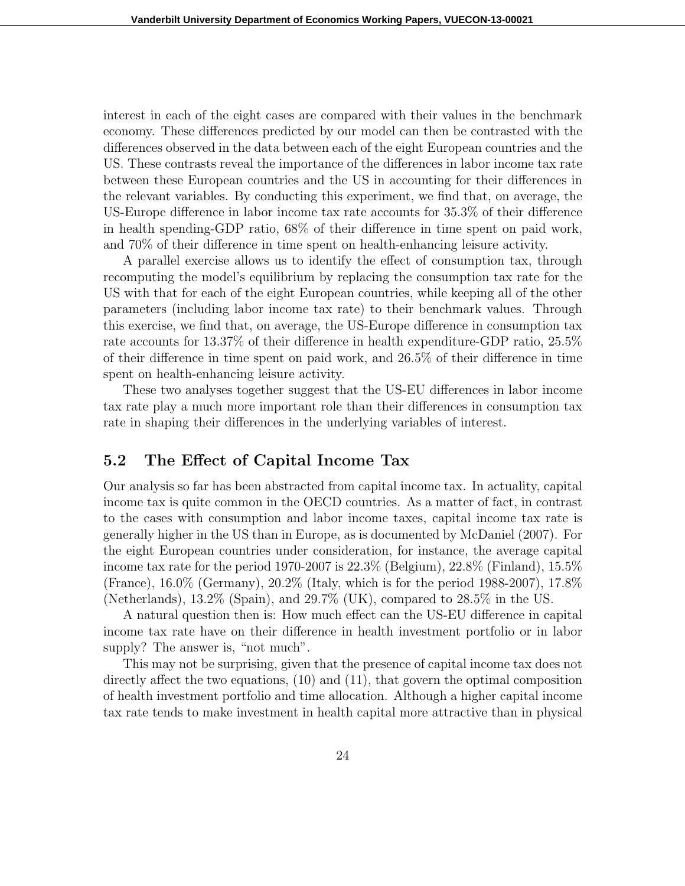interest in each of the eight cases are compared with their values in the benchmark economy. These differences predicted by our model can then be contrasted with the differences observed in the data between each of the eight European countries and the US. These contrasts reveal the importance of the differences in labor income tax rate between these European countries and the US in accounting for their differences in the relevant variables. By conducting this experiment, we find that, on average, the US-Europe difference in labor income tax rate accounts for 35.3% of their difference in health spending-GDP ratio, 68% of their difference in time spent on paid work, and 70% of their difference in time spent on health-enhancing leisure activity.

A parallel exercise allows us to identify the effect of consumption tax, through recomputing the model's equilibrium by replacing the consumption tax rate for the US with that for each of the eight European countries, while keeping all of the other parameters (including labor income tax rate) to their benchmark values. Through this exercise, we find that, on average, the US-Europe difference in consumption tax rate accounts for 13.37% of their difference in health expenditure-GDP ratio, 25.5% of their difference in time spent on paid work, and 26.5% of their difference in time spent on health-enhancing leisure activity.

These two analyses together suggest that the US-EU differences in labor income tax rate play a much more important role than their differences in consumption tax rate in shaping their differences in the underlying variables of interest.

## 5.2 The Effect of Capital Income Tax

Our analysis so far has been abstracted from capital income tax. In actuality, capital income tax is quite common in the OECD countries. As a matter of fact, in contrast to the cases with consumption and labor income taxes, capital income tax rate is generally higher in the US than in Europe, as is documented by McDaniel (2007). For the eight European countries under consideration, for instance, the average capital income tax rate for the period 1970-2007 is 22.3% (Belgium), 22.8% (Finland), 15.5% (France), 16.0% (Germany), 20.2% (Italy, which is for the period 1988-2007), 17.8% (Netherlands), 13.2% (Spain), and 29.7% (UK), compared to 28.5% in the US.

A natural question then is: How much effect can the US-EU difference in capital income tax rate have on their difference in health investment portfolio or in labor supply? The answer is, "not much".

This may not be surprising, given that the presence of capital income tax does not directly affect the two equations, (10) and (11), that govern the optimal composition of health investment portfolio and time allocation. Although a higher capital income tax rate tends to make investment in health capital more attractive than in physical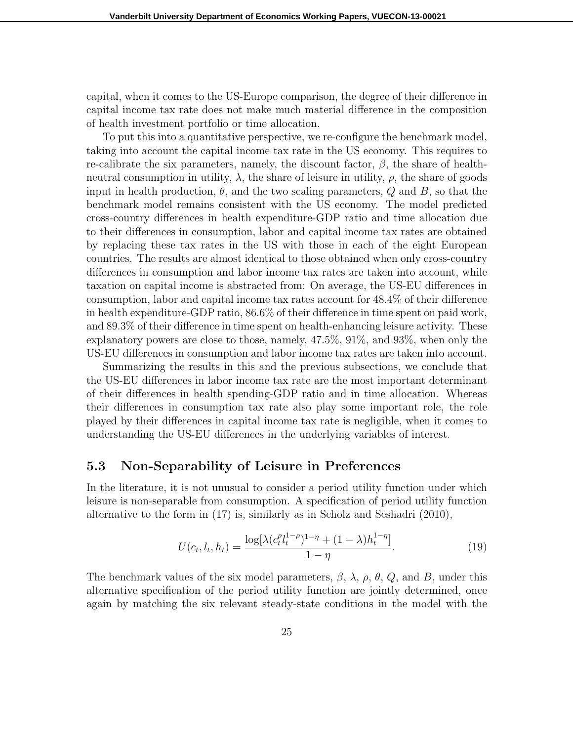capital, when it comes to the US-Europe comparison, the degree of their difference in capital income tax rate does not make much material difference in the composition of health investment portfolio or time allocation.

To put this into a quantitative perspective, we re-configure the benchmark model, taking into account the capital income tax rate in the US economy. This requires to re-calibrate the six parameters, namely, the discount factor, $\beta$, the share of health-neutral consumption in utility, $\lambda$, the share of leisure in utility, $\rho$, the share of goods input in health production, $\theta$, and the two scaling parameters, $Q$ and $B$, so that the benchmark model remains consistent with the US economy. The model predicted cross-country differences in health expenditure-GDP ratio and time allocation due to their differences in consumption, labor and capital income tax rates are obtained by replacing these tax rates in the US with those in each of the eight European countries. The results are almost identical to those obtained when only cross-country differences in consumption and labor income tax rates are taken into account, while taxation on capital income is abstracted from: On average, the US-EU differences in consumption, labor and capital income tax rates account for 48.4% of their difference in health expenditure-GDP ratio, 86.6% of their difference in time spent on paid work, and 89.3% of their difference in time spent on health-enhancing leisure activity. These explanatory powers are close to those, namely, 47.5%, 91%, and 93%, when only the US-EU differences in consumption and labor income tax rates are taken into account.

Summarizing the results in this and the previous subsections, we conclude that the US-EU differences in labor income tax rate are the most important determinant of their differences in health spending-GDP ratio and in time allocation. Whereas their differences in consumption tax rate also play some important role, the role played by their differences in capital income tax rate is negligible, when it comes to understanding the US-EU differences in the underlying variables of interest.

## 5.3 Non-Separability of Leisure in Preferences

In the literature, it is not unusual to consider a period utility function under which leisure is non-separable from consumption. A specification of period utility function alternative to the form in (17) is, similarly as in Scholz and Seshadri (2010),

$$U(c_t, l_t, h_t) = \frac{\log[\lambda(c_t^{\rho} l_t^{1-\rho})^{1-\eta} + (1-\lambda)h_t^{1-\eta}]}{1-\eta}. \tag{19}$$

The benchmark values of the six model parameters, $\beta$, $\lambda$, $\rho$, $\theta$, $Q$, and $B$, under this alternative specification of the period utility function are jointly determined, once again by matching the six relevant steady-state conditions in the model with the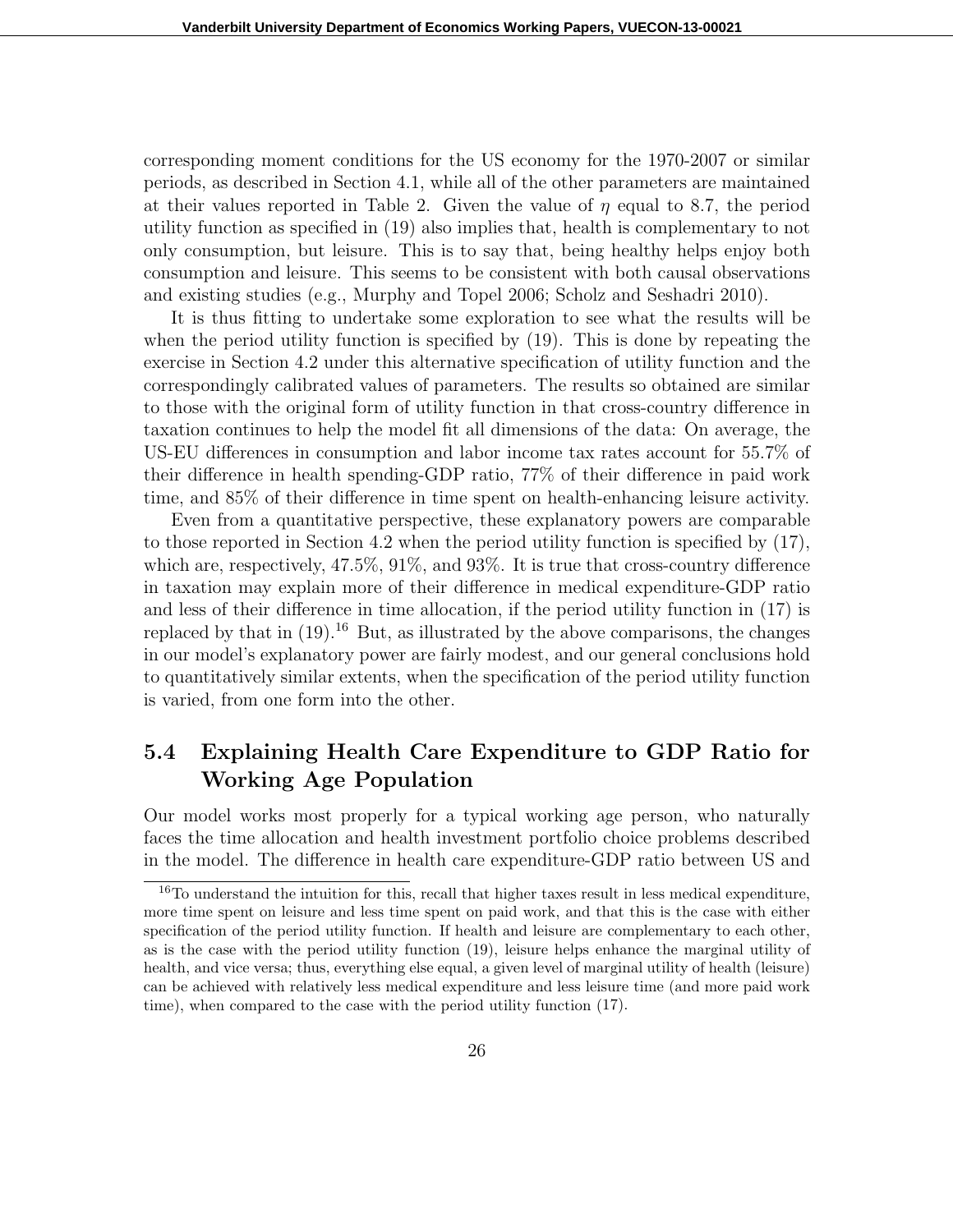corresponding moment conditions for the US economy for the 1970-2007 or similar periods, as described in Section 4.1, while all of the other parameters are maintained at their values reported in Table 2. Given the value of $\eta$ equal to 8.7, the period utility function as specified in (19) also implies that, health is complementary to not only consumption, but leisure. This is to say that, being healthy helps enjoy both consumption and leisure. This seems to be consistent with both causal observations and existing studies (e.g., Murphy and Topel 2006; Scholz and Seshadri 2010).

It is thus fitting to undertake some exploration to see what the results will be when the period utility function is specified by (19). This is done by repeating the exercise in Section 4.2 under this alternative specification of utility function and the correspondingly calibrated values of parameters. The results so obtained are similar to those with the original form of utility function in that cross-country difference in taxation continues to help the model fit all dimensions of the data: On average, the US-EU differences in consumption and labor income tax rates account for 55.7% of their difference in health spending-GDP ratio, 77% of their difference in paid work time, and 85% of their difference in time spent on health-enhancing leisure activity.

Even from a quantitative perspective, these explanatory powers are comparable to those reported in Section 4.2 when the period utility function is specified by (17), which are, respectively, 47.5%, 91%, and 93%. It is true that cross-country difference in taxation may explain more of their difference in medical expenditure-GDP ratio and less of their difference in time allocation, if the period utility function in (17) is replaced by that in (19).[16] But, as illustrated by the above comparisons, the changes in our model's explanatory power are fairly modest, and our general conclusions hold to quantitatively similar extents, when the specification of the period utility function is varied, from one form into the other.

## 5.4 Explaining Health Care Expenditure to GDP Ratio for Working Age Population

Our model works most properly for a typical working age person, who naturally faces the time allocation and health investment portfolio choice problems described in the model. The difference in health care expenditure-GDP ratio between US and

[16] To understand the intuition for this, recall that higher taxes result in less medical expenditure, more time spent on leisure and less time spent on paid work, and that this is the case with either specification of the period utility function. If health and leisure are complementary to each other, as is the case with the period utility function (19), leisure helps enhance the marginal utility of health, and vice versa; thus, everything else equal, a given level of marginal utility of health (leisure) can be achieved with relatively less medical expenditure and less leisure time (and more paid work time), when compared to the case with the period utility function (17).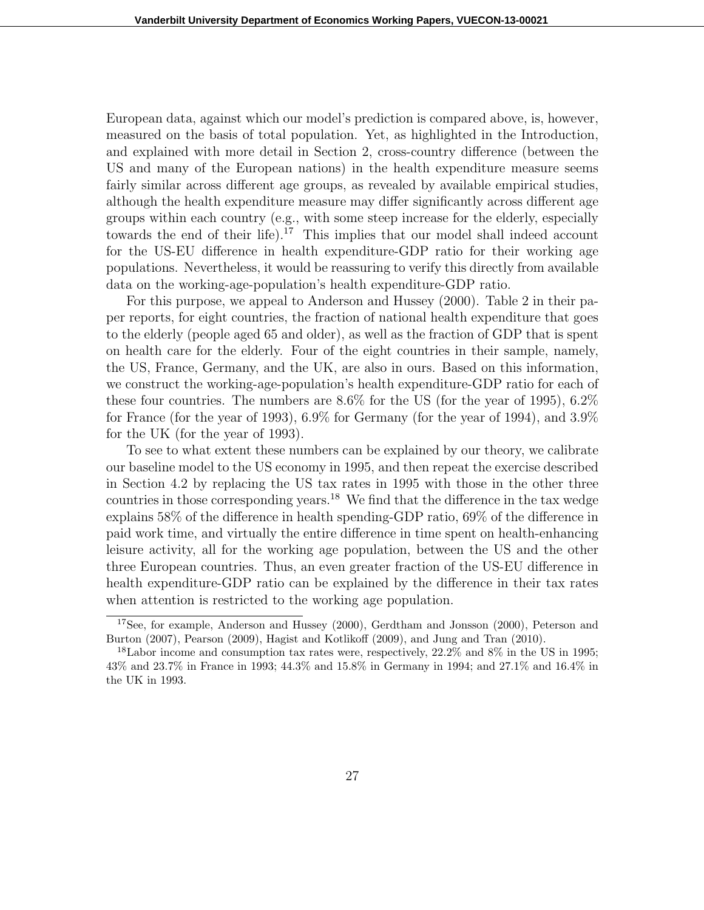European data, against which our model's prediction is compared above, is, however, measured on the basis of total population. Yet, as highlighted in the Introduction, and explained with more detail in Section 2, cross-country difference (between the US and many of the European nations) in the health expenditure measure seems fairly similar across different age groups, as revealed by available empirical studies, although the health expenditure measure may differ significantly across different age groups within each country (e.g., with some steep increase for the elderly, especially towards the end of their life).[17] This implies that our model shall indeed account for the US-EU difference in health expenditure-GDP ratio for their working age populations. Nevertheless, it would be reassuring to verify this directly from available data on the working-age-population's health expenditure-GDP ratio.

For this purpose, we appeal to Anderson and Hussey (2000). Table 2 in their paper reports, for eight countries, the fraction of national health expenditure that goes to the elderly (people aged 65 and older), as well as the fraction of GDP that is spent on health care for the elderly. Four of the eight countries in their sample, namely, the US, France, Germany, and the UK, are also in ours. Based on this information, we construct the working-age-population's health expenditure-GDP ratio for each of these four countries. The numbers are 8.6% for the US (for the year of 1995), 6.2% for France (for the year of 1993), 6.9% for Germany (for the year of 1994), and 3.9% for the UK (for the year of 1993).

To see to what extent these numbers can be explained by our theory, we calibrate our baseline model to the US economy in 1995, and then repeat the exercise described in Section 4.2 by replacing the US tax rates in 1995 with those in the other three countries in those corresponding years.[18] We find that the difference in the tax wedge explains 58% of the difference in health spending-GDP ratio, 69% of the difference in paid work time, and virtually the entire difference in time spent on health-enhancing leisure activity, all for the working age population, between the US and the other three European countries. Thus, an even greater fraction of the US-EU difference in health expenditure-GDP ratio can be explained by the difference in their tax rates when attention is restricted to the working age population.

[17] See, for example, Anderson and Hussey (2000), Gerdtham and Jonsson (2000), Peterson and Burton (2007), Pearson (2009), Hagist and Kotlikoff (2009), and Jung and Tran (2010).

[18] Labor income and consumption tax rates were, respectively, 22.2% and 8% in the US in 1995; 43% and 23.7% in France in 1993; 44.3% and 15.8% in Germany in 1994; and 27.1% and 16.4% in the UK in 1993.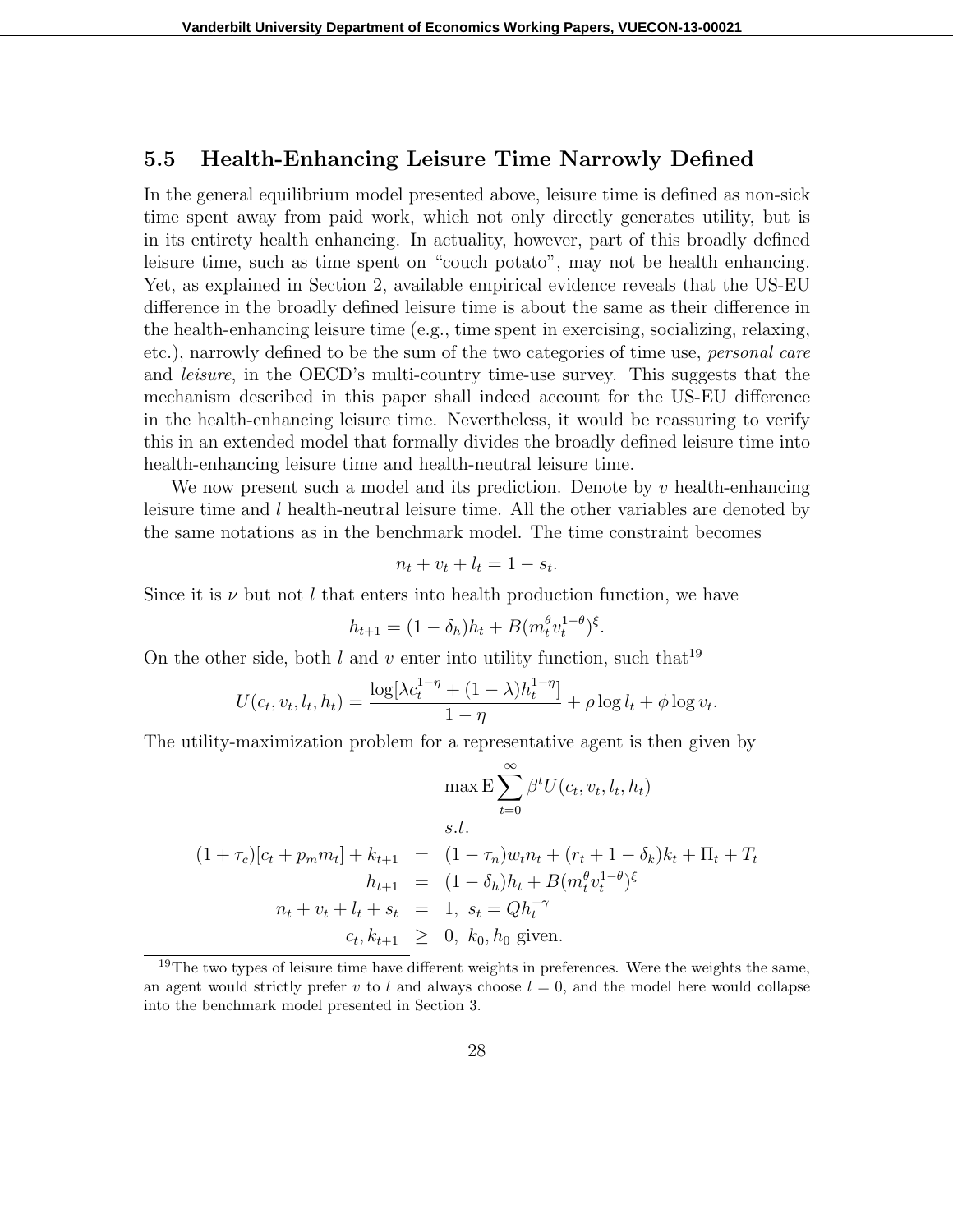## 5.5 Health-Enhancing Leisure Time Narrowly Defined

In the general equilibrium model presented above, leisure time is defined as non-sick time spent away from paid work, which not only directly generates utility, but is in its entirety health enhancing. In actuality, however, part of this broadly defined leisure time, such as time spent on "couch potato", may not be health enhancing. Yet, as explained in Section 2, available empirical evidence reveals that the US-EU difference in the broadly defined leisure time is about the same as their difference in the health-enhancing leisure time (e.g., time spent in exercising, socializing, relaxing, etc.), narrowly defined to be the sum of the two categories of time use, *personal care* and *leisure*, in the OECD's multi-country time-use survey. This suggests that the mechanism described in this paper shall indeed account for the US-EU difference in the health-enhancing leisure time. Nevertheless, it would be reassuring to verify this in an extended model that formally divides the broadly defined leisure time into health-enhancing leisure time and health-neutral leisure time.

We now present such a model and its prediction. Denote by $v$ health-enhancing leisure time and $l$ health-neutral leisure time. All the other variables are denoted by the same notations as in the benchmark model. The time constraint becomes

$$n_t + v_t + l_t = 1 - s_t.$$

Since it is $\nu$ but not $l$ that enters into health production function, we have

$$h_{t+1} = (1 - \delta_h)h_t + B(m_t^{\theta} v_t^{1-\theta})^{\xi}.$$

On the other side, both $l$ and $v$ enter into utility function, such that[19]

$$U(c_t, v_t, l_t, h_t) = \frac{\log[\lambda c_t^{1-\eta} + (1-\lambda)h_t^{1-\eta}]}{1-\eta} + \rho \log l_t + \phi \log v_t.$$

The utility-maximization problem for a representative agent is then given by

$$\max \mathrm{E} \sum_{t=0}^{\infty} \beta^t U(c_t, v_t, l_t, h_t)$$

$$s.t.$$

$$\begin{aligned}
(1+\tau_c)[c_t + p_m m_t] + k_{t+1} &= (1-\tau_n)w_t n_t + (r_t + 1 - \delta_k)k_t + \Pi_t + T_t \\
h_{t+1} &= (1-\delta_h)h_t + B(m_t^{\theta} v_t^{1-\theta})^{\xi} \\
n_t + v_t + l_t + s_t &= 1, \; s_t = Q h_t^{-\gamma} \\
c_t, k_{t+1} &\geq 0, \; k_0, h_0 \text{ given.}
\end{aligned}$$

[19] The two types of leisure time have different weights in preferences. Were the weights the same, an agent would strictly prefer $v$ to $l$ and always choose $l = 0$, and the model here would collapse into the benchmark model presented in Section 3.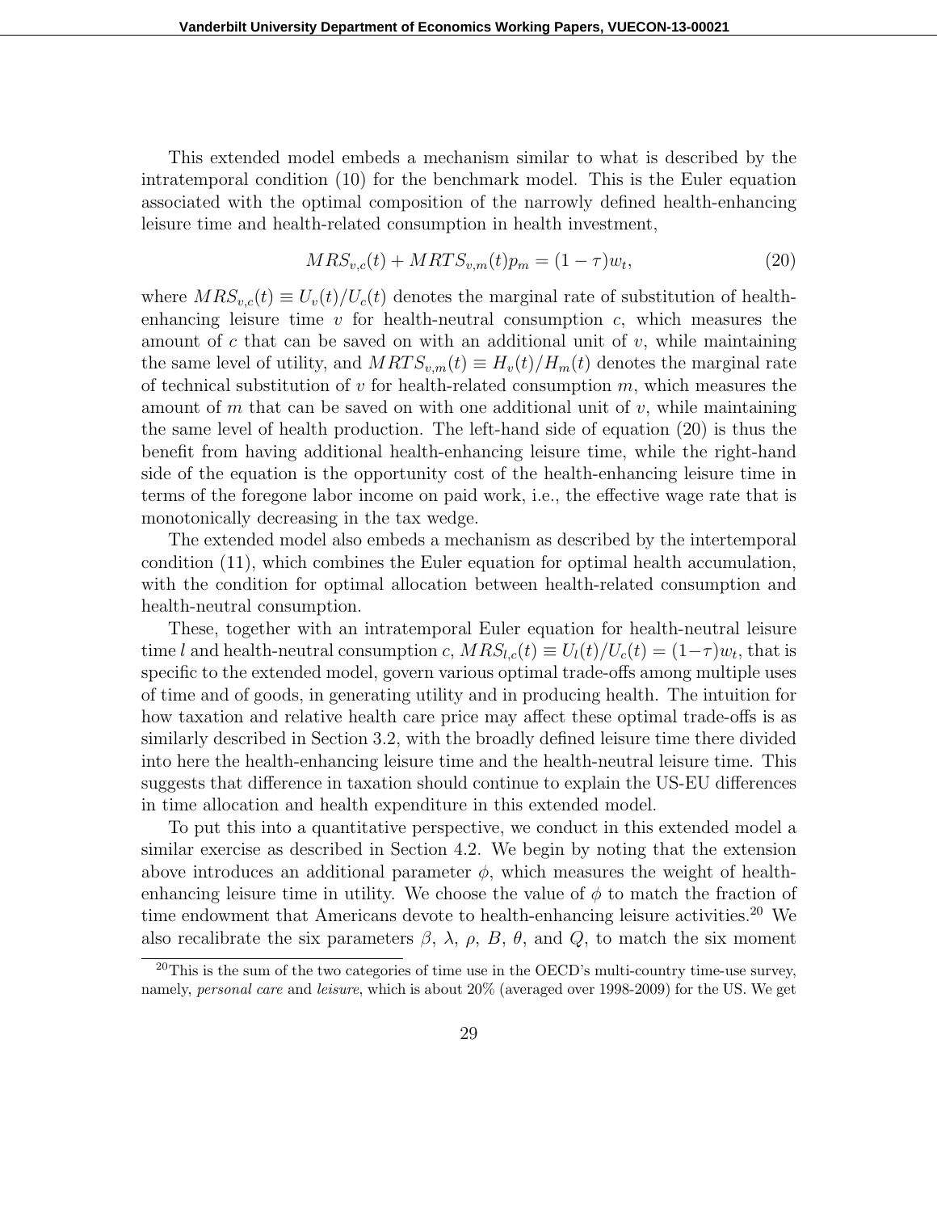This extended model embeds a mechanism similar to what is described by the intratemporal condition (10) for the benchmark model. This is the Euler equation associated with the optimal composition of the narrowly defined health-enhancing leisure time and health-related consumption in health investment,

$$MRS_{v,c}(t) + MRTS_{v,m}(t)p_m = (1 - \tau)w_t, \tag{20}$$

where $MRS_{v,c}(t) \equiv U_v(t)/U_c(t)$ denotes the marginal rate of substitution of health-enhancing leisure time $v$ for health-neutral consumption $c$, which measures the amount of $c$ that can be saved on with an additional unit of $v$, while maintaining the same level of utility, and $MRTS_{v,m}(t) \equiv H_v(t)/H_m(t)$ denotes the marginal rate of technical substitution of $v$ for health-related consumption $m$, which measures the amount of $m$ that can be saved on with one additional unit of $v$, while maintaining the same level of health production. The left-hand side of equation (20) is thus the benefit from having additional health-enhancing leisure time, while the right-hand side of the equation is the opportunity cost of the health-enhancing leisure time in terms of the foregone labor income on paid work, i.e., the effective wage rate that is monotonically decreasing in the tax wedge.

The extended model also embeds a mechanism as described by the intertemporal condition (11), which combines the Euler equation for optimal health accumulation, with the condition for optimal allocation between health-related consumption and health-neutral consumption.

These, together with an intratemporal Euler equation for health-neutral leisure time $l$ and health-neutral consumption $c$, $MRS_{l,c}(t) \equiv U_l(t)/U_c(t) = (1-\tau)w_t$, that is specific to the extended model, govern various optimal trade-offs among multiple uses of time and of goods, in generating utility and in producing health. The intuition for how taxation and relative health care price may affect these optimal trade-offs is as similarly described in Section 3.2, with the broadly defined leisure time there divided into here the health-enhancing leisure time and the health-neutral leisure time. This suggests that difference in taxation should continue to explain the US-EU differences in time allocation and health expenditure in this extended model.

To put this into a quantitative perspective, we conduct in this extended model a similar exercise as described in Section 4.2. We begin by noting that the extension above introduces an additional parameter $\phi$, which measures the weight of health-enhancing leisure time in utility. We choose the value of $\phi$ to match the fraction of time endowment that Americans devote to health-enhancing leisure activities.[20] We also recalibrate the six parameters $\beta$, $\lambda$, $\rho$, $B$, $\theta$, and $Q$, to match the six moment

[20] This is the sum of the two categories of time use in the OECD's multi-country time-use survey, namely, *personal care* and *leisure*, which is about 20% (averaged over 1998-2009) for the US. We get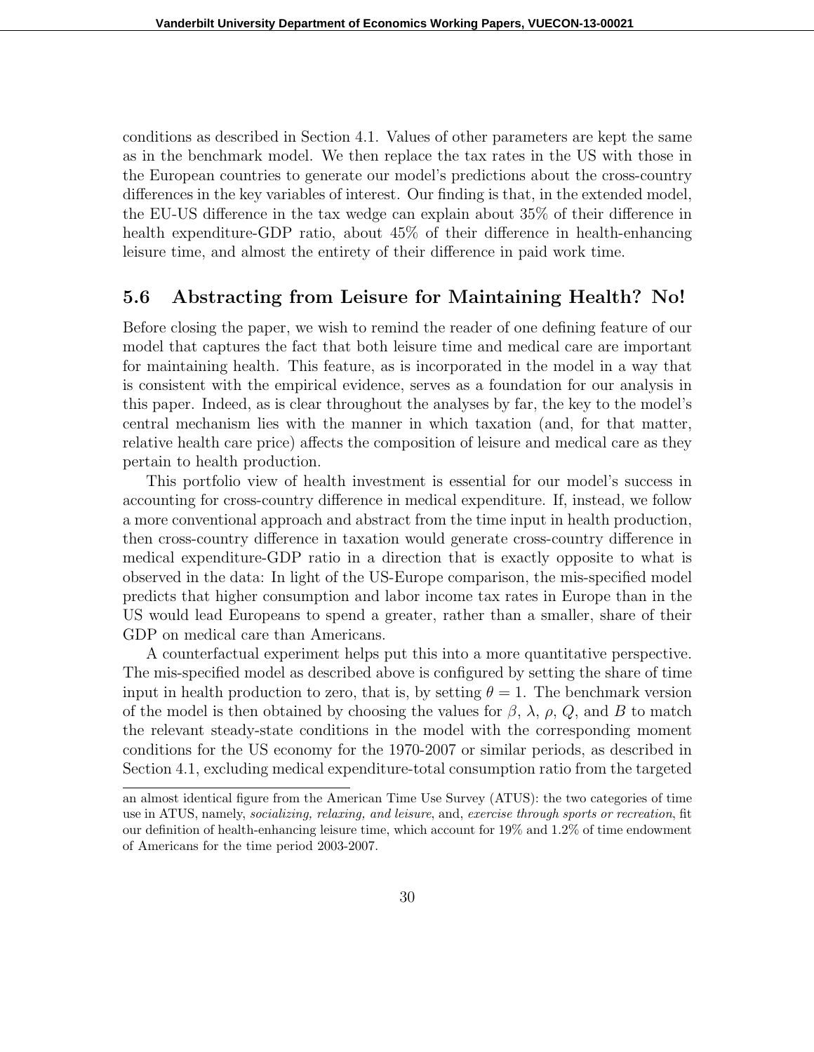conditions as described in Section 4.1. Values of other parameters are kept the same as in the benchmark model. We then replace the tax rates in the US with those in the European countries to generate our model's predictions about the cross-country differences in the key variables of interest. Our finding is that, in the extended model, the EU-US difference in the tax wedge can explain about 35% of their difference in health expenditure-GDP ratio, about 45% of their difference in health-enhancing leisure time, and almost the entirety of their difference in paid work time.

## 5.6 Abstracting from Leisure for Maintaining Health? No!

Before closing the paper, we wish to remind the reader of one defining feature of our model that captures the fact that both leisure time and medical care are important for maintaining health. This feature, as is incorporated in the model in a way that is consistent with the empirical evidence, serves as a foundation for our analysis in this paper. Indeed, as is clear throughout the analyses by far, the key to the model's central mechanism lies with the manner in which taxation (and, for that matter, relative health care price) affects the composition of leisure and medical care as they pertain to health production.

This portfolio view of health investment is essential for our model's success in accounting for cross-country difference in medical expenditure. If, instead, we follow a more conventional approach and abstract from the time input in health production, then cross-country difference in taxation would generate cross-country difference in medical expenditure-GDP ratio in a direction that is exactly opposite to what is observed in the data: In light of the US-Europe comparison, the mis-specified model predicts that higher consumption and labor income tax rates in Europe than in the US would lead Europeans to spend a greater, rather than a smaller, share of their GDP on medical care than Americans.

A counterfactual experiment helps put this into a more quantitative perspective. The mis-specified model as described above is configured by setting the share of time input in health production to zero, that is, by setting $\theta = 1$. The benchmark version of the model is then obtained by choosing the values for $\beta$, $\lambda$, $\rho$, $Q$, and $B$ to match the relevant steady-state conditions in the model with the corresponding moment conditions for the US economy for the 1970-2007 or similar periods, as described in Section 4.1, excluding medical expenditure-total consumption ratio from the targeted

an almost identical figure from the American Time Use Survey (ATUS): the two categories of time use in ATUS, namely, *socializing, relaxing, and leisure*, and, *exercise through sports or recreation*, fit our definition of health-enhancing leisure time, which account for 19% and 1.2% of time endowment of Americans for the time period 2003-2007.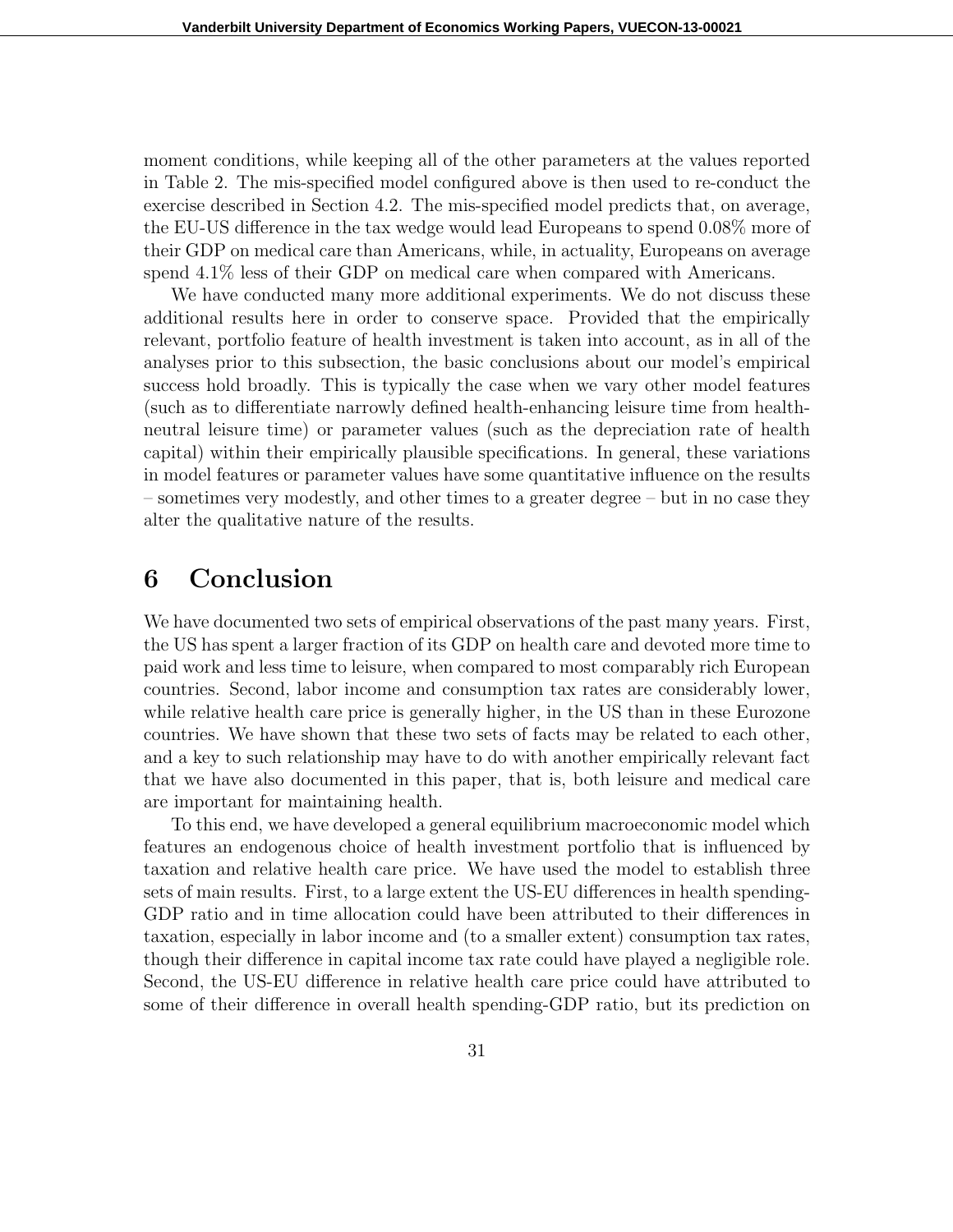moment conditions, while keeping all of the other parameters at the values reported in Table 2. The mis-specified model configured above is then used to re-conduct the exercise described in Section 4.2. The mis-specified model predicts that, on average, the EU-US difference in the tax wedge would lead Europeans to spend 0.08% more of their GDP on medical care than Americans, while, in actuality, Europeans on average spend 4.1% less of their GDP on medical care when compared with Americans.

We have conducted many more additional experiments. We do not discuss these additional results here in order to conserve space. Provided that the empirically relevant, portfolio feature of health investment is taken into account, as in all of the analyses prior to this subsection, the basic conclusions about our model's empirical success hold broadly. This is typically the case when we vary other model features (such as to differentiate narrowly defined health-enhancing leisure time from health-neutral leisure time) or parameter values (such as the depreciation rate of health capital) within their empirically plausible specifications. In general, these variations in model features or parameter values have some quantitative influence on the results – sometimes very modestly, and other times to a greater degree – but in no case they alter the qualitative nature of the results.

# 6 Conclusion

We have documented two sets of empirical observations of the past many years. First, the US has spent a larger fraction of its GDP on health care and devoted more time to paid work and less time to leisure, when compared to most comparably rich European countries. Second, labor income and consumption tax rates are considerably lower, while relative health care price is generally higher, in the US than in these Eurozone countries. We have shown that these two sets of facts may be related to each other, and a key to such relationship may have to do with another empirically relevant fact that we have also documented in this paper, that is, both leisure and medical care are important for maintaining health.

To this end, we have developed a general equilibrium macroeconomic model which features an endogenous choice of health investment portfolio that is influenced by taxation and relative health care price. We have used the model to establish three sets of main results. First, to a large extent the US-EU differences in health spending-GDP ratio and in time allocation could have been attributed to their differences in taxation, especially in labor income and (to a smaller extent) consumption tax rates, though their difference in capital income tax rate could have played a negligible role. Second, the US-EU difference in relative health care price could have attributed to some of their difference in overall health spending-GDP ratio, but its prediction on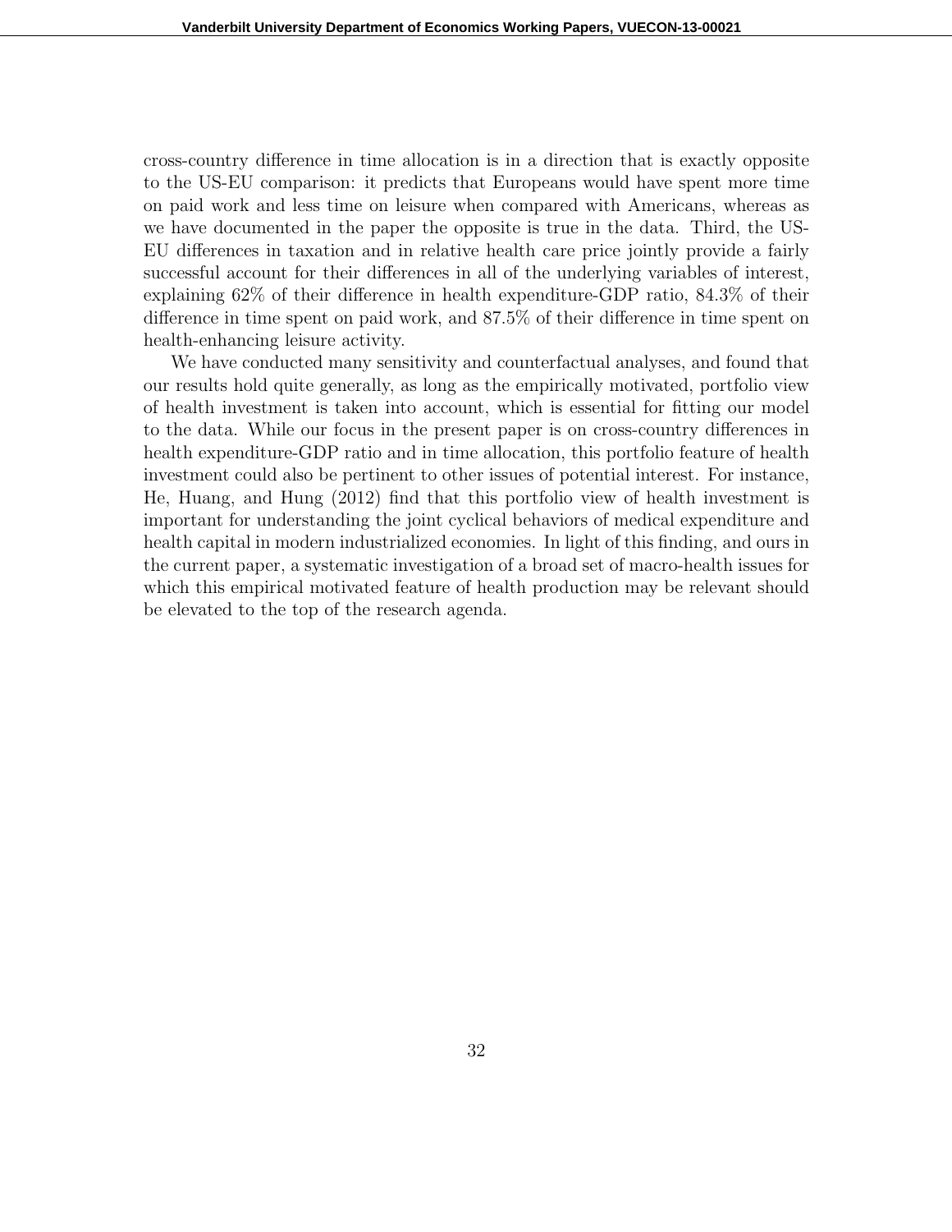cross-country difference in time allocation is in a direction that is exactly opposite to the US-EU comparison: it predicts that Europeans would have spent more time on paid work and less time on leisure when compared with Americans, whereas as we have documented in the paper the opposite is true in the data. Third, the US-EU differences in taxation and in relative health care price jointly provide a fairly successful account for their differences in all of the underlying variables of interest, explaining 62% of their difference in health expenditure-GDP ratio, 84.3% of their difference in time spent on paid work, and 87.5% of their difference in time spent on health-enhancing leisure activity.

We have conducted many sensitivity and counterfactual analyses, and found that our results hold quite generally, as long as the empirically motivated, portfolio view of health investment is taken into account, which is essential for fitting our model to the data. While our focus in the present paper is on cross-country differences in health expenditure-GDP ratio and in time allocation, this portfolio feature of health investment could also be pertinent to other issues of potential interest. For instance, He, Huang, and Hung (2012) find that this portfolio view of health investment is important for understanding the joint cyclical behaviors of medical expenditure and health capital in modern industrialized economies. In light of this finding, and ours in the current paper, a systematic investigation of a broad set of macro-health issues for which this empirical motivated feature of health production may be relevant should be elevated to the top of the research agenda.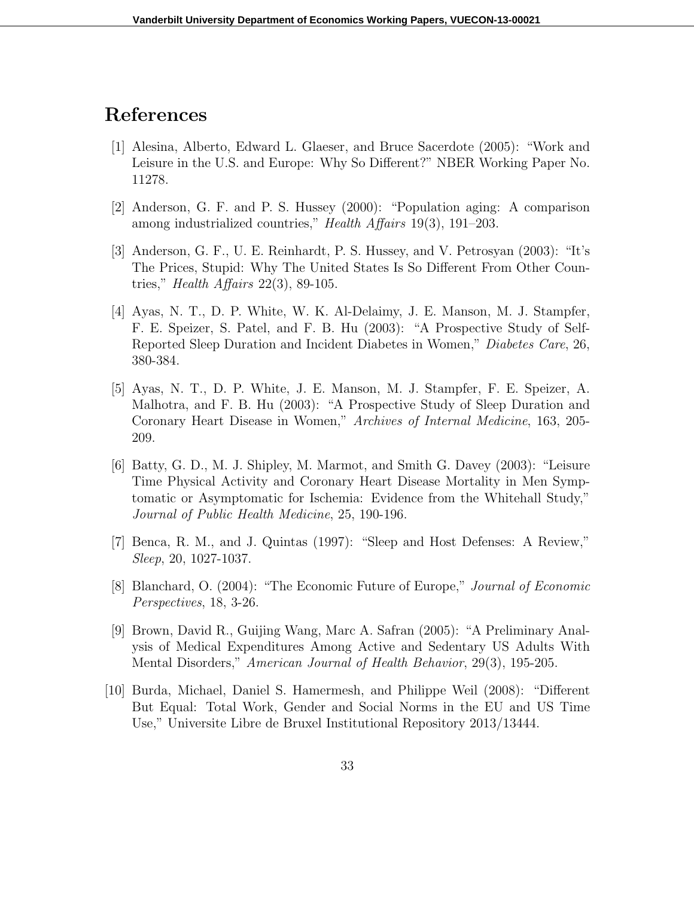# References

[1] Alesina, Alberto, Edward L. Glaeser, and Bruce Sacerdote (2005): "Work and Leisure in the U.S. and Europe: Why So Different?" NBER Working Paper No. 11278.

[2] Anderson, G. F. and P. S. Hussey (2000): "Population aging: A comparison among industrialized countries," *Health Affairs* 19(3), 191–203.

[3] Anderson, G. F., U. E. Reinhardt, P. S. Hussey, and V. Petrosyan (2003): "It's The Prices, Stupid: Why The United States Is So Different From Other Countries," *Health Affairs* 22(3), 89-105.

[4] Ayas, N. T., D. P. White, W. K. Al-Delaimy, J. E. Manson, M. J. Stampfer, F. E. Speizer, S. Patel, and F. B. Hu (2003): "A Prospective Study of Self-Reported Sleep Duration and Incident Diabetes in Women," *Diabetes Care*, 26, 380-384.

[5] Ayas, N. T., D. P. White, J. E. Manson, M. J. Stampfer, F. E. Speizer, A. Malhotra, and F. B. Hu (2003): "A Prospective Study of Sleep Duration and Coronary Heart Disease in Women," *Archives of Internal Medicine*, 163, 205-209.

[6] Batty, G. D., M. J. Shipley, M. Marmot, and Smith G. Davey (2003): "Leisure Time Physical Activity and Coronary Heart Disease Mortality in Men Symptomatic or Asymptomatic for Ischemia: Evidence from the Whitehall Study," *Journal of Public Health Medicine*, 25, 190-196.

[7] Benca, R. M., and J. Quintas (1997): "Sleep and Host Defenses: A Review," *Sleep*, 20, 1027-1037.

[8] Blanchard, O. (2004): "The Economic Future of Europe," *Journal of Economic Perspectives*, 18, 3-26.

[9] Brown, David R., Guijing Wang, Marc A. Safran (2005): "A Preliminary Analysis of Medical Expenditures Among Active and Sedentary US Adults With Mental Disorders," *American Journal of Health Behavior*, 29(3), 195-205.

[10] Burda, Michael, Daniel S. Hamermesh, and Philippe Weil (2008): "Different But Equal: Total Work, Gender and Social Norms in the EU and US Time Use," Universite Libre de Bruxel Institutional Repository 2013/13444.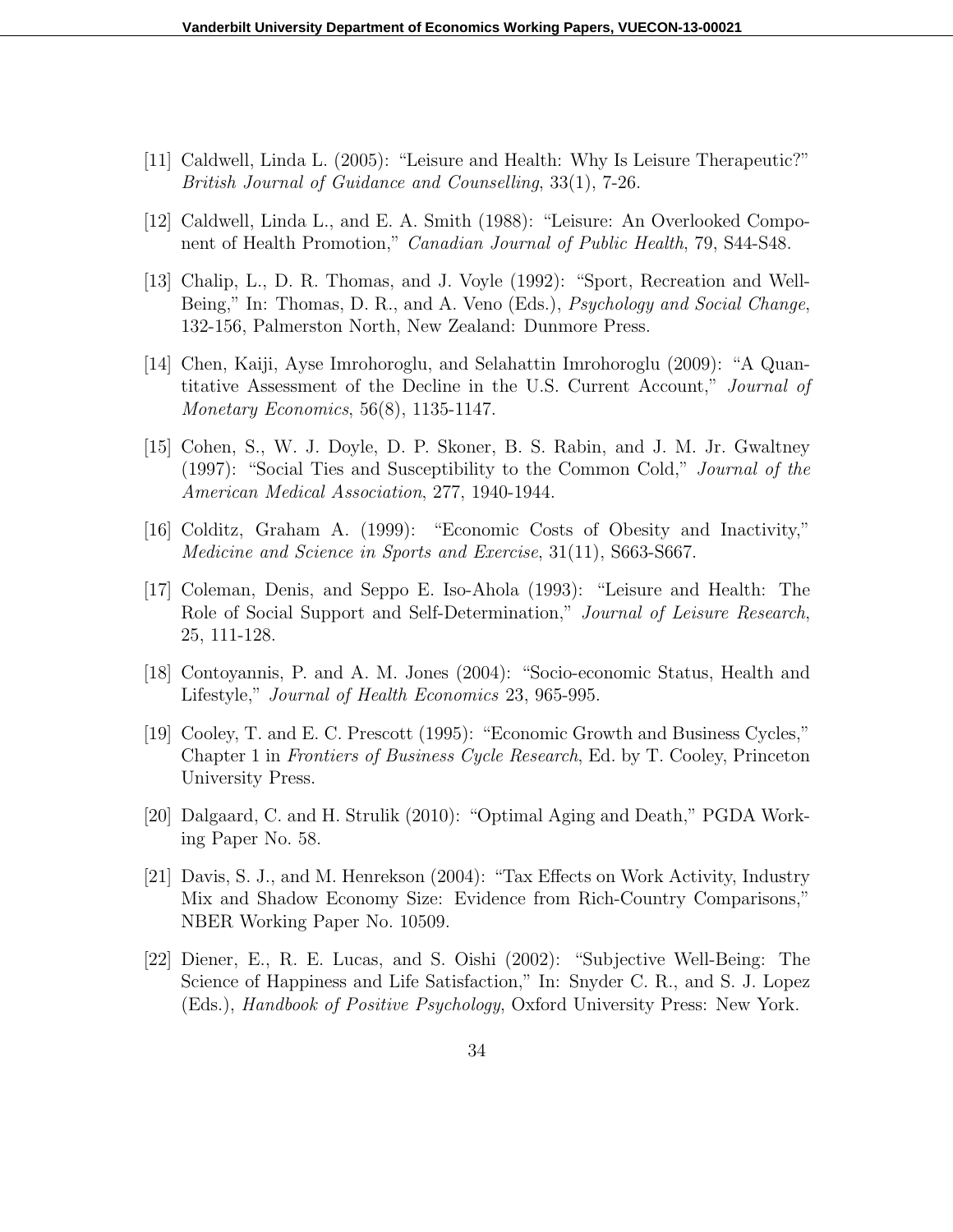[11] Caldwell, Linda L. (2005): "Leisure and Health: Why Is Leisure Therapeutic?" *British Journal of Guidance and Counselling*, 33(1), 7-26.

[12] Caldwell, Linda L., and E. A. Smith (1988): "Leisure: An Overlooked Component of Health Promotion," *Canadian Journal of Public Health*, 79, S44-S48.

[13] Chalip, L., D. R. Thomas, and J. Voyle (1992): "Sport, Recreation and Well-Being," In: Thomas, D. R., and A. Veno (Eds.), *Psychology and Social Change*, 132-156, Palmerston North, New Zealand: Dunmore Press.

[14] Chen, Kaiji, Ayse Imrohoroglu, and Selahattin Imrohoroglu (2009): "A Quantitative Assessment of the Decline in the U.S. Current Account," *Journal of Monetary Economics*, 56(8), 1135-1147.

[15] Cohen, S., W. J. Doyle, D. P. Skoner, B. S. Rabin, and J. M. Jr. Gwaltney (1997): "Social Ties and Susceptibility to the Common Cold," *Journal of the American Medical Association*, 277, 1940-1944.

[16] Colditz, Graham A. (1999): "Economic Costs of Obesity and Inactivity," *Medicine and Science in Sports and Exercise*, 31(11), S663-S667.

[17] Coleman, Denis, and Seppo E. Iso-Ahola (1993): "Leisure and Health: The Role of Social Support and Self-Determination," *Journal of Leisure Research*, 25, 111-128.

[18] Contoyannis, P. and A. M. Jones (2004): "Socio-economic Status, Health and Lifestyle," *Journal of Health Economics* 23, 965-995.

[19] Cooley, T. and E. C. Prescott (1995): "Economic Growth and Business Cycles," Chapter 1 in *Frontiers of Business Cycle Research*, Ed. by T. Cooley, Princeton University Press.

[20] Dalgaard, C. and H. Strulik (2010): "Optimal Aging and Death," PGDA Working Paper No. 58.

[21] Davis, S. J., and M. Henrekson (2004): "Tax Effects on Work Activity, Industry Mix and Shadow Economy Size: Evidence from Rich-Country Comparisons," NBER Working Paper No. 10509.

[22] Diener, E., R. E. Lucas, and S. Oishi (2002): "Subjective Well-Being: The Science of Happiness and Life Satisfaction," In: Snyder C. R., and S. J. Lopez (Eds.), *Handbook of Positive Psychology*, Oxford University Press: New York.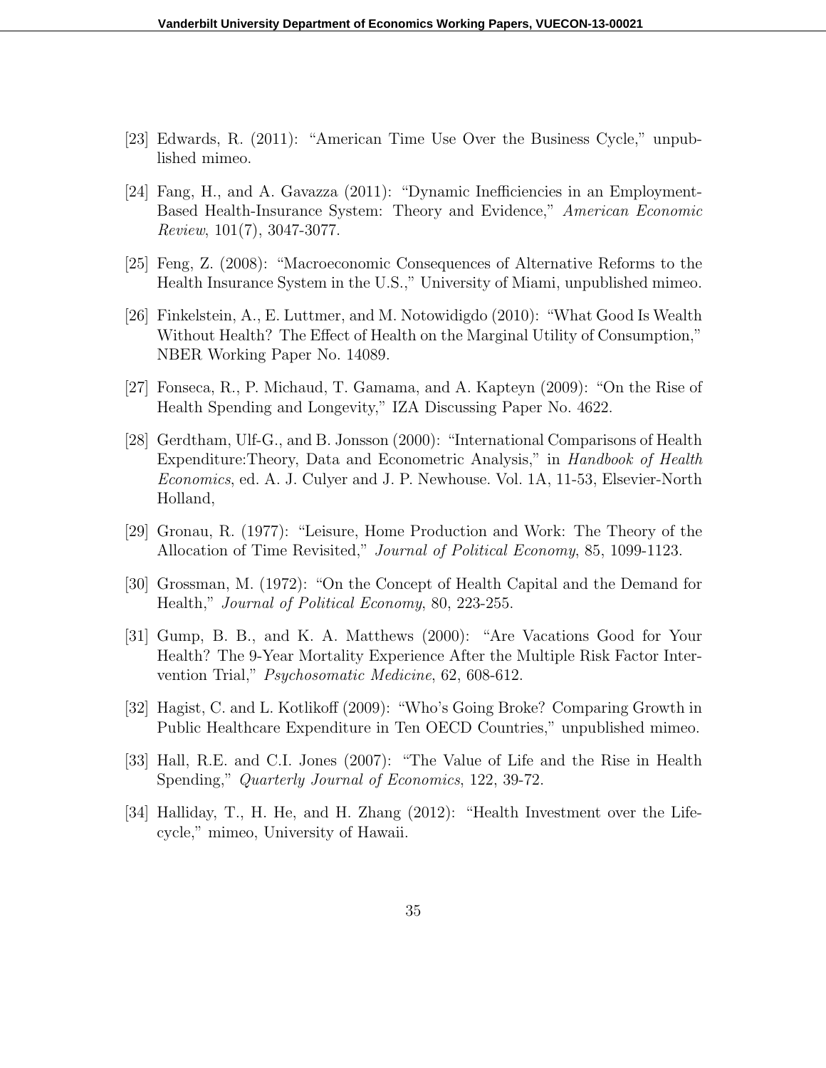[23] Edwards, R. (2011): "American Time Use Over the Business Cycle," unpublished mimeo.

[24] Fang, H., and A. Gavazza (2011): "Dynamic Inefficiencies in an Employment-Based Health-Insurance System: Theory and Evidence," *American Economic Review*, 101(7), 3047-3077.

[25] Feng, Z. (2008): "Macroeconomic Consequences of Alternative Reforms to the Health Insurance System in the U.S.," University of Miami, unpublished mimeo.

[26] Finkelstein, A., E. Luttmer, and M. Notowidigdo (2010): "What Good Is Wealth Without Health? The Effect of Health on the Marginal Utility of Consumption," NBER Working Paper No. 14089.

[27] Fonseca, R., P. Michaud, T. Gamama, and A. Kapteyn (2009): "On the Rise of Health Spending and Longevity," IZA Discussing Paper No. 4622.

[28] Gerdtham, Ulf-G., and B. Jonsson (2000): "International Comparisons of Health Expenditure:Theory, Data and Econometric Analysis," in *Handbook of Health Economics*, ed. A. J. Culyer and J. P. Newhouse. Vol. 1A, 11-53, Elsevier-North Holland,

[29] Gronau, R. (1977): "Leisure, Home Production and Work: The Theory of the Allocation of Time Revisited," *Journal of Political Economy*, 85, 1099-1123.

[30] Grossman, M. (1972): "On the Concept of Health Capital and the Demand for Health," *Journal of Political Economy*, 80, 223-255.

[31] Gump, B. B., and K. A. Matthews (2000): "Are Vacations Good for Your Health? The 9-Year Mortality Experience After the Multiple Risk Factor Intervention Trial," *Psychosomatic Medicine*, 62, 608-612.

[32] Hagist, C. and L. Kotlikoff (2009): "Who's Going Broke? Comparing Growth in Public Healthcare Expenditure in Ten OECD Countries," unpublished mimeo.

[33] Hall, R.E. and C.I. Jones (2007): "The Value of Life and the Rise in Health Spending," *Quarterly Journal of Economics*, 122, 39-72.

[34] Halliday, T., H. He, and H. Zhang (2012): "Health Investment over the Life-cycle," mimeo, University of Hawaii.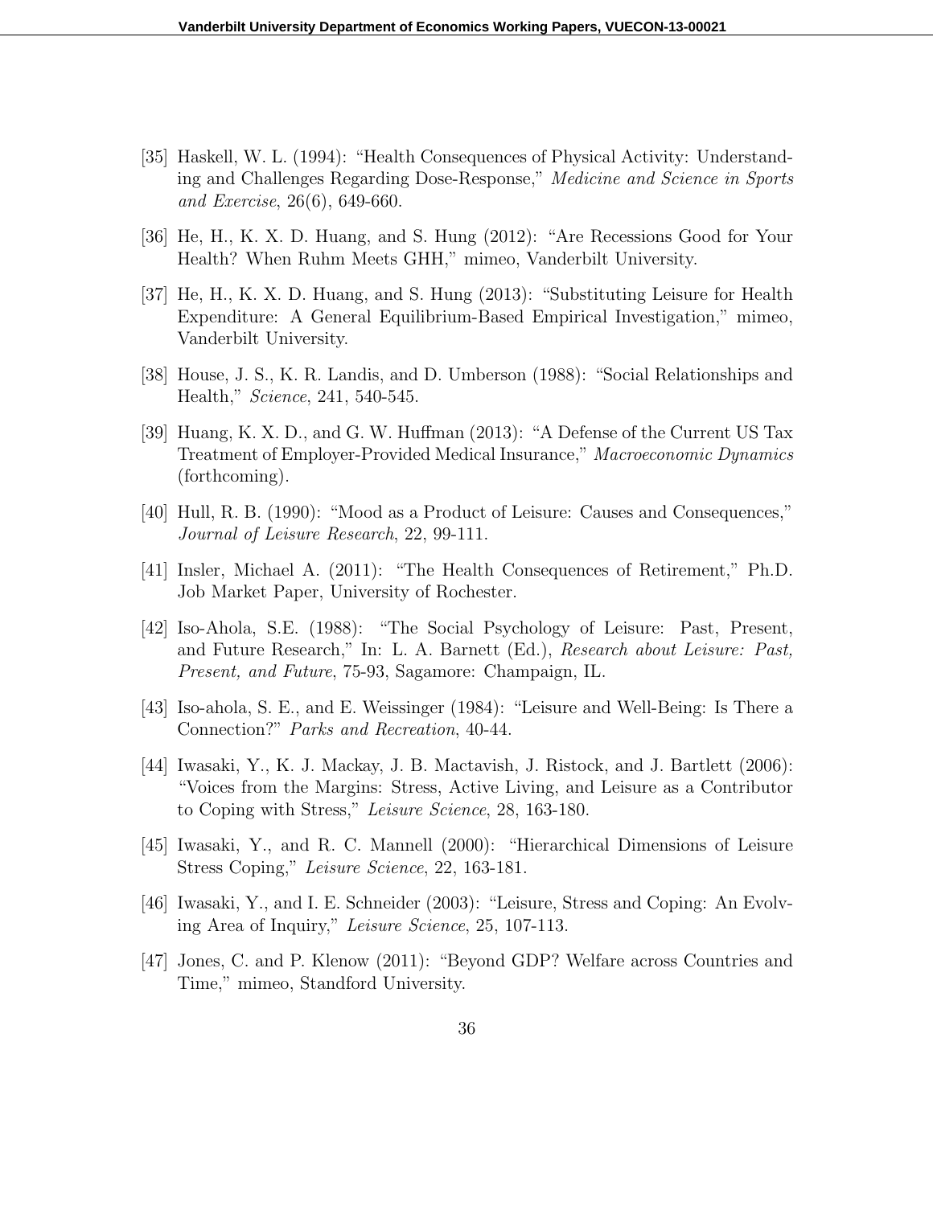[35] Haskell, W. L. (1994): "Health Consequences of Physical Activity: Understanding and Challenges Regarding Dose-Response," *Medicine and Science in Sports and Exercise*, 26(6), 649-660.

[36] He, H., K. X. D. Huang, and S. Hung (2012): "Are Recessions Good for Your Health? When Ruhm Meets GHH," mimeo, Vanderbilt University.

[37] He, H., K. X. D. Huang, and S. Hung (2013): "Substituting Leisure for Health Expenditure: A General Equilibrium-Based Empirical Investigation," mimeo, Vanderbilt University.

[38] House, J. S., K. R. Landis, and D. Umberson (1988): "Social Relationships and Health," *Science*, 241, 540-545.

[39] Huang, K. X. D., and G. W. Huffman (2013): "A Defense of the Current US Tax Treatment of Employer-Provided Medical Insurance," *Macroeconomic Dynamics* (forthcoming).

[40] Hull, R. B. (1990): "Mood as a Product of Leisure: Causes and Consequences," *Journal of Leisure Research*, 22, 99-111.

[41] Insler, Michael A. (2011): "The Health Consequences of Retirement," Ph.D. Job Market Paper, University of Rochester.

[42] Iso-Ahola, S.E. (1988): "The Social Psychology of Leisure: Past, Present, and Future Research," In: L. A. Barnett (Ed.), *Research about Leisure: Past, Present, and Future*, 75-93, Sagamore: Champaign, IL.

[43] Iso-ahola, S. E., and E. Weissinger (1984): "Leisure and Well-Being: Is There a Connection?" *Parks and Recreation*, 40-44.

[44] Iwasaki, Y., K. J. Mackay, J. B. Mactavish, J. Ristock, and J. Bartlett (2006): "Voices from the Margins: Stress, Active Living, and Leisure as a Contributor to Coping with Stress," *Leisure Science*, 28, 163-180.

[45] Iwasaki, Y., and R. C. Mannell (2000): "Hierarchical Dimensions of Leisure Stress Coping," *Leisure Science*, 22, 163-181.

[46] Iwasaki, Y., and I. E. Schneider (2003): "Leisure, Stress and Coping: An Evolving Area of Inquiry," *Leisure Science*, 25, 107-113.

[47] Jones, C. and P. Klenow (2011): "Beyond GDP? Welfare across Countries and Time," mimeo, Standford University.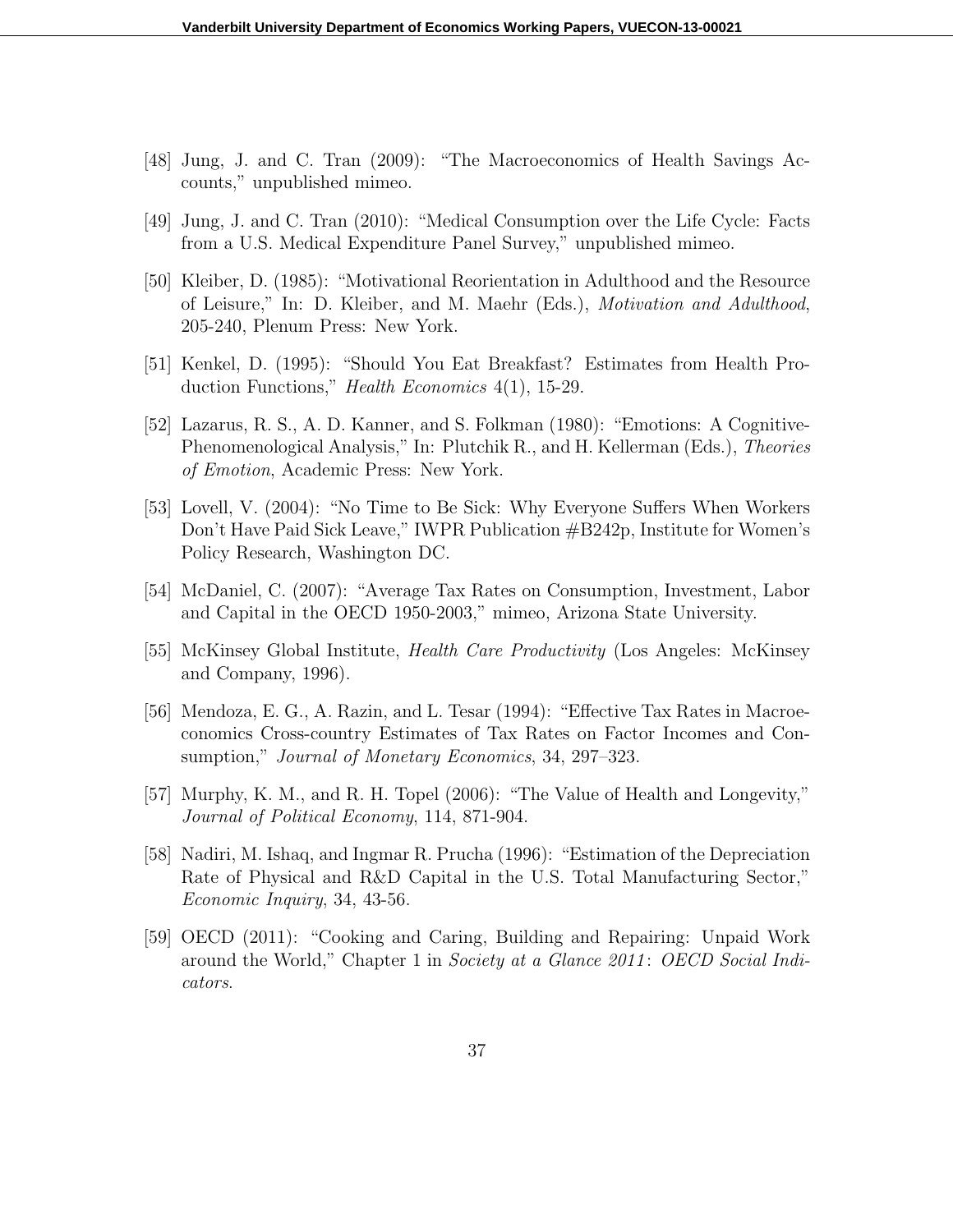[48] Jung, J. and C. Tran (2009): "The Macroeconomics of Health Savings Accounts," unpublished mimeo.

[49] Jung, J. and C. Tran (2010): "Medical Consumption over the Life Cycle: Facts from a U.S. Medical Expenditure Panel Survey," unpublished mimeo.

[50] Kleiber, D. (1985): "Motivational Reorientation in Adulthood and the Resource of Leisure," In: D. Kleiber, and M. Maehr (Eds.), *Motivation and Adulthood*, 205-240, Plenum Press: New York.

[51] Kenkel, D. (1995): "Should You Eat Breakfast? Estimates from Health Production Functions," *Health Economics* 4(1), 15-29.

[52] Lazarus, R. S., A. D. Kanner, and S. Folkman (1980): "Emotions: A Cognitive-Phenomenological Analysis," In: Plutchik R., and H. Kellerman (Eds.), *Theories of Emotion*, Academic Press: New York.

[53] Lovell, V. (2004): "No Time to Be Sick: Why Everyone Suffers When Workers Don't Have Paid Sick Leave," IWPR Publication #B242p, Institute for Women's Policy Research, Washington DC.

[54] McDaniel, C. (2007): "Average Tax Rates on Consumption, Investment, Labor and Capital in the OECD 1950-2003," mimeo, Arizona State University.

[55] McKinsey Global Institute, *Health Care Productivity* (Los Angeles: McKinsey and Company, 1996).

[56] Mendoza, E. G., A. Razin, and L. Tesar (1994): "Effective Tax Rates in Macroeconomics Cross-country Estimates of Tax Rates on Factor Incomes and Consumption," *Journal of Monetary Economics*, 34, 297–323.

[57] Murphy, K. M., and R. H. Topel (2006): "The Value of Health and Longevity," *Journal of Political Economy*, 114, 871-904.

[58] Nadiri, M. Ishaq, and Ingmar R. Prucha (1996): "Estimation of the Depreciation Rate of Physical and R&D Capital in the U.S. Total Manufacturing Sector," *Economic Inquiry*, 34, 43-56.

[59] OECD (2011): "Cooking and Caring, Building and Repairing: Unpaid Work around the World," Chapter 1 in *Society at a Glance 2011*: *OECD Social Indicators*.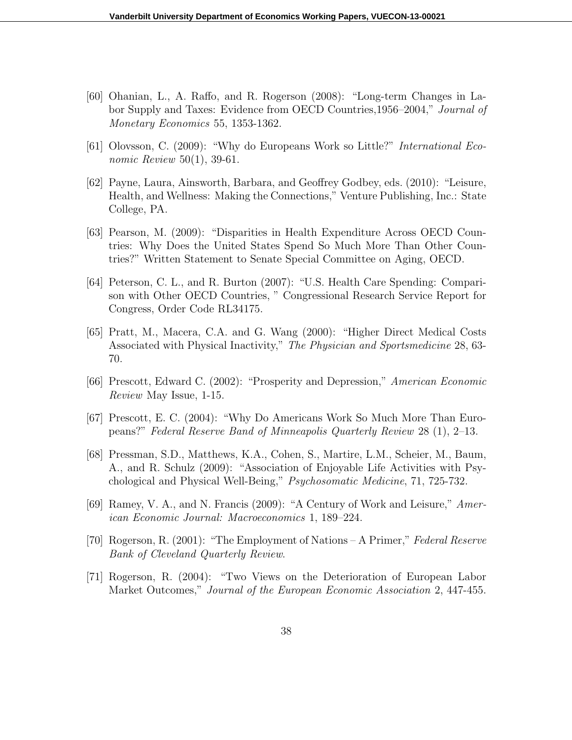[60] Ohanian, L., A. Raffo, and R. Rogerson (2008): "Long-term Changes in Labor Supply and Taxes: Evidence from OECD Countries,1956–2004," *Journal of Monetary Economics* 55, 1353-1362.

[61] Olovsson, C. (2009): "Why do Europeans Work so Little?" *International Economic Review* 50(1), 39-61.

[62] Payne, Laura, Ainsworth, Barbara, and Geoffrey Godbey, eds. (2010): "Leisure, Health, and Wellness: Making the Connections," Venture Publishing, Inc.: State College, PA.

[63] Pearson, M. (2009): "Disparities in Health Expenditure Across OECD Countries: Why Does the United States Spend So Much More Than Other Countries?" Written Statement to Senate Special Committee on Aging, OECD.

[64] Peterson, C. L., and R. Burton (2007): "U.S. Health Care Spending: Comparison with Other OECD Countries, " Congressional Research Service Report for Congress, Order Code RL34175.

[65] Pratt, M., Macera, C.A. and G. Wang (2000): "Higher Direct Medical Costs Associated with Physical Inactivity," *The Physician and Sportsmedicine* 28, 63-70.

[66] Prescott, Edward C. (2002): "Prosperity and Depression," *American Economic Review* May Issue, 1-15.

[67] Prescott, E. C. (2004): "Why Do Americans Work So Much More Than Europeans?" *Federal Reserve Band of Minneapolis Quarterly Review* 28 (1), 2–13.

[68] Pressman, S.D., Matthews, K.A., Cohen, S., Martire, L.M., Scheier, M., Baum, A., and R. Schulz (2009): "Association of Enjoyable Life Activities with Psychological and Physical Well-Being," *Psychosomatic Medicine*, 71, 725-732.

[69] Ramey, V. A., and N. Francis (2009): "A Century of Work and Leisure," *American Economic Journal: Macroeconomics* 1, 189–224.

[70] Rogerson, R. (2001): "The Employment of Nations – A Primer," *Federal Reserve Bank of Cleveland Quarterly Review*.

[71] Rogerson, R. (2004): "Two Views on the Deterioration of European Labor Market Outcomes," *Journal of the European Economic Association* 2, 447-455.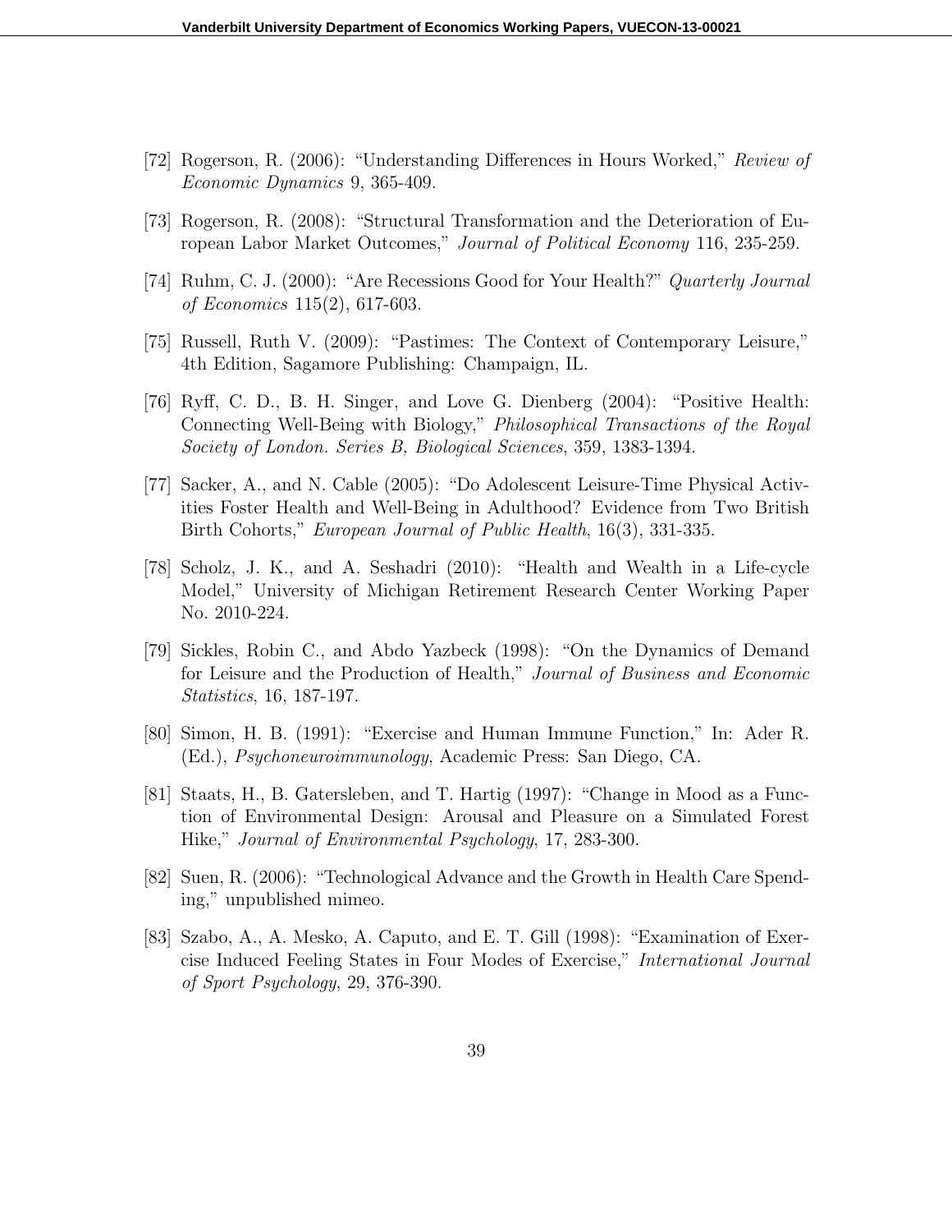[72] Rogerson, R. (2006): "Understanding Differences in Hours Worked," *Review of Economic Dynamics* 9, 365-409.

[73] Rogerson, R. (2008): "Structural Transformation and the Deterioration of European Labor Market Outcomes," *Journal of Political Economy* 116, 235-259.

[74] Ruhm, C. J. (2000): "Are Recessions Good for Your Health?" *Quarterly Journal of Economics* 115(2), 617-603.

[75] Russell, Ruth V. (2009): "Pastimes: The Context of Contemporary Leisure," 4th Edition, Sagamore Publishing: Champaign, IL.

[76] Ryff, C. D., B. H. Singer, and Love G. Dienberg (2004): "Positive Health: Connecting Well-Being with Biology," *Philosophical Transactions of the Royal Society of London. Series B, Biological Sciences*, 359, 1383-1394.

[77] Sacker, A., and N. Cable (2005): "Do Adolescent Leisure-Time Physical Activities Foster Health and Well-Being in Adulthood? Evidence from Two British Birth Cohorts," *European Journal of Public Health*, 16(3), 331-335.

[78] Scholz, J. K., and A. Seshadri (2010): "Health and Wealth in a Life-cycle Model," University of Michigan Retirement Research Center Working Paper No. 2010-224.

[79] Sickles, Robin C., and Abdo Yazbeck (1998): "On the Dynamics of Demand for Leisure and the Production of Health," *Journal of Business and Economic Statistics*, 16, 187-197.

[80] Simon, H. B. (1991): "Exercise and Human Immune Function," In: Ader R. (Ed.), *Psychoneuroimmunology*, Academic Press: San Diego, CA.

[81] Staats, H., B. Gatersleben, and T. Hartig (1997): "Change in Mood as a Function of Environmental Design: Arousal and Pleasure on a Simulated Forest Hike," *Journal of Environmental Psychology*, 17, 283-300.

[82] Suen, R. (2006): "Technological Advance and the Growth in Health Care Spending," unpublished mimeo.

[83] Szabo, A., A. Mesko, A. Caputo, and E. T. Gill (1998): "Examination of Exercise Induced Feeling States in Four Modes of Exercise," *International Journal of Sport Psychology*, 29, 376-390.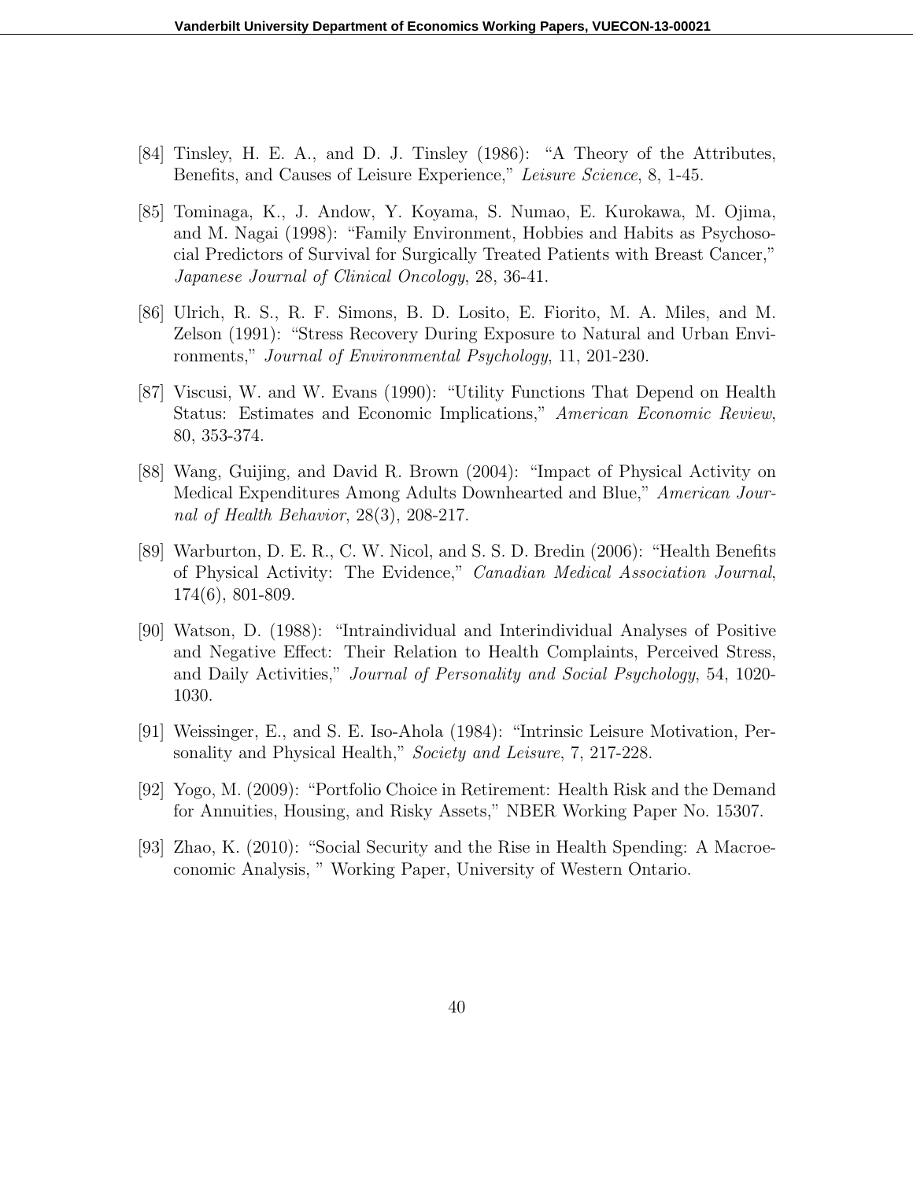[84] Tinsley, H. E. A., and D. J. Tinsley (1986): "A Theory of the Attributes, Benefits, and Causes of Leisure Experience," *Leisure Science*, 8, 1-45.

[85] Tominaga, K., J. Andow, Y. Koyama, S. Numao, E. Kurokawa, M. Ojima, and M. Nagai (1998): "Family Environment, Hobbies and Habits as Psychosocial Predictors of Survival for Surgically Treated Patients with Breast Cancer," *Japanese Journal of Clinical Oncology*, 28, 36-41.

[86] Ulrich, R. S., R. F. Simons, B. D. Losito, E. Fiorito, M. A. Miles, and M. Zelson (1991): "Stress Recovery During Exposure to Natural and Urban Environments," *Journal of Environmental Psychology*, 11, 201-230.

[87] Viscusi, W. and W. Evans (1990): "Utility Functions That Depend on Health Status: Estimates and Economic Implications," *American Economic Review*, 80, 353-374.

[88] Wang, Guijing, and David R. Brown (2004): "Impact of Physical Activity on Medical Expenditures Among Adults Downhearted and Blue," *American Journal of Health Behavior*, 28(3), 208-217.

[89] Warburton, D. E. R., C. W. Nicol, and S. S. D. Bredin (2006): "Health Benefits of Physical Activity: The Evidence," *Canadian Medical Association Journal*, 174(6), 801-809.

[90] Watson, D. (1988): "Intraindividual and Interindividual Analyses of Positive and Negative Effect: Their Relation to Health Complaints, Perceived Stress, and Daily Activities," *Journal of Personality and Social Psychology*, 54, 1020-1030.

[91] Weissinger, E., and S. E. Iso-Ahola (1984): "Intrinsic Leisure Motivation, Personality and Physical Health," *Society and Leisure*, 7, 217-228.

[92] Yogo, M. (2009): "Portfolio Choice in Retirement: Health Risk and the Demand for Annuities, Housing, and Risky Assets," NBER Working Paper No. 15307.

[93] Zhao, K. (2010): "Social Security and the Rise in Health Spending: A Macroeconomic Analysis, " Working Paper, University of Western Ontario.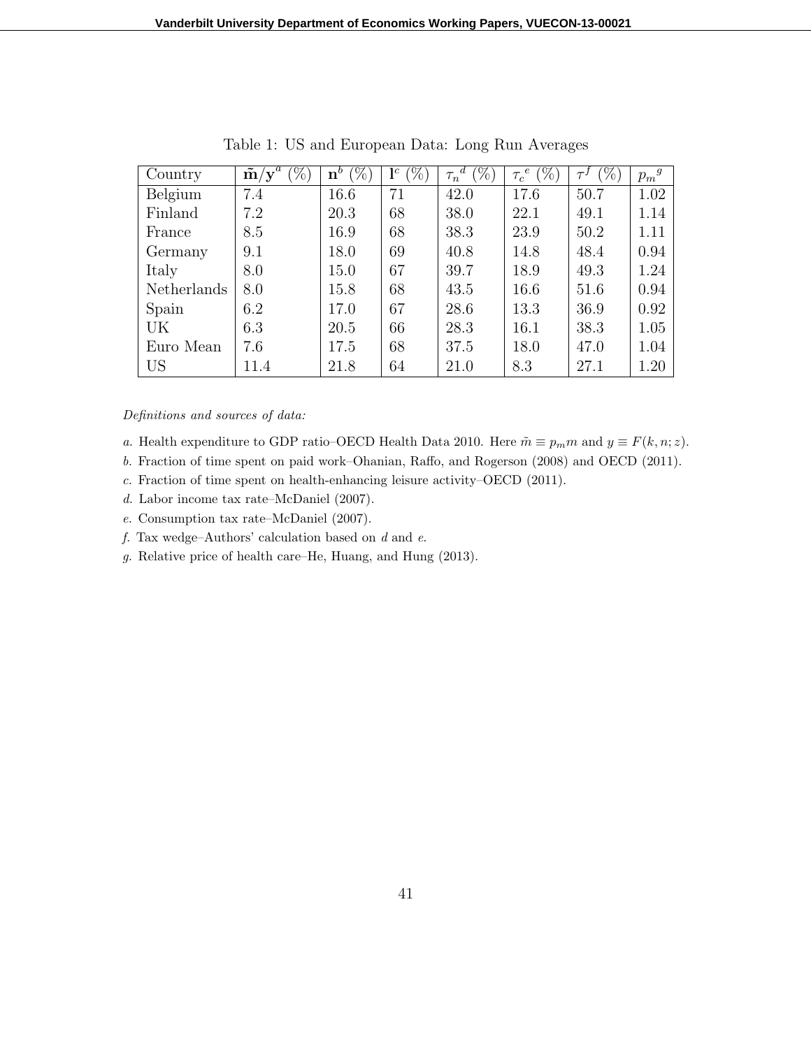Table 1: US and European Data: Long Run Averages

| Country | $\tilde{\mathbf{m}}/\mathbf{y}^{a}$ (%) | $\mathbf{n}^{b}$ (%) | $\mathbf{l}^{c}$ (%) | ${\tau_n}^{d}$ (%) | ${\tau_c}^{e}$ (%) | $\tau^{f}$ (%) | ${p_m}^{g}$ |
|---|---|---|---|---|---|---|---|
| Belgium | 7.4 | 16.6 | 71 | 42.0 | 17.6 | 50.7 | 1.02 |
| Finland | 7.2 | 20.3 | 68 | 38.0 | 22.1 | 49.1 | 1.14 |
| France | 8.5 | 16.9 | 68 | 38.3 | 23.9 | 50.2 | 1.11 |
| Germany | 9.1 | 18.0 | 69 | 40.8 | 14.8 | 48.4 | 0.94 |
| Italy | 8.0 | 15.0 | 67 | 39.7 | 18.9 | 49.3 | 1.24 |
| Netherlands | 8.0 | 15.8 | 68 | 43.5 | 16.6 | 51.6 | 0.94 |
| Spain | 6.2 | 17.0 | 67 | 28.6 | 13.3 | 36.9 | 0.92 |
| UK | 6.3 | 20.5 | 66 | 28.3 | 16.1 | 38.3 | 1.05 |
| Euro Mean | 7.6 | 17.5 | 68 | 37.5 | 18.0 | 47.0 | 1.04 |
| US | 11.4 | 21.8 | 64 | 21.0 | 8.3 | 27.1 | 1.20 |

*Definitions and sources of data:*

*a.* Health expenditure to GDP ratio–OECD Health Data 2010. Here $\tilde{m} \equiv p_m m$ and $y \equiv F(k, n; z)$.

*b.* Fraction of time spent on paid work–Ohanian, Raffo, and Rogerson (2008) and OECD (2011).

*c.* Fraction of time spent on health-enhancing leisure activity–OECD (2011).

*d.* Labor income tax rate–McDaniel (2007).

*e.* Consumption tax rate–McDaniel (2007).

*f.* Tax wedge–Authors' calculation based on *d* and *e*.

*g.* Relative price of health care–He, Huang, and Hung (2013).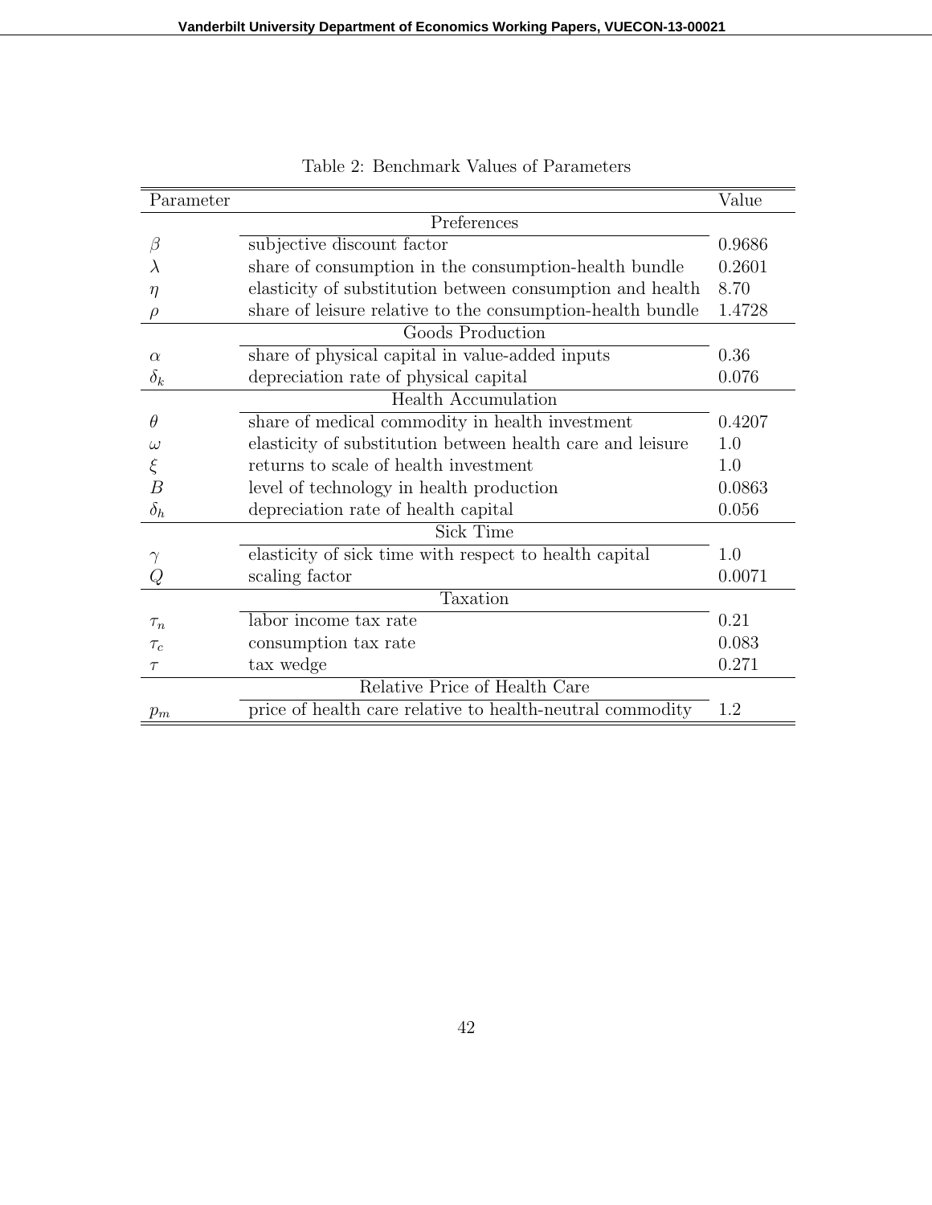Table 2: Benchmark Values of Parameters

| Parameter | | Value |
|---|---|---|
| | Preferences | |
| $\beta$ | subjective discount factor | 0.9686 |
| $\lambda$ | share of consumption in the consumption-health bundle | 0.2601 |
| $\eta$ | elasticity of substitution between consumption and health | 8.70 |
| $\rho$ | share of leisure relative to the consumption-health bundle | 1.4728 |
| | Goods Production | |
| $\alpha$ | share of physical capital in value-added inputs | 0.36 |
| $\delta_k$ | depreciation rate of physical capital | 0.076 |
| | Health Accumulation | |
| $\theta$ | share of medical commodity in health investment | 0.4207 |
| $\omega$ | elasticity of substitution between health care and leisure | 1.0 |
| $\xi$ | returns to scale of health investment | 1.0 |
| $B$ | level of technology in health production | 0.0863 |
| $\delta_h$ | depreciation rate of health capital | 0.056 |
| | Sick Time | |
| $\gamma$ | elasticity of sick time with respect to health capital | 1.0 |
| $Q$ | scaling factor | 0.0071 |
| | Taxation | |
| $\tau_n$ | labor income tax rate | 0.21 |
| $\tau_c$ | consumption tax rate | 0.083 |
| $\tau$ | tax wedge | 0.271 |
| | Relative Price of Health Care | |
| $p_m$ | price of health care relative to health-neutral commodity | 1.2 |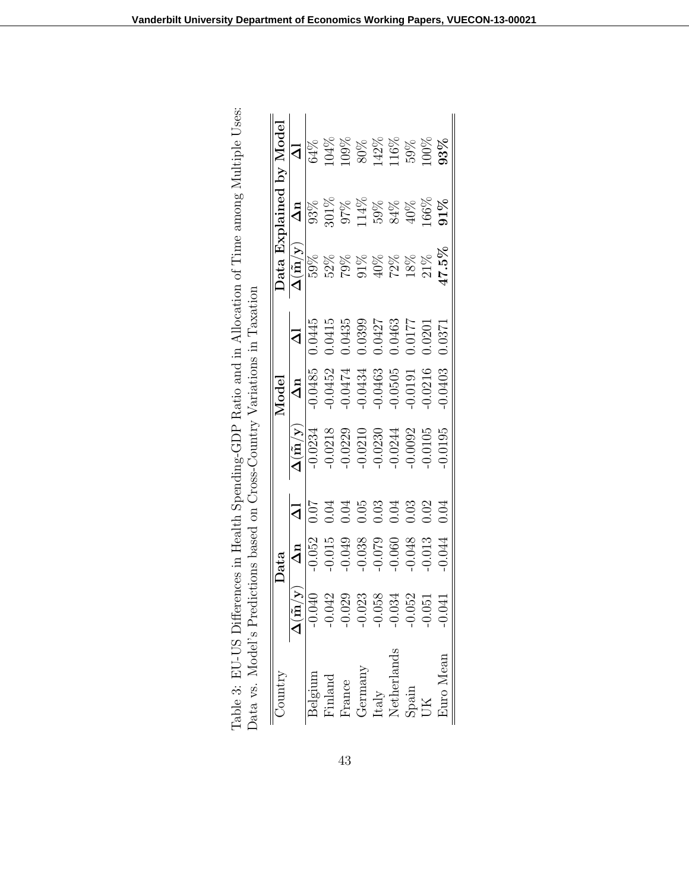Table 3: EU-US Differences in Health Spending-GDP Ratio and in Allocation of Time among Multiple Uses: Data vs. Model's Predictions based on Cross-Country Variations in Taxation

| Country | Data | | | Model | | | Data Explained by Model | | |
|---|---|---|---|---|---|---|---|---|---|
| | $\Delta(\tilde{\mathbf{m}}/\mathbf{y})$ | $\Delta\mathbf{n}$ | $\Delta\mathbf{l}$ | $\Delta(\tilde{\mathbf{m}}/\mathbf{y})$ | $\Delta\mathbf{n}$ | $\Delta\mathbf{l}$ | $\Delta(\tilde{\mathbf{m}}/\mathbf{y})$ | $\Delta\mathbf{n}$ | $\Delta\mathbf{l}$ |
| Belgium | -0.040 | -0.052 | 0.07 | -0.0234 | -0.0485 | 0.0445 | 59% | 93% | 64% |
| Finland | -0.042 | -0.015 | 0.04 | -0.0218 | -0.0452 | 0.0415 | 52% | 301% | 104% |
| France | -0.029 | -0.049 | 0.04 | -0.0229 | -0.0474 | 0.0435 | 79% | 97% | 109% |
| Germany | -0.023 | -0.038 | 0.05 | -0.0210 | -0.0434 | 0.0399 | 91% | 114% | 80% |
| Italy | -0.058 | -0.079 | 0.03 | -0.0230 | -0.0463 | 0.0427 | 40% | 59% | 142% |
| Netherlands | -0.034 | -0.060 | 0.04 | -0.0244 | -0.0505 | 0.0463 | 72% | 84% | 116% |
| Spain | -0.052 | -0.048 | 0.03 | -0.0092 | -0.0191 | 0.0177 | 18% | 40% | 59% |
| UK | -0.051 | -0.013 | 0.02 | -0.0105 | -0.0216 | 0.0201 | 21% | 166% | 100% |
| Euro Mean | -0.041 | -0.044 | 0.04 | -0.0195 | -0.0403 | 0.0371 | **47.5%** | **91%** | **93%** |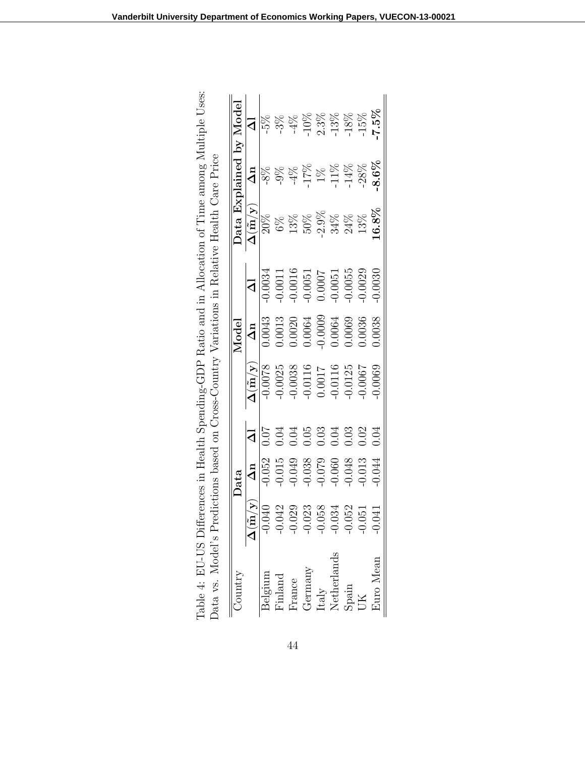Table 4: EU-US Differences in Health Spending-GDP Ratio and in Allocation of Time among Multiple Uses: Data vs. Model's Predictions based on Cross-Country Variations in Relative Health Care Price

| Country | Data | | | Model | | | Data Explained by Model | | |
|---|---|---|---|---|---|---|---|---|---|
| | $\mathbf{\Delta(\tilde{m}/y)}$ | $\mathbf{\Delta n}$ | $\mathbf{\Delta l}$ | $\mathbf{\Delta(\tilde{m}/y)}$ | $\mathbf{\Delta n}$ | $\mathbf{\Delta l}$ | $\mathbf{\Delta(\tilde{m}/y)}$ | $\mathbf{\Delta n}$ | $\mathbf{\Delta l}$ |
| Belgium | -0.040 | -0.052 | 0.07 | -0.0078 | 0.0043 | -0.0034 | 20% | -8% | -5% |
| Finland | -0.042 | -0.015 | 0.04 | -0.0025 | 0.0013 | -0.0011 | 6% | -9% | -3% |
| France | -0.029 | -0.049 | 0.04 | -0.0038 | 0.0020 | -0.0016 | 13% | -4% | -4% |
| Germany | -0.023 | -0.038 | 0.05 | -0.0116 | 0.0064 | -0.0051 | 50% | -17% | -10% |
| Italy | -0.058 | -0.079 | 0.03 | 0.0017 | -0.0009 | 0.0007 | -2.9% | 1% | 2.3% |
| Netherlands | -0.034 | -0.060 | 0.04 | -0.0116 | 0.0064 | -0.0051 | 34% | -11% | -13% |
| Spain | -0.052 | -0.048 | 0.03 | -0.0125 | 0.0069 | -0.0055 | 24% | -14% | -18% |
| UK | -0.051 | -0.013 | 0.02 | -0.0067 | 0.0036 | -0.0029 | 13% | -28% | -15% |
| Euro Mean | -0.041 | -0.044 | 0.04 | -0.0069 | 0.0038 | -0.0030 | **16.8%** | **-8.6%** | **-7.5%** |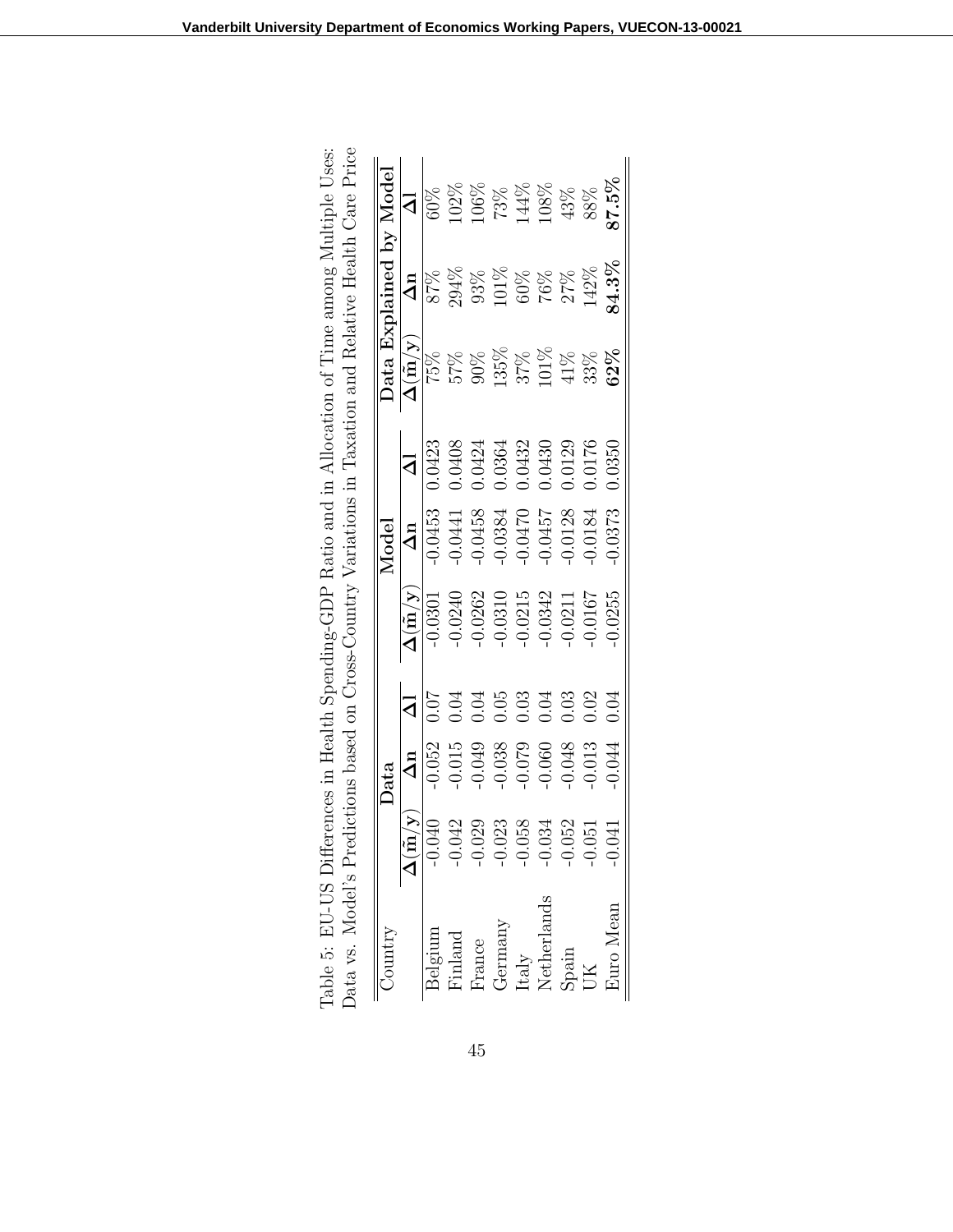Table 5: EU-US Differences in Health Spending-GDP Ratio and in Allocation of Time among Multiple Uses: Data vs. Model's Predictions based on Cross-Country Variations in Taxation and Relative Health Care Price

| Country | Data | | | Model | | | Data Explained by Model | | |
|---|---|---|---|---|---|---|---|---|---|
| | $\Delta(\tilde{\mathbf{m}}/\mathbf{y})$ | $\mathbf{\Delta n}$ | $\mathbf{\Delta l}$ | $\Delta(\tilde{\mathbf{m}}/\mathbf{y})$ | $\mathbf{\Delta n}$ | $\mathbf{\Delta l}$ | $\Delta(\tilde{\mathbf{m}}/\mathbf{y})$ | $\mathbf{\Delta n}$ | $\mathbf{\Delta l}$ |
| Belgium | -0.040 | -0.052 | 0.07 | -0.0301 | -0.0453 | 0.0423 | 75% | 87% | 60% |
| Finland | -0.042 | -0.015 | 0.04 | -0.0240 | -0.0441 | 0.0408 | 57% | 294% | 102% |
| France | -0.029 | -0.049 | 0.04 | -0.0262 | -0.0458 | 0.0424 | 90% | 93% | 106% |
| Germany | -0.023 | -0.038 | 0.05 | -0.0310 | -0.0384 | 0.0364 | 135% | 101% | 73% |
| Italy | -0.058 | -0.079 | 0.03 | -0.0215 | -0.0470 | 0.0432 | 37% | 60% | 144% |
| Netherlands | -0.034 | -0.060 | 0.04 | -0.0342 | -0.0457 | 0.0430 | 101% | 76% | 108% |
| Spain | -0.052 | -0.048 | 0.03 | -0.0211 | -0.0128 | 0.0129 | 41% | 27% | 43% |
| UK | -0.051 | -0.013 | 0.02 | -0.0167 | -0.0184 | 0.0176 | 33% | 142% | 88% |
| Euro Mean | -0.041 | -0.044 | 0.04 | -0.0255 | -0.0373 | 0.0350 | **62%** | **84.3%** | **87.5%** |